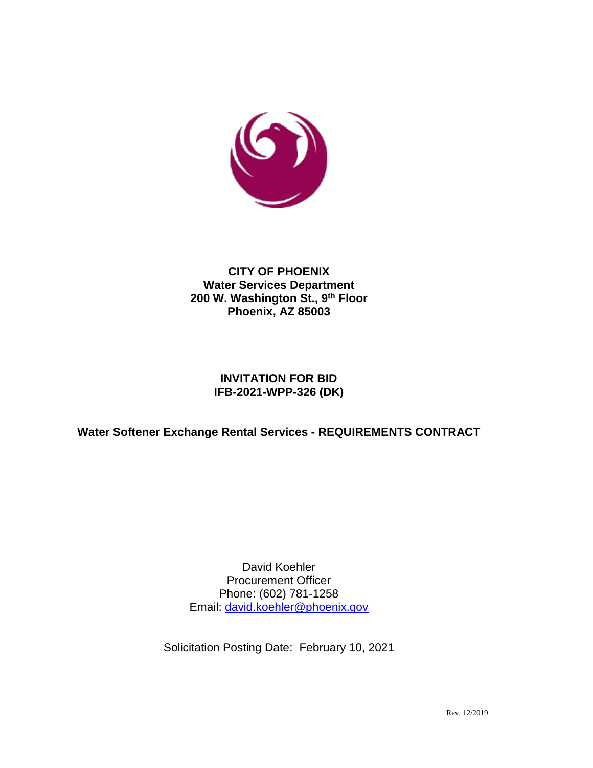**CITY OF PHOENIX**
**Water Services Department**
**200 W. Washington St., 9th Floor**
**Phoenix, AZ 85003**

# INVITATION FOR BID
# IFB-2021-WPP-326 (DK)

## Water Softener Exchange Rental Services - REQUIREMENTS CONTRACT

David Koehler
Procurement Officer
Phone: (602) 781-1258
Email: david.koehler@phoenix.gov

Solicitation Posting Date: February 10, 2021

Rev. 12/2019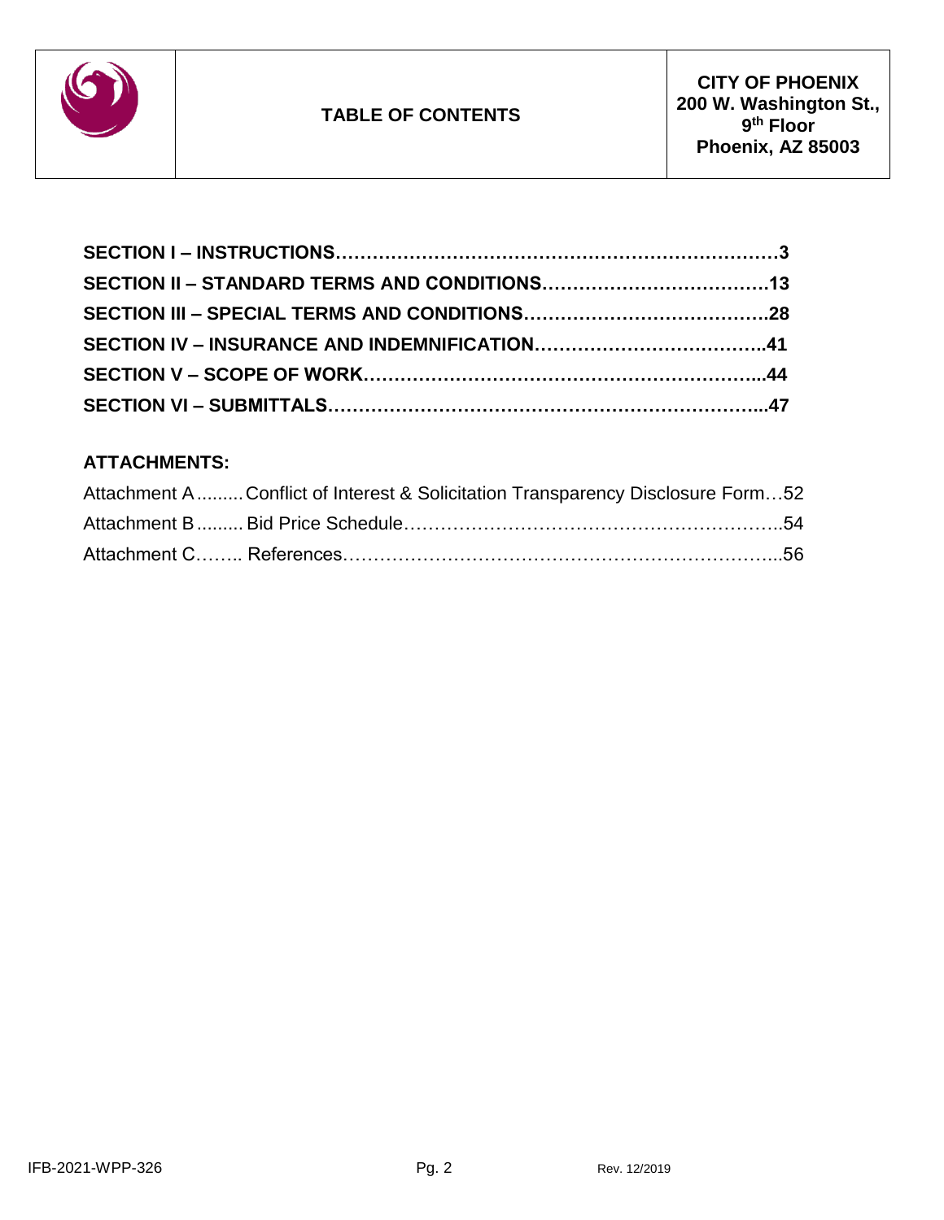# TABLE OF CONTENTS

**CITY OF PHOENIX**
**200 W. Washington St., 9th Floor**
**Phoenix, AZ 85003**

**SECTION I – INSTRUCTIONS……………………………………………………………3**
**SECTION II – STANDARD TERMS AND CONDITIONS………………………………13**
**SECTION III – SPECIAL TERMS AND CONDITIONS…………………………………28**
**SECTION IV – INSURANCE AND INDEMNIFICATION………………………………..41**
**SECTION V – SCOPE OF WORK…………………………………………………………...44**
**SECTION VI – SUBMITTALS…………………………………………………………...47**

**ATTACHMENTS:**

Attachment A ......... Conflict of Interest & Solicitation Transparency Disclosure Form…52
Attachment B ......... Bid Price Schedule……………………………………………………..54
Attachment C…….. References……………………………………………………………...56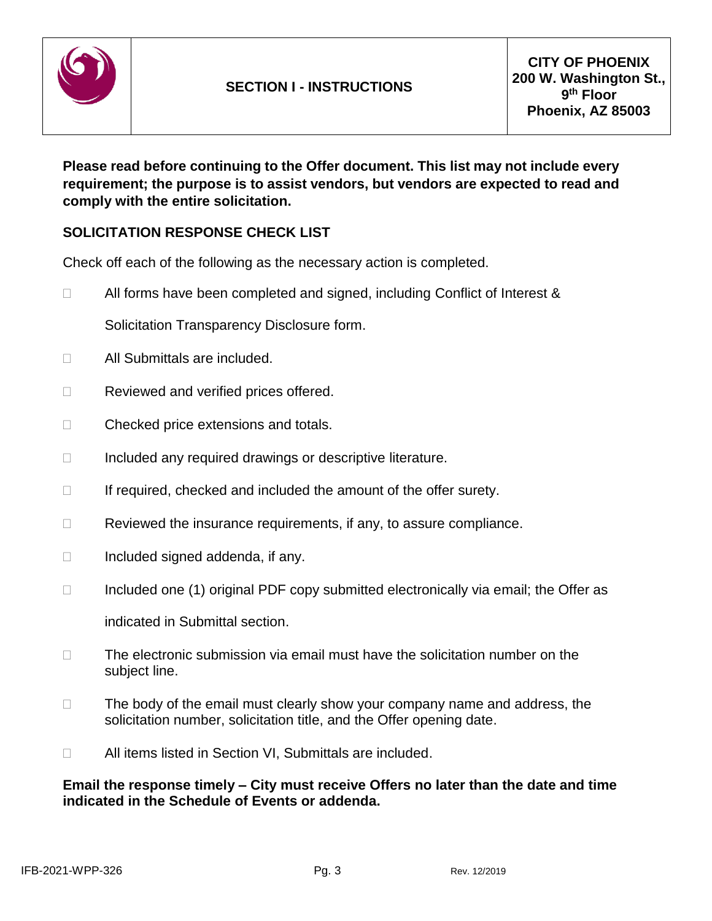| | SECTION I - INSTRUCTIONS | CITY OF PHOENIX 200 W. Washington St., 9th Floor Phoenix, AZ 85003 |
|---|---|---|

**Please read before continuing to the Offer document. This list may not include every requirement; the purpose is to assist vendors, but vendors are expected to read and comply with the entire solicitation.**

## SOLICITATION RESPONSE CHECK LIST

Check off each of the following as the necessary action is completed.

- ☐ All forms have been completed and signed, including Conflict of Interest & Solicitation Transparency Disclosure form.
- ☐ All Submittals are included.
- ☐ Reviewed and verified prices offered.
- ☐ Checked price extensions and totals.
- ☐ Included any required drawings or descriptive literature.
- ☐ If required, checked and included the amount of the offer surety.
- ☐ Reviewed the insurance requirements, if any, to assure compliance.
- ☐ Included signed addenda, if any.
- ☐ Included one (1) original PDF copy submitted electronically via email; the Offer as indicated in Submittal section.
- ☐ The electronic submission via email must have the solicitation number on the subject line.
- ☐ The body of the email must clearly show your company name and address, the solicitation number, solicitation title, and the Offer opening date.
- ☐ All items listed in Section VI, Submittals are included.

**Email the response timely – City must receive Offers no later than the date and time indicated in the Schedule of Events or addenda.**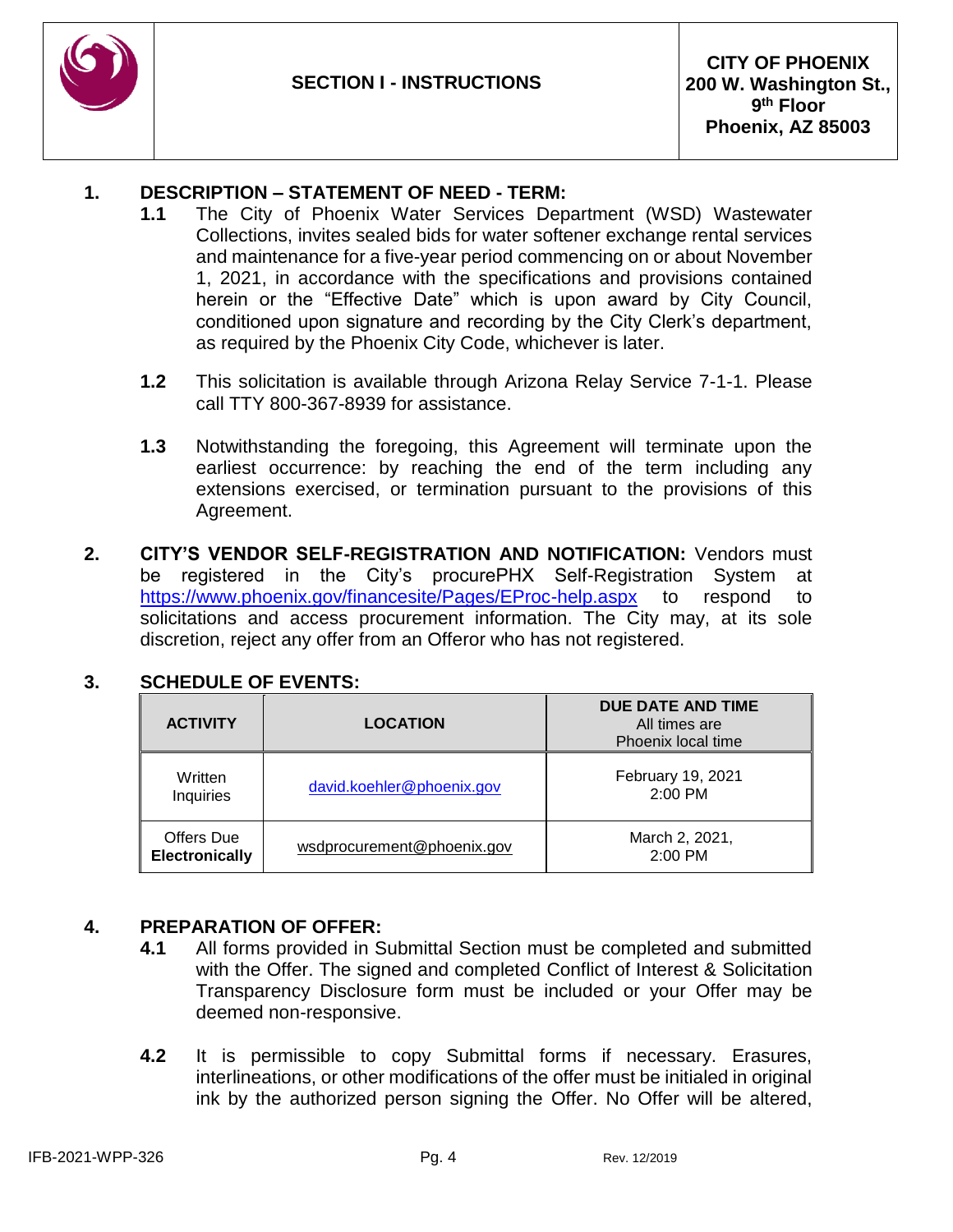| | **SECTION I - INSTRUCTIONS** | **CITY OF PHOENIX**<br>**200 W. Washington St., 9th Floor**<br>**Phoenix, AZ 85003** |
|---|---|---|

**1. DESCRIPTION – STATEMENT OF NEED - TERM:**

**1.1** The City of Phoenix Water Services Department (WSD) Wastewater Collections, invites sealed bids for water softener exchange rental services and maintenance for a five-year period commencing on or about November 1, 2021, in accordance with the specifications and provisions contained herein or the "Effective Date" which is upon award by City Council, conditioned upon signature and recording by the City Clerk's department, as required by the Phoenix City Code, whichever is later.

**1.2** This solicitation is available through Arizona Relay Service 7-1-1. Please call TTY 800-367-8939 for assistance.

**1.3** Notwithstanding the foregoing, this Agreement will terminate upon the earliest occurrence: by reaching the end of the term including any extensions exercised, or termination pursuant to the provisions of this Agreement.

**2. CITY'S VENDOR SELF-REGISTRATION AND NOTIFICATION:** Vendors must be registered in the City's procurePHX Self-Registration System at https://www.phoenix.gov/financesite/Pages/EProc-help.aspx to respond to solicitations and access procurement information. The City may, at its sole discretion, reject any offer from an Offeror who has not registered.

**3. SCHEDULE OF EVENTS:**

| **ACTIVITY** | **LOCATION** | **DUE DATE AND TIME** All times are Phoenix local time |
|---|---|---|
| Written Inquiries | david.koehler@phoenix.gov | February 19, 2021 2:00 PM |
| Offers Due **Electronically** | wsdprocurement@phoenix.gov | March 2, 2021, 2:00 PM |

**4. PREPARATION OF OFFER:**

**4.1** All forms provided in Submittal Section must be completed and submitted with the Offer. The signed and completed Conflict of Interest & Solicitation Transparency Disclosure form must be included or your Offer may be deemed non-responsive.

**4.2** It is permissible to copy Submittal forms if necessary. Erasures, interlineations, or other modifications of the offer must be initialed in original ink by the authorized person signing the Offer. No Offer will be altered,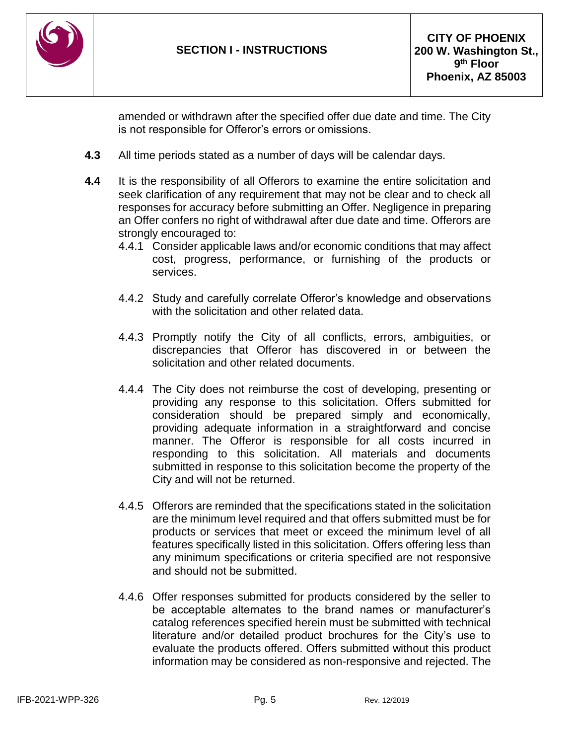amended or withdrawn after the specified offer due date and time. The City is not responsible for Offeror's errors or omissions.

**4.3** All time periods stated as a number of days will be calendar days.

**4.4** It is the responsibility of all Offerors to examine the entire solicitation and seek clarification of any requirement that may not be clear and to check all responses for accuracy before submitting an Offer. Negligence in preparing an Offer confers no right of withdrawal after due date and time. Offerors are strongly encouraged to:

4.4.1 Consider applicable laws and/or economic conditions that may affect cost, progress, performance, or furnishing of the products or services.

4.4.2 Study and carefully correlate Offeror's knowledge and observations with the solicitation and other related data.

4.4.3 Promptly notify the City of all conflicts, errors, ambiguities, or discrepancies that Offeror has discovered in or between the solicitation and other related documents.

4.4.4 The City does not reimburse the cost of developing, presenting or providing any response to this solicitation. Offers submitted for consideration should be prepared simply and economically, providing adequate information in a straightforward and concise manner. The Offeror is responsible for all costs incurred in responding to this solicitation. All materials and documents submitted in response to this solicitation become the property of the City and will not be returned.

4.4.5 Offerors are reminded that the specifications stated in the solicitation are the minimum level required and that offers submitted must be for products or services that meet or exceed the minimum level of all features specifically listed in this solicitation. Offers offering less than any minimum specifications or criteria specified are not responsive and should not be submitted.

4.4.6 Offer responses submitted for products considered by the seller to be acceptable alternates to the brand names or manufacturer's catalog references specified herein must be submitted with technical literature and/or detailed product brochures for the City's use to evaluate the products offered. Offers submitted without this product information may be considered as non-responsive and rejected. The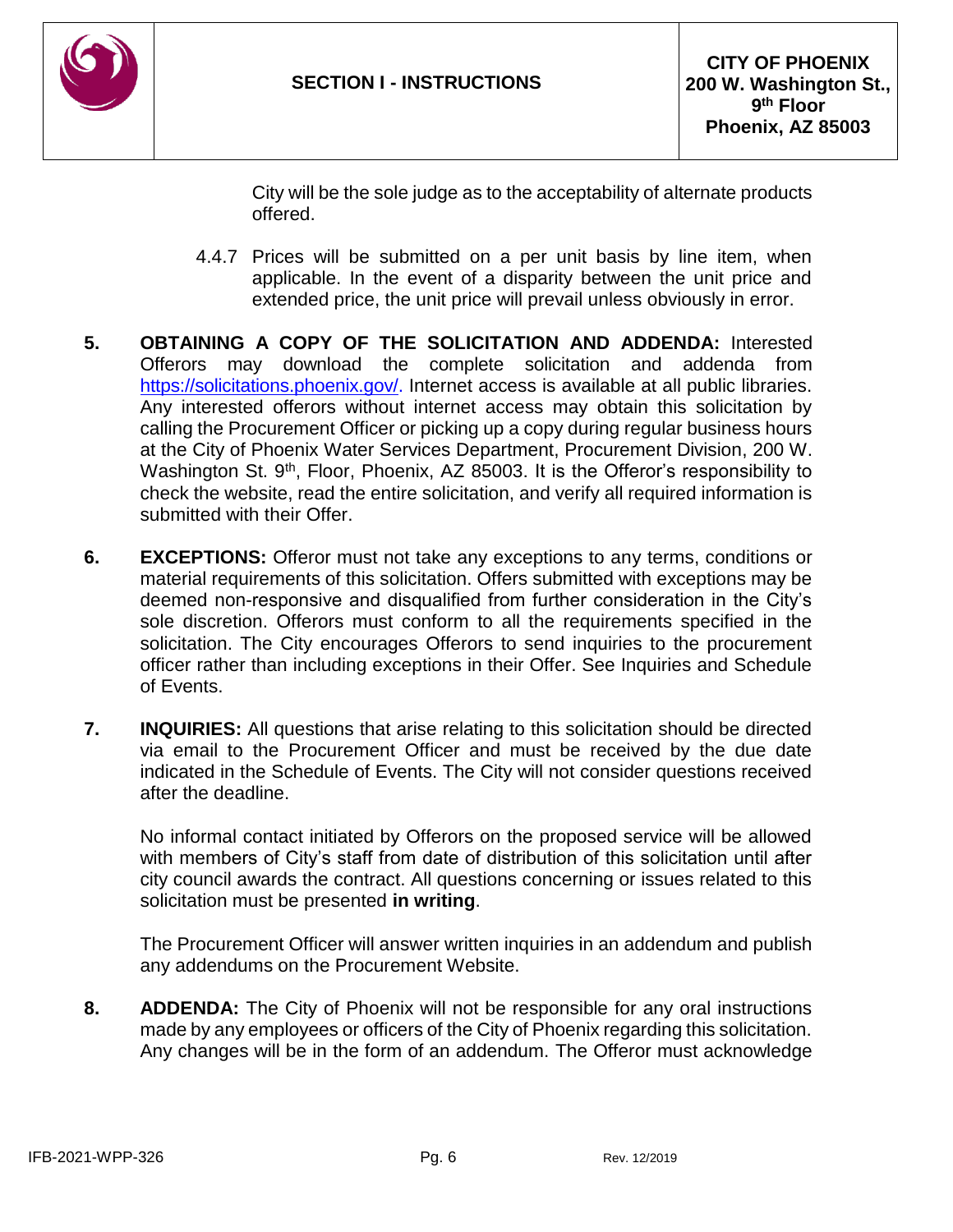City will be the sole judge as to the acceptability of alternate products offered.

4.4.7 Prices will be submitted on a per unit basis by line item, when applicable. In the event of a disparity between the unit price and extended price, the unit price will prevail unless obviously in error.

**5. OBTAINING A COPY OF THE SOLICITATION AND ADDENDA:** Interested Offerors may download the complete solicitation and addenda from https://solicitations.phoenix.gov/. Internet access is available at all public libraries. Any interested offerors without internet access may obtain this solicitation by calling the Procurement Officer or picking up a copy during regular business hours at the City of Phoenix Water Services Department, Procurement Division, 200 W. Washington St. 9th, Floor, Phoenix, AZ 85003. It is the Offeror's responsibility to check the website, read the entire solicitation, and verify all required information is submitted with their Offer.

**6. EXCEPTIONS:** Offeror must not take any exceptions to any terms, conditions or material requirements of this solicitation. Offers submitted with exceptions may be deemed non-responsive and disqualified from further consideration in the City's sole discretion. Offerors must conform to all the requirements specified in the solicitation. The City encourages Offerors to send inquiries to the procurement officer rather than including exceptions in their Offer. See Inquiries and Schedule of Events.

**7. INQUIRIES:** All questions that arise relating to this solicitation should be directed via email to the Procurement Officer and must be received by the due date indicated in the Schedule of Events. The City will not consider questions received after the deadline.

No informal contact initiated by Offerors on the proposed service will be allowed with members of City's staff from date of distribution of this solicitation until after city council awards the contract. All questions concerning or issues related to this solicitation must be presented **in writing**.

The Procurement Officer will answer written inquiries in an addendum and publish any addendums on the Procurement Website.

**8. ADDENDA:** The City of Phoenix will not be responsible for any oral instructions made by any employees or officers of the City of Phoenix regarding this solicitation. Any changes will be in the form of an addendum. The Offeror must acknowledge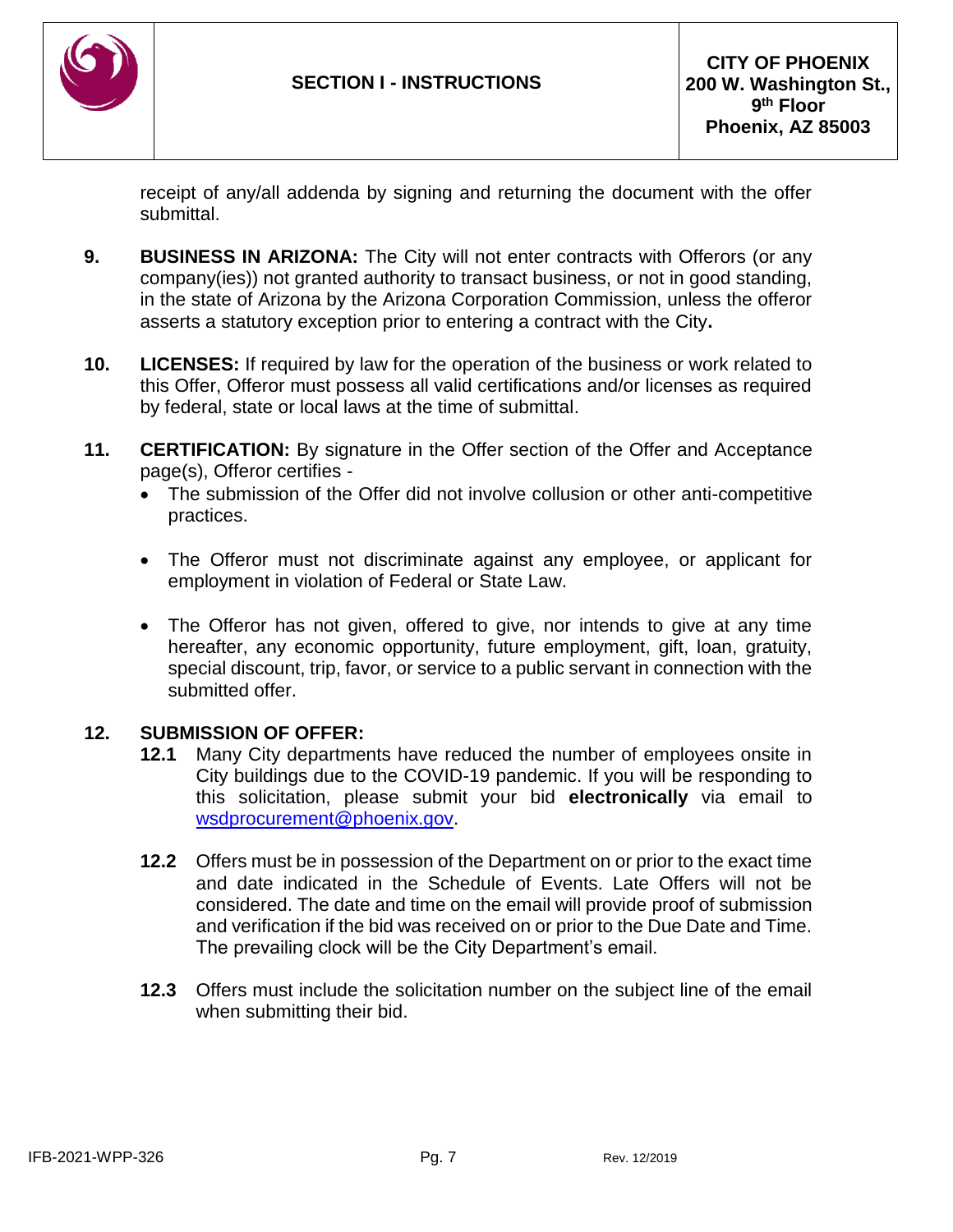receipt of any/all addenda by signing and returning the document with the offer submittal.

**9.** **BUSINESS IN ARIZONA:** The City will not enter contracts with Offerors (or any company(ies)) not granted authority to transact business, or not in good standing, in the state of Arizona by the Arizona Corporation Commission, unless the offeror asserts a statutory exception prior to entering a contract with the City**.**

**10.** **LICENSES:** If required by law for the operation of the business or work related to this Offer, Offeror must possess all valid certifications and/or licenses as required by federal, state or local laws at the time of submittal.

**11.** **CERTIFICATION:** By signature in the Offer section of the Offer and Acceptance page(s), Offeror certifies -

- The submission of the Offer did not involve collusion or other anti-competitive practices.
- The Offeror must not discriminate against any employee, or applicant for employment in violation of Federal or State Law.
- The Offeror has not given, offered to give, nor intends to give at any time hereafter, any economic opportunity, future employment, gift, loan, gratuity, special discount, trip, favor, or service to a public servant in connection with the submitted offer.

**12.** **SUBMISSION OF OFFER:**

**12.1** Many City departments have reduced the number of employees onsite in City buildings due to the COVID-19 pandemic. If you will be responding to this solicitation, please submit your bid **electronically** via email to wsdprocurement@phoenix.gov.

**12.2** Offers must be in possession of the Department on or prior to the exact time and date indicated in the Schedule of Events. Late Offers will not be considered. The date and time on the email will provide proof of submission and verification if the bid was received on or prior to the Due Date and Time. The prevailing clock will be the City Department's email.

**12.3** Offers must include the solicitation number on the subject line of the email when submitting their bid.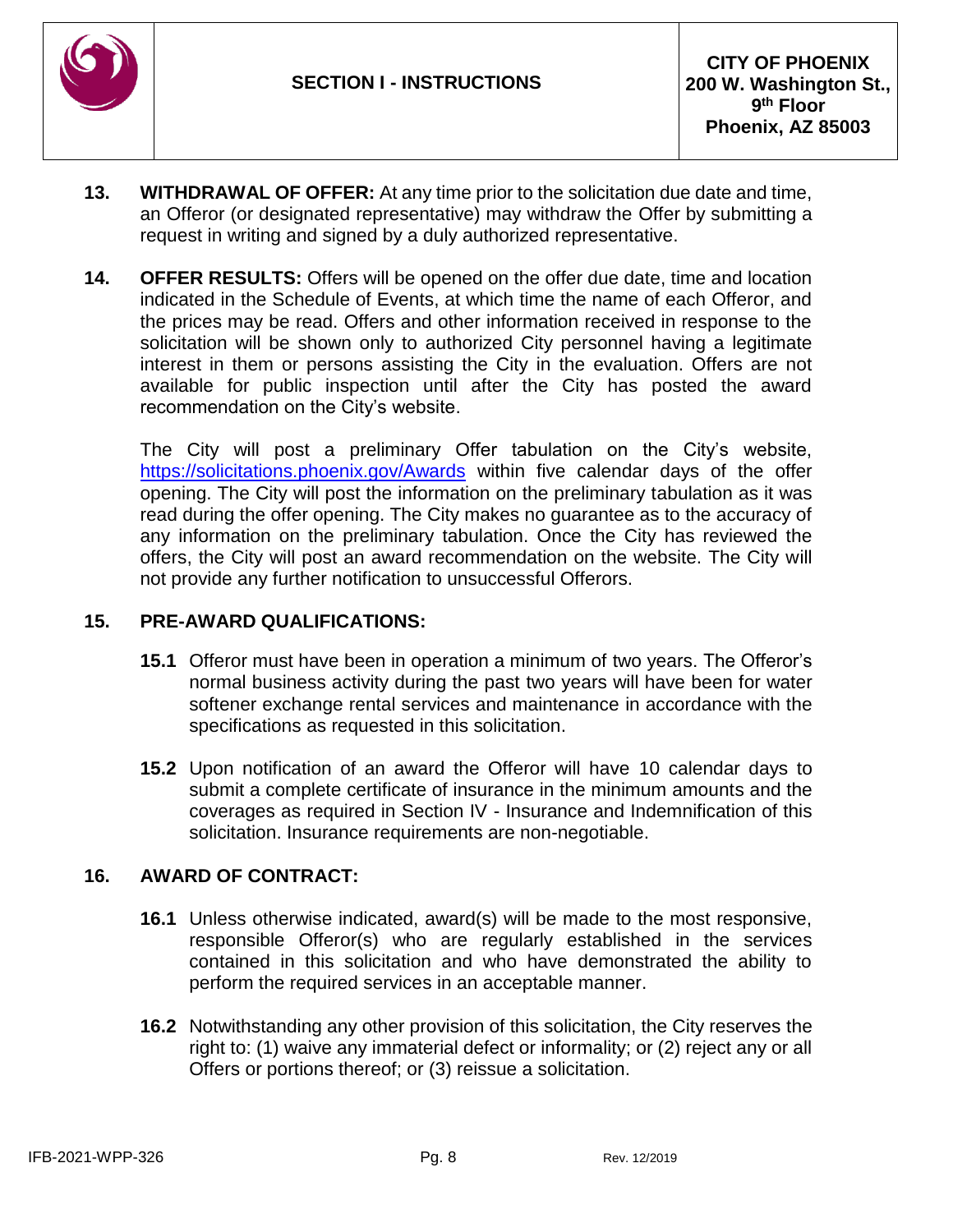**13. WITHDRAWAL OF OFFER:** At any time prior to the solicitation due date and time, an Offeror (or designated representative) may withdraw the Offer by submitting a request in writing and signed by a duly authorized representative.

**14. OFFER RESULTS:** Offers will be opened on the offer due date, time and location indicated in the Schedule of Events, at which time the name of each Offeror, and the prices may be read. Offers and other information received in response to the solicitation will be shown only to authorized City personnel having a legitimate interest in them or persons assisting the City in the evaluation. Offers are not available for public inspection until after the City has posted the award recommendation on the City's website.

The City will post a preliminary Offer tabulation on the City's website, https://solicitations.phoenix.gov/Awards within five calendar days of the offer opening. The City will post the information on the preliminary tabulation as it was read during the offer opening. The City makes no guarantee as to the accuracy of any information on the preliminary tabulation. Once the City has reviewed the offers, the City will post an award recommendation on the website. The City will not provide any further notification to unsuccessful Offerors.

**15. PRE-AWARD QUALIFICATIONS:**

**15.1** Offeror must have been in operation a minimum of two years. The Offeror's normal business activity during the past two years will have been for water softener exchange rental services and maintenance in accordance with the specifications as requested in this solicitation.

**15.2** Upon notification of an award the Offeror will have 10 calendar days to submit a complete certificate of insurance in the minimum amounts and the coverages as required in Section IV - Insurance and Indemnification of this solicitation. Insurance requirements are non-negotiable.

**16. AWARD OF CONTRACT:**

**16.1** Unless otherwise indicated, award(s) will be made to the most responsive, responsible Offeror(s) who are regularly established in the services contained in this solicitation and who have demonstrated the ability to perform the required services in an acceptable manner.

**16.2** Notwithstanding any other provision of this solicitation, the City reserves the right to: (1) waive any immaterial defect or informality; or (2) reject any or all Offers or portions thereof; or (3) reissue a solicitation.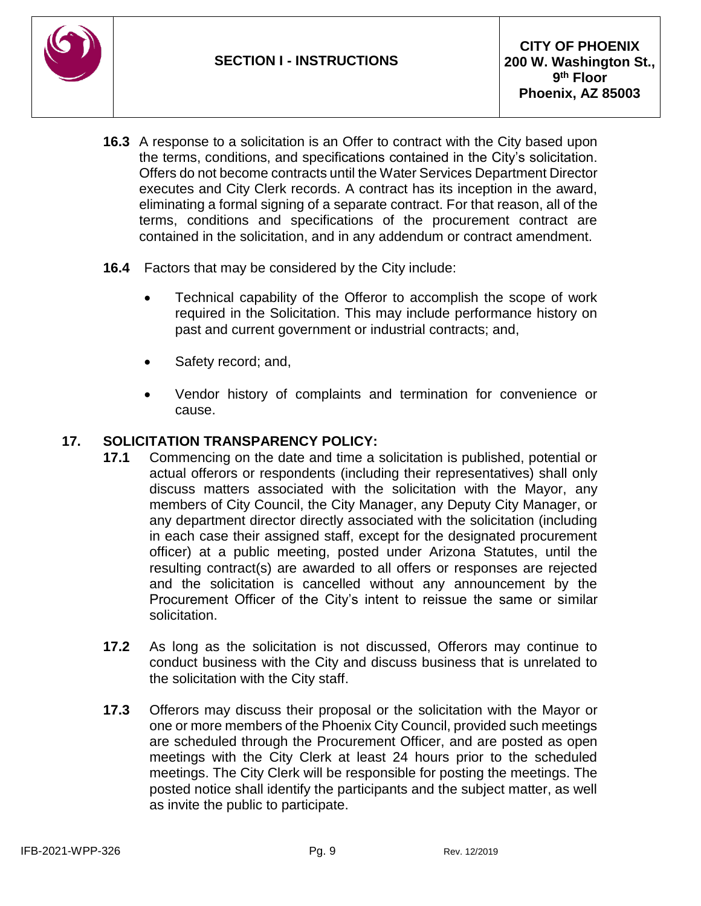**16.3** A response to a solicitation is an Offer to contract with the City based upon the terms, conditions, and specifications contained in the City's solicitation. Offers do not become contracts until the Water Services Department Director executes and City Clerk records. A contract has its inception in the award, eliminating a formal signing of a separate contract. For that reason, all of the terms, conditions and specifications of the procurement contract are contained in the solicitation, and in any addendum or contract amendment.

**16.4** Factors that may be considered by the City include:

- Technical capability of the Offeror to accomplish the scope of work required in the Solicitation. This may include performance history on past and current government or industrial contracts; and,
- Safety record; and,
- Vendor history of complaints and termination for convenience or cause.

## 17. SOLICITATION TRANSPARENCY POLICY:

**17.1** Commencing on the date and time a solicitation is published, potential or actual offerors or respondents (including their representatives) shall only discuss matters associated with the solicitation with the Mayor, any members of City Council, the City Manager, any Deputy City Manager, or any department director directly associated with the solicitation (including in each case their assigned staff, except for the designated procurement officer) at a public meeting, posted under Arizona Statutes, until the resulting contract(s) are awarded to all offers or responses are rejected and the solicitation is cancelled without any announcement by the Procurement Officer of the City's intent to reissue the same or similar solicitation.

**17.2** As long as the solicitation is not discussed, Offerors may continue to conduct business with the City and discuss business that is unrelated to the solicitation with the City staff.

**17.3** Offerors may discuss their proposal or the solicitation with the Mayor or one or more members of the Phoenix City Council, provided such meetings are scheduled through the Procurement Officer, and are posted as open meetings with the City Clerk at least 24 hours prior to the scheduled meetings. The City Clerk will be responsible for posting the meetings. The posted notice shall identify the participants and the subject matter, as well as invite the public to participate.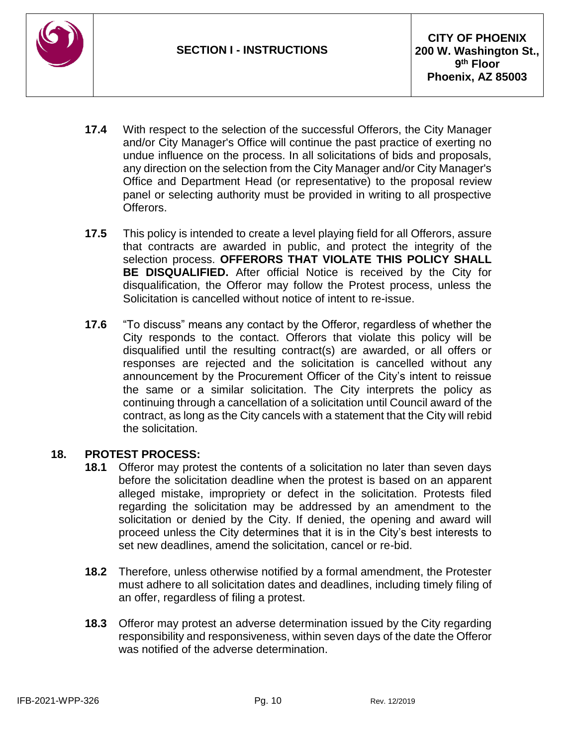**17.4** With respect to the selection of the successful Offerors, the City Manager and/or City Manager's Office will continue the past practice of exerting no undue influence on the process. In all solicitations of bids and proposals, any direction on the selection from the City Manager and/or City Manager's Office and Department Head (or representative) to the proposal review panel or selecting authority must be provided in writing to all prospective Offerors.

**17.5** This policy is intended to create a level playing field for all Offerors, assure that contracts are awarded in public, and protect the integrity of the selection process. **OFFERORS THAT VIOLATE THIS POLICY SHALL BE DISQUALIFIED.** After official Notice is received by the City for disqualification, the Offeror may follow the Protest process, unless the Solicitation is cancelled without notice of intent to re-issue.

**17.6** "To discuss" means any contact by the Offeror, regardless of whether the City responds to the contact. Offerors that violate this policy will be disqualified until the resulting contract(s) are awarded, or all offers or responses are rejected and the solicitation is cancelled without any announcement by the Procurement Officer of the City's intent to reissue the same or a similar solicitation. The City interprets the policy as continuing through a cancellation of a solicitation until Council award of the contract, as long as the City cancels with a statement that the City will rebid the solicitation.

## 18. PROTEST PROCESS:

**18.1** Offeror may protest the contents of a solicitation no later than seven days before the solicitation deadline when the protest is based on an apparent alleged mistake, impropriety or defect in the solicitation. Protests filed regarding the solicitation may be addressed by an amendment to the solicitation or denied by the City. If denied, the opening and award will proceed unless the City determines that it is in the City's best interests to set new deadlines, amend the solicitation, cancel or re-bid.

**18.2** Therefore, unless otherwise notified by a formal amendment, the Protester must adhere to all solicitation dates and deadlines, including timely filing of an offer, regardless of filing a protest.

**18.3** Offeror may protest an adverse determination issued by the City regarding responsibility and responsiveness, within seven days of the date the Offeror was notified of the adverse determination.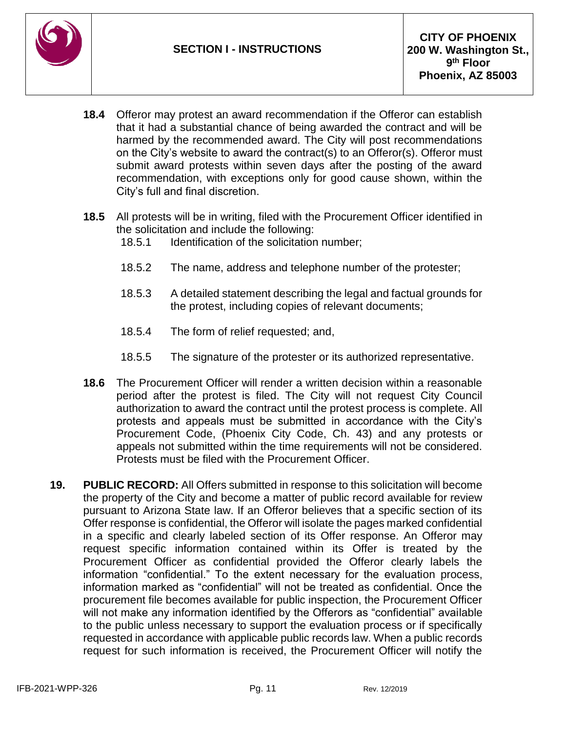**18.4** Offeror may protest an award recommendation if the Offeror can establish that it had a substantial chance of being awarded the contract and will be harmed by the recommended award. The City will post recommendations on the City's website to award the contract(s) to an Offeror(s). Offeror must submit award protests within seven days after the posting of the award recommendation, with exceptions only for good cause shown, within the City's full and final discretion.

**18.5** All protests will be in writing, filed with the Procurement Officer identified in the solicitation and include the following:

- 18.5.1 Identification of the solicitation number;
- 18.5.2 The name, address and telephone number of the protester;
- 18.5.3 A detailed statement describing the legal and factual grounds for the protest, including copies of relevant documents;
- 18.5.4 The form of relief requested; and,
- 18.5.5 The signature of the protester or its authorized representative.

**18.6** The Procurement Officer will render a written decision within a reasonable period after the protest is filed. The City will not request City Council authorization to award the contract until the protest process is complete. All protests and appeals must be submitted in accordance with the City's Procurement Code, (Phoenix City Code, Ch. 43) and any protests or appeals not submitted within the time requirements will not be considered. Protests must be filed with the Procurement Officer.

**19. PUBLIC RECORD:** All Offers submitted in response to this solicitation will become the property of the City and become a matter of public record available for review pursuant to Arizona State law. If an Offeror believes that a specific section of its Offer response is confidential, the Offeror will isolate the pages marked confidential in a specific and clearly labeled section of its Offer response. An Offeror may request specific information contained within its Offer is treated by the Procurement Officer as confidential provided the Offeror clearly labels the information "confidential." To the extent necessary for the evaluation process, information marked as "confidential" will not be treated as confidential. Once the procurement file becomes available for public inspection, the Procurement Officer will not make any information identified by the Offerors as "confidential" available to the public unless necessary to support the evaluation process or if specifically requested in accordance with applicable public records law. When a public records request for such information is received, the Procurement Officer will notify the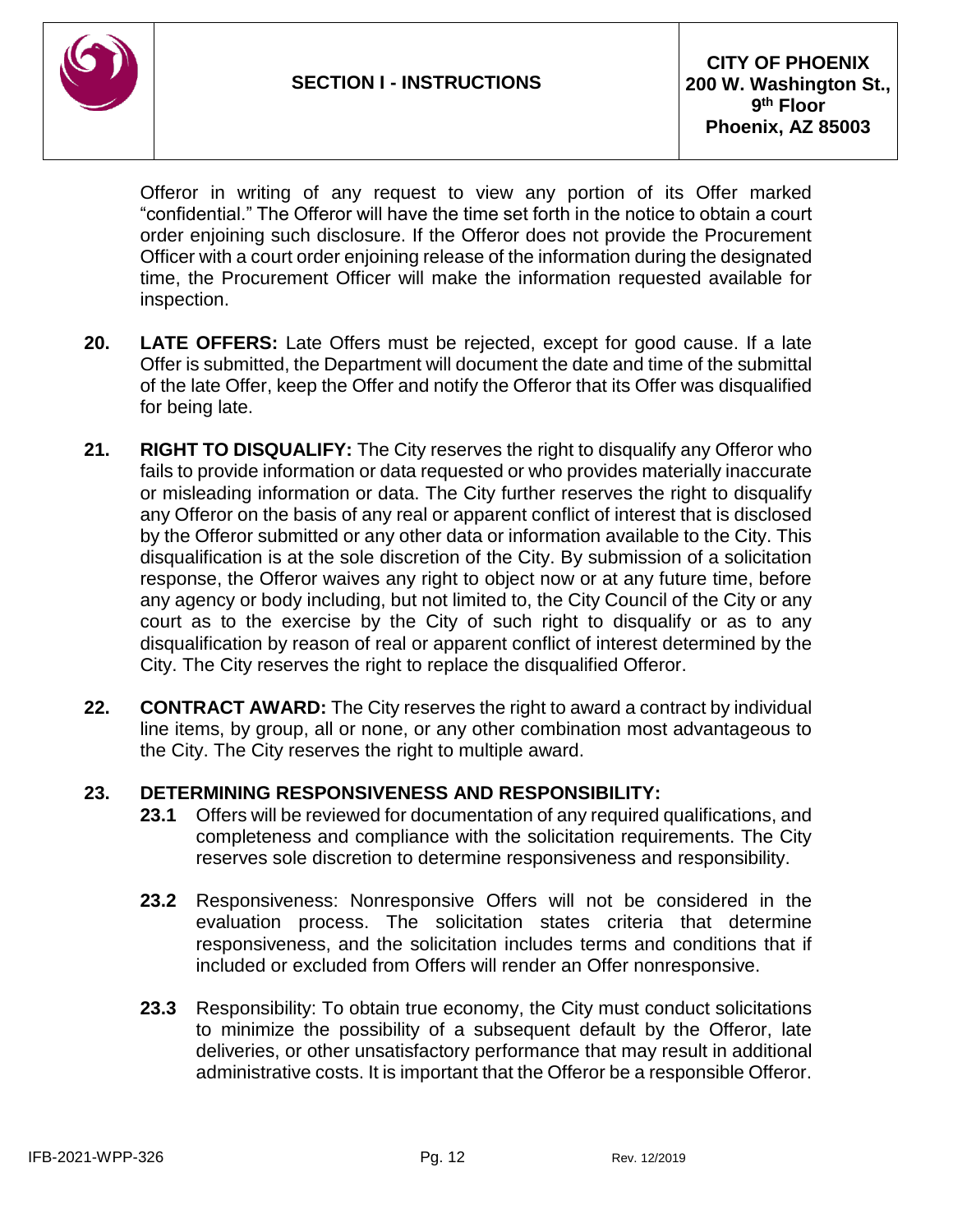Offeror in writing of any request to view any portion of its Offer marked "confidential." The Offeror will have the time set forth in the notice to obtain a court order enjoining such disclosure. If the Offeror does not provide the Procurement Officer with a court order enjoining release of the information during the designated time, the Procurement Officer will make the information requested available for inspection.

**20. LATE OFFERS:** Late Offers must be rejected, except for good cause. If a late Offer is submitted, the Department will document the date and time of the submittal of the late Offer, keep the Offer and notify the Offeror that its Offer was disqualified for being late.

**21. RIGHT TO DISQUALIFY:** The City reserves the right to disqualify any Offeror who fails to provide information or data requested or who provides materially inaccurate or misleading information or data. The City further reserves the right to disqualify any Offeror on the basis of any real or apparent conflict of interest that is disclosed by the Offeror submitted or any other data or information available to the City. This disqualification is at the sole discretion of the City. By submission of a solicitation response, the Offeror waives any right to object now or at any future time, before any agency or body including, but not limited to, the City Council of the City or any court as to the exercise by the City of such right to disqualify or as to any disqualification by reason of real or apparent conflict of interest determined by the City. The City reserves the right to replace the disqualified Offeror.

**22. CONTRACT AWARD:** The City reserves the right to award a contract by individual line items, by group, all or none, or any other combination most advantageous to the City. The City reserves the right to multiple award.

**23. DETERMINING RESPONSIVENESS AND RESPONSIBILITY:**

**23.1** Offers will be reviewed for documentation of any required qualifications, and completeness and compliance with the solicitation requirements. The City reserves sole discretion to determine responsiveness and responsibility.

**23.2** Responsiveness: Nonresponsive Offers will not be considered in the evaluation process. The solicitation states criteria that determine responsiveness, and the solicitation includes terms and conditions that if included or excluded from Offers will render an Offer nonresponsive.

**23.3** Responsibility: To obtain true economy, the City must conduct solicitations to minimize the possibility of a subsequent default by the Offeror, late deliveries, or other unsatisfactory performance that may result in additional administrative costs. It is important that the Offeror be a responsible Offeror.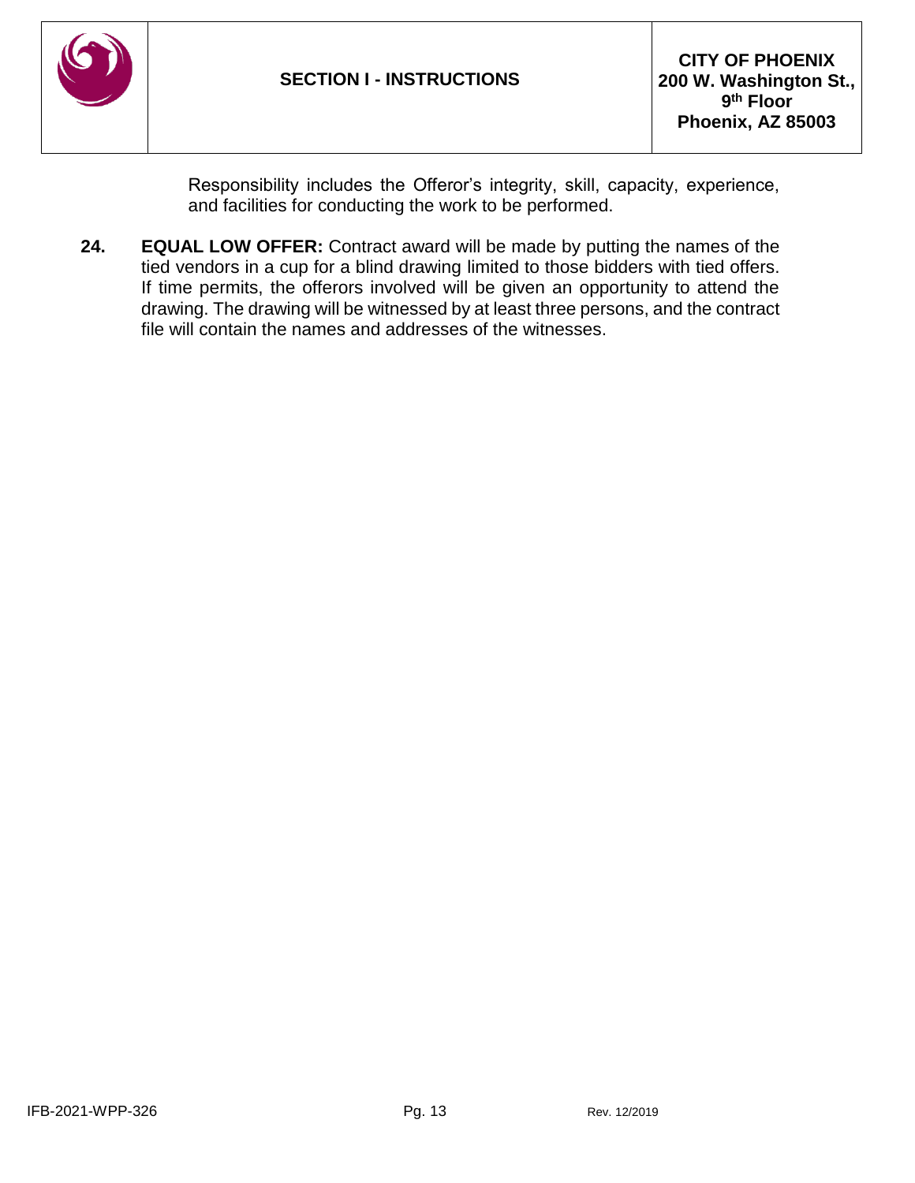Responsibility includes the Offeror's integrity, skill, capacity, experience, and facilities for conducting the work to be performed.

**24. EQUAL LOW OFFER:** Contract award will be made by putting the names of the tied vendors in a cup for a blind drawing limited to those bidders with tied offers. If time permits, the offerors involved will be given an opportunity to attend the drawing. The drawing will be witnessed by at least three persons, and the contract file will contain the names and addresses of the witnesses.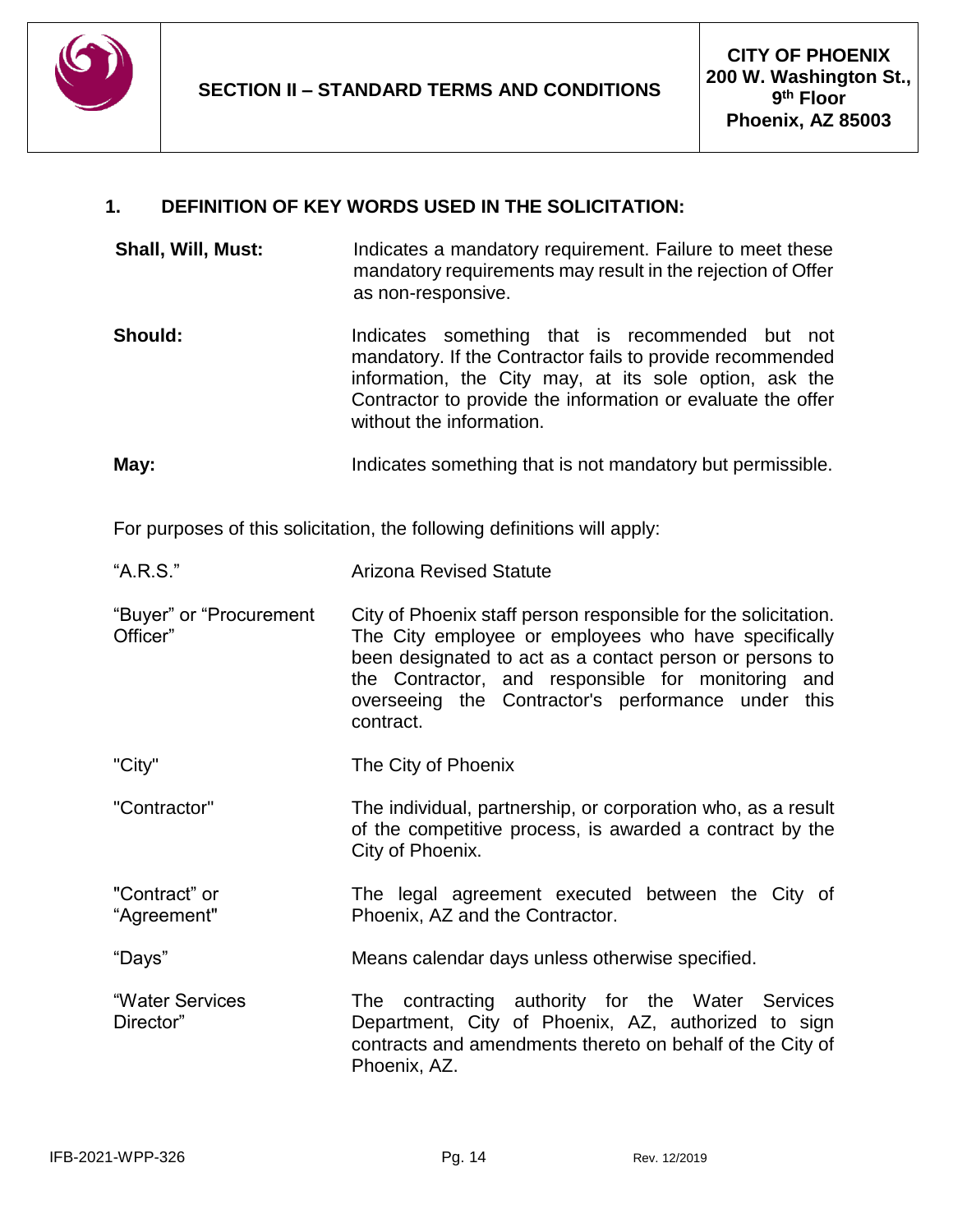## SECTION II – STANDARD TERMS AND CONDITIONS

### 1. DEFINITION OF KEY WORDS USED IN THE SOLICITATION:

| | |
|---|---|
| **Shall, Will, Must:** | Indicates a mandatory requirement. Failure to meet these mandatory requirements may result in the rejection of Offer as non-responsive. |
| **Should:** | Indicates something that is recommended but not mandatory. If the Contractor fails to provide recommended information, the City may, at its sole option, ask the Contractor to provide the information or evaluate the offer without the information. |
| **May:** | Indicates something that is not mandatory but permissible. |

For purposes of this solicitation, the following definitions will apply:

| | |
|---|---|
| "A.R.S." | Arizona Revised Statute |
| "Buyer" or "Procurement Officer" | City of Phoenix staff person responsible for the solicitation. The City employee or employees who have specifically been designated to act as a contact person or persons to the Contractor, and responsible for monitoring and overseeing the Contractor's performance under this contract. |
| "City" | The City of Phoenix |
| "Contractor" | The individual, partnership, or corporation who, as a result of the competitive process, is awarded a contract by the City of Phoenix. |
| "Contract" or "Agreement" | The legal agreement executed between the City of Phoenix, AZ and the Contractor. |
| "Days" | Means calendar days unless otherwise specified. |
| "Water Services Director" | The contracting authority for the Water Services Department, City of Phoenix, AZ, authorized to sign contracts and amendments thereto on behalf of the City of Phoenix, AZ. |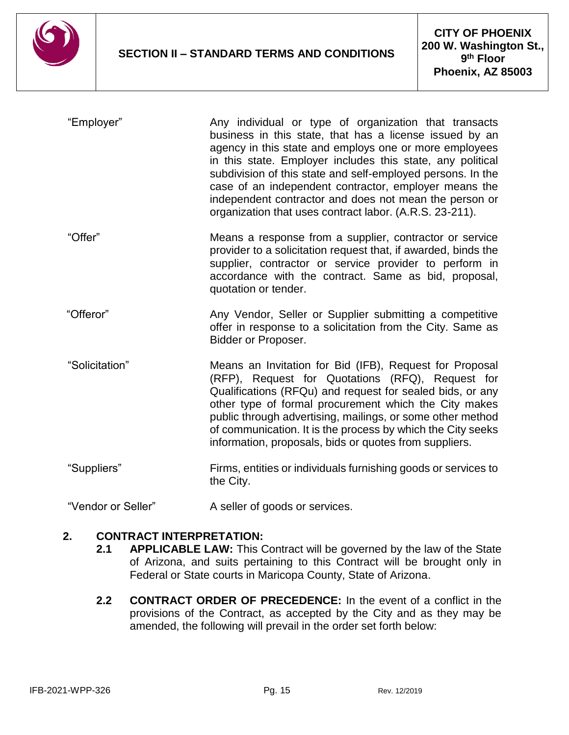| | |
|---|---|
| "Employer" | Any individual or type of organization that transacts business in this state, that has a license issued by an agency in this state and employs one or more employees in this state. Employer includes this state, any political subdivision of this state and self-employed persons. In the case of an independent contractor, employer means the independent contractor and does not mean the person or organization that uses contract labor. (A.R.S. 23-211). |
| "Offer" | Means a response from a supplier, contractor or service provider to a solicitation request that, if awarded, binds the supplier, contractor or service provider to perform in accordance with the contract. Same as bid, proposal, quotation or tender. |
| "Offeror" | Any Vendor, Seller or Supplier submitting a competitive offer in response to a solicitation from the City. Same as Bidder or Proposer. |
| "Solicitation" | Means an Invitation for Bid (IFB), Request for Proposal (RFP), Request for Quotations (RFQ), Request for Qualifications (RFQu) and request for sealed bids, or any other type of formal procurement which the City makes public through advertising, mailings, or some other method of communication. It is the process by which the City seeks information, proposals, bids or quotes from suppliers. |
| "Suppliers" | Firms, entities or individuals furnishing goods or services to the City. |
| "Vendor or Seller" | A seller of goods or services. |

## 2. CONTRACT INTERPRETATION:

**2.1 APPLICABLE LAW:** This Contract will be governed by the law of the State of Arizona, and suits pertaining to this Contract will be brought only in Federal or State courts in Maricopa County, State of Arizona.

**2.2 CONTRACT ORDER OF PRECEDENCE:** In the event of a conflict in the provisions of the Contract, as accepted by the City and as they may be amended, the following will prevail in the order set forth below: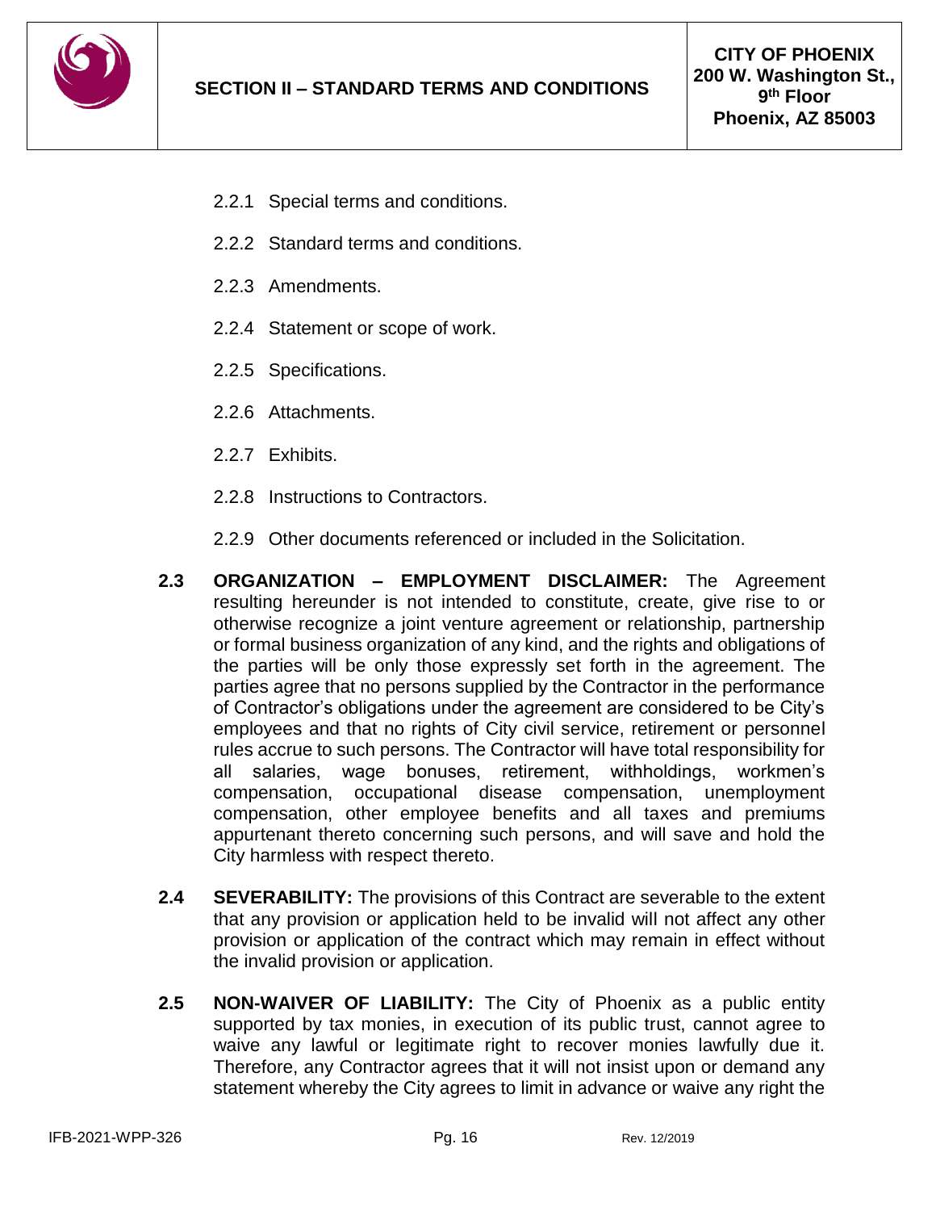2.2.1 Special terms and conditions.

2.2.2 Standard terms and conditions.

2.2.3 Amendments.

2.2.4 Statement or scope of work.

2.2.5 Specifications.

2.2.6 Attachments.

2.2.7 Exhibits.

2.2.8 Instructions to Contractors.

2.2.9 Other documents referenced or included in the Solicitation.

**2.3 ORGANIZATION – EMPLOYMENT DISCLAIMER:** The Agreement resulting hereunder is not intended to constitute, create, give rise to or otherwise recognize a joint venture agreement or relationship, partnership or formal business organization of any kind, and the rights and obligations of the parties will be only those expressly set forth in the agreement. The parties agree that no persons supplied by the Contractor in the performance of Contractor's obligations under the agreement are considered to be City's employees and that no rights of City civil service, retirement or personnel rules accrue to such persons. The Contractor will have total responsibility for all salaries, wage bonuses, retirement, withholdings, workmen's compensation, occupational disease compensation, unemployment compensation, other employee benefits and all taxes and premiums appurtenant thereto concerning such persons, and will save and hold the City harmless with respect thereto.

**2.4 SEVERABILITY:** The provisions of this Contract are severable to the extent that any provision or application held to be invalid will not affect any other provision or application of the contract which may remain in effect without the invalid provision or application.

**2.5 NON-WAIVER OF LIABILITY:** The City of Phoenix as a public entity supported by tax monies, in execution of its public trust, cannot agree to waive any lawful or legitimate right to recover monies lawfully due it. Therefore, any Contractor agrees that it will not insist upon or demand any statement whereby the City agrees to limit in advance or waive any right the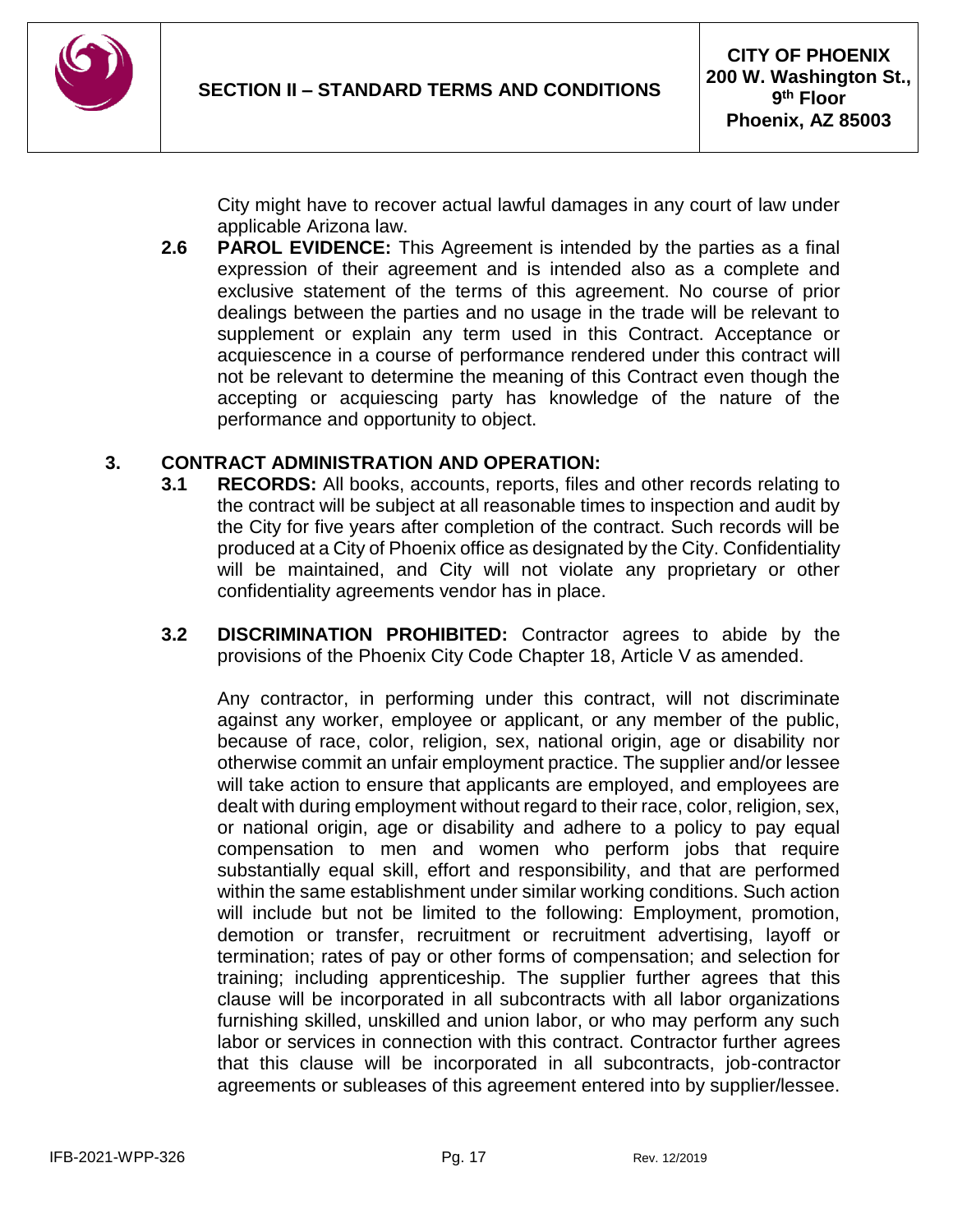City might have to recover actual lawful damages in any court of law under applicable Arizona law.

**2.6 PAROL EVIDENCE:** This Agreement is intended by the parties as a final expression of their agreement and is intended also as a complete and exclusive statement of the terms of this agreement. No course of prior dealings between the parties and no usage in the trade will be relevant to supplement or explain any term used in this Contract. Acceptance or acquiescence in a course of performance rendered under this contract will not be relevant to determine the meaning of this Contract even though the accepting or acquiescing party has knowledge of the nature of the performance and opportunity to object.

## 3. CONTRACT ADMINISTRATION AND OPERATION:

**3.1 RECORDS:** All books, accounts, reports, files and other records relating to the contract will be subject at all reasonable times to inspection and audit by the City for five years after completion of the contract. Such records will be produced at a City of Phoenix office as designated by the City. Confidentiality will be maintained, and City will not violate any proprietary or other confidentiality agreements vendor has in place.

**3.2 DISCRIMINATION PROHIBITED:** Contractor agrees to abide by the provisions of the Phoenix City Code Chapter 18, Article V as amended.

Any contractor, in performing under this contract, will not discriminate against any worker, employee or applicant, or any member of the public, because of race, color, religion, sex, national origin, age or disability nor otherwise commit an unfair employment practice. The supplier and/or lessee will take action to ensure that applicants are employed, and employees are dealt with during employment without regard to their race, color, religion, sex, or national origin, age or disability and adhere to a policy to pay equal compensation to men and women who perform jobs that require substantially equal skill, effort and responsibility, and that are performed within the same establishment under similar working conditions. Such action will include but not be limited to the following: Employment, promotion, demotion or transfer, recruitment or recruitment advertising, layoff or termination; rates of pay or other forms of compensation; and selection for training; including apprenticeship. The supplier further agrees that this clause will be incorporated in all subcontracts with all labor organizations furnishing skilled, unskilled and union labor, or who may perform any such labor or services in connection with this contract. Contractor further agrees that this clause will be incorporated in all subcontracts, job-contractor agreements or subleases of this agreement entered into by supplier/lessee.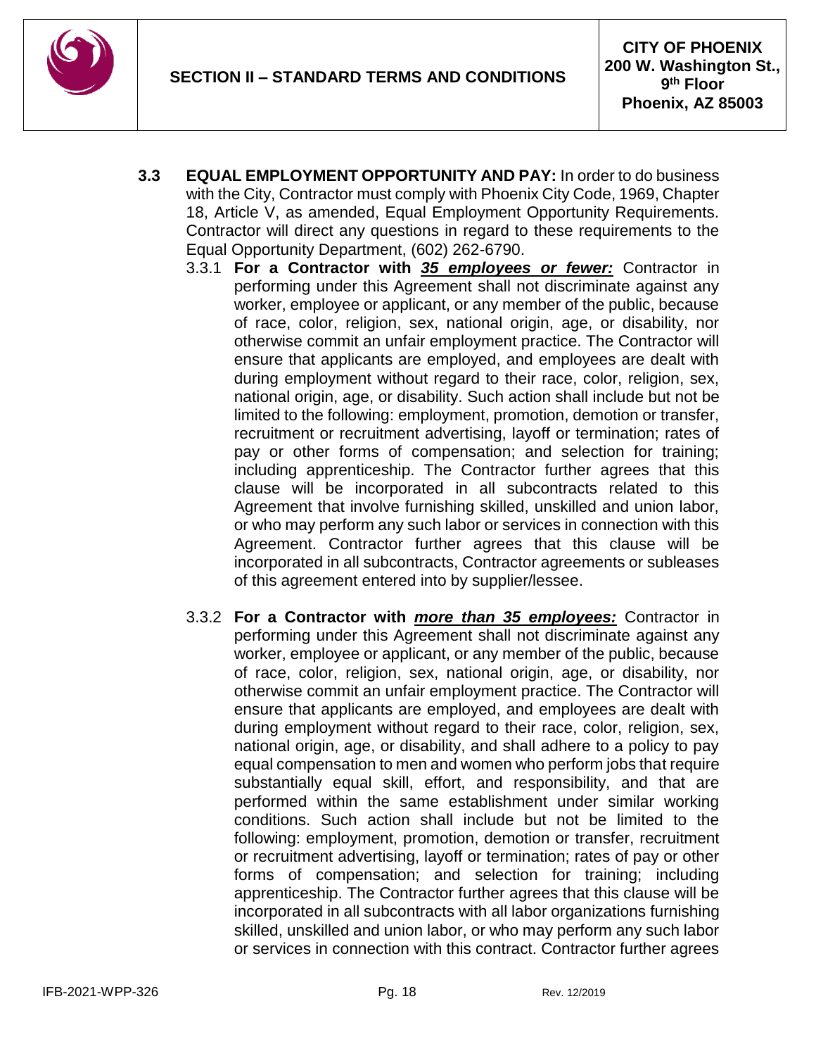**3.3 EQUAL EMPLOYMENT OPPORTUNITY AND PAY:** In order to do business with the City, Contractor must comply with Phoenix City Code, 1969, Chapter 18, Article V, as amended, Equal Employment Opportunity Requirements. Contractor will direct any questions in regard to these requirements to the Equal Opportunity Department, (602) 262-6790.

3.3.1 **For a Contractor with *35 employees or fewer:*** Contractor in performing under this Agreement shall not discriminate against any worker, employee or applicant, or any member of the public, because of race, color, religion, sex, national origin, age, or disability, nor otherwise commit an unfair employment practice. The Contractor will ensure that applicants are employed, and employees are dealt with during employment without regard to their race, color, religion, sex, national origin, age, or disability. Such action shall include but not be limited to the following: employment, promotion, demotion or transfer, recruitment or recruitment advertising, layoff or termination; rates of pay or other forms of compensation; and selection for training; including apprenticeship. The Contractor further agrees that this clause will be incorporated in all subcontracts related to this Agreement that involve furnishing skilled, unskilled and union labor, or who may perform any such labor or services in connection with this Agreement. Contractor further agrees that this clause will be incorporated in all subcontracts, Contractor agreements or subleases of this agreement entered into by supplier/lessee.

3.3.2 **For a Contractor with *more than 35 employees:*** Contractor in performing under this Agreement shall not discriminate against any worker, employee or applicant, or any member of the public, because of race, color, religion, sex, national origin, age, or disability, nor otherwise commit an unfair employment practice. The Contractor will ensure that applicants are employed, and employees are dealt with during employment without regard to their race, color, religion, sex, national origin, age, or disability, and shall adhere to a policy to pay equal compensation to men and women who perform jobs that require substantially equal skill, effort, and responsibility, and that are performed within the same establishment under similar working conditions. Such action shall include but not be limited to the following: employment, promotion, demotion or transfer, recruitment or recruitment advertising, layoff or termination; rates of pay or other forms of compensation; and selection for training; including apprenticeship. The Contractor further agrees that this clause will be incorporated in all subcontracts with all labor organizations furnishing skilled, unskilled and union labor, or who may perform any such labor or services in connection with this contract. Contractor further agrees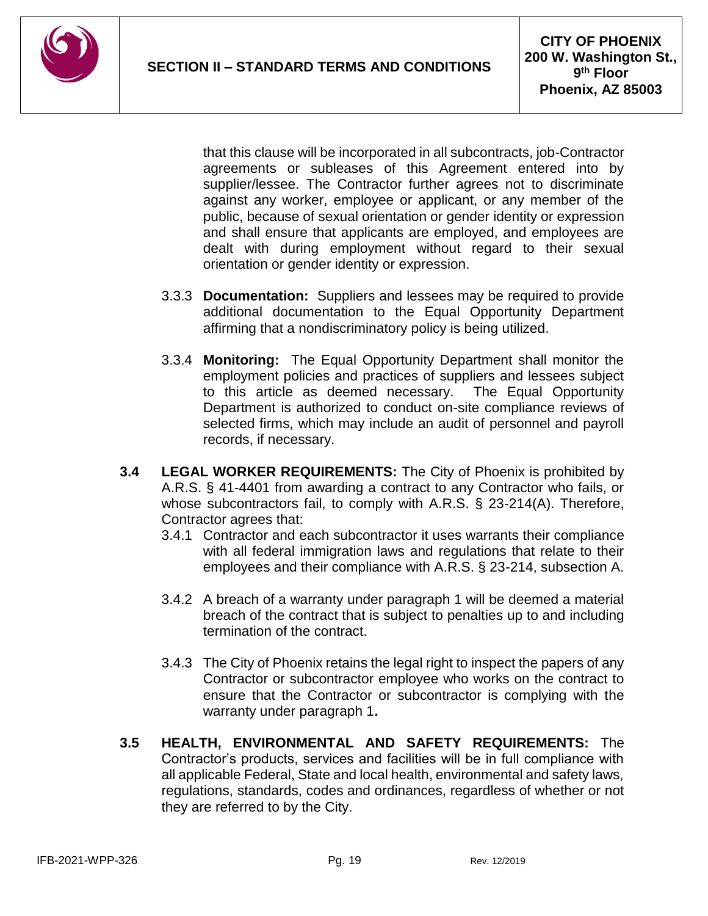that this clause will be incorporated in all subcontracts, job-Contractor agreements or subleases of this Agreement entered into by supplier/lessee. The Contractor further agrees not to discriminate against any worker, employee or applicant, or any member of the public, because of sexual orientation or gender identity or expression and shall ensure that applicants are employed, and employees are dealt with during employment without regard to their sexual orientation or gender identity or expression.

3.3.3 **Documentation:** Suppliers and lessees may be required to provide additional documentation to the Equal Opportunity Department affirming that a nondiscriminatory policy is being utilized.

3.3.4 **Monitoring:** The Equal Opportunity Department shall monitor the employment policies and practices of suppliers and lessees subject to this article as deemed necessary. The Equal Opportunity Department is authorized to conduct on-site compliance reviews of selected firms, which may include an audit of personnel and payroll records, if necessary.

**3.4 LEGAL WORKER REQUIREMENTS:** The City of Phoenix is prohibited by A.R.S. § 41-4401 from awarding a contract to any Contractor who fails, or whose subcontractors fail, to comply with A.R.S. § 23-214(A). Therefore, Contractor agrees that:

3.4.1 Contractor and each subcontractor it uses warrants their compliance with all federal immigration laws and regulations that relate to their employees and their compliance with A.R.S. § 23-214, subsection A.

3.4.2 A breach of a warranty under paragraph 1 will be deemed a material breach of the contract that is subject to penalties up to and including termination of the contract.

3.4.3 The City of Phoenix retains the legal right to inspect the papers of any Contractor or subcontractor employee who works on the contract to ensure that the Contractor or subcontractor is complying with the warranty under paragraph 1**.**

**3.5 HEALTH, ENVIRONMENTAL AND SAFETY REQUIREMENTS:** The Contractor's products, services and facilities will be in full compliance with all applicable Federal, State and local health, environmental and safety laws, regulations, standards, codes and ordinances, regardless of whether or not they are referred to by the City.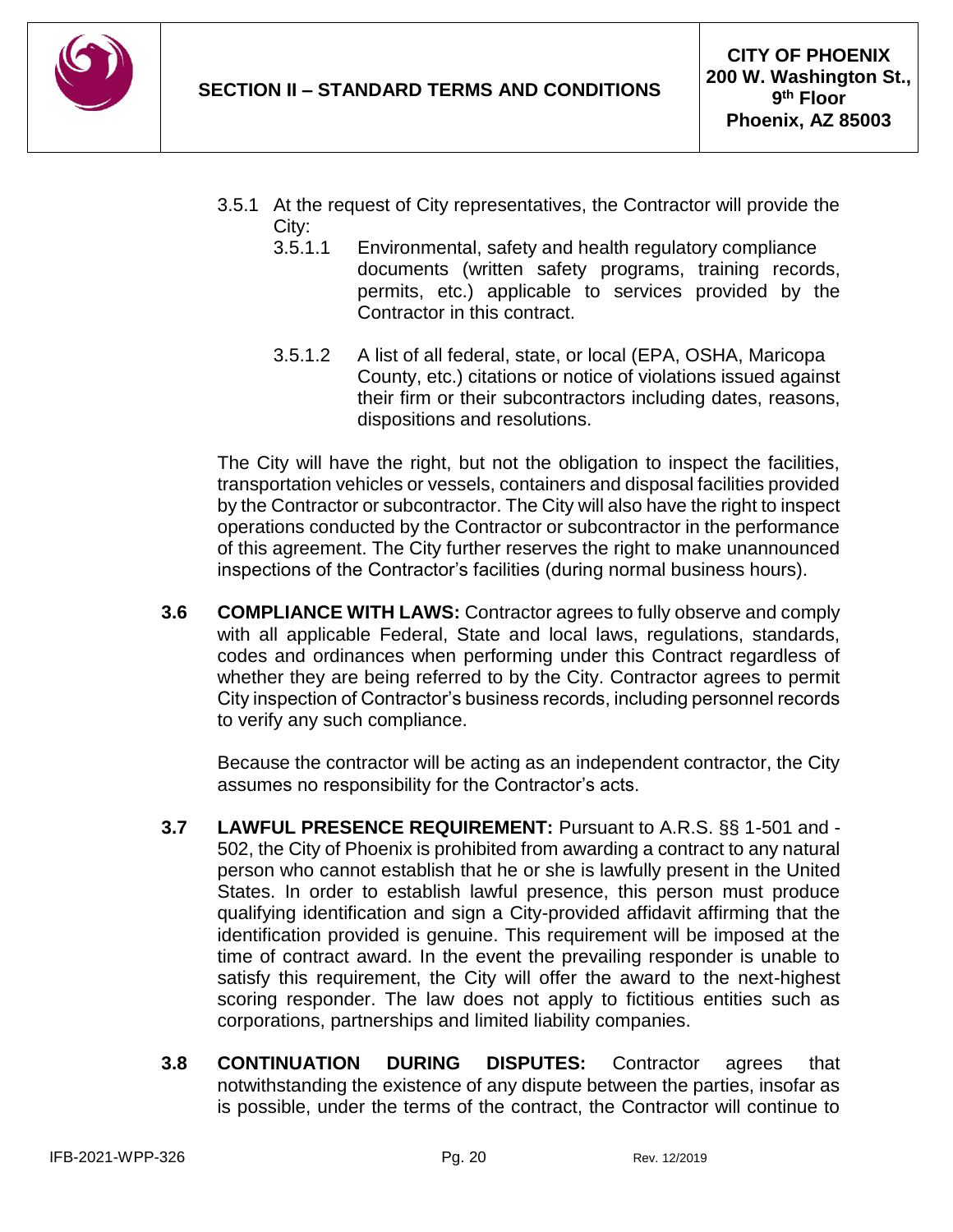3.5.1 At the request of City representatives, the Contractor will provide the City:

3.5.1.1 Environmental, safety and health regulatory compliance documents (written safety programs, training records, permits, etc.) applicable to services provided by the Contractor in this contract.

3.5.1.2 A list of all federal, state, or local (EPA, OSHA, Maricopa County, etc.) citations or notice of violations issued against their firm or their subcontractors including dates, reasons, dispositions and resolutions.

The City will have the right, but not the obligation to inspect the facilities, transportation vehicles or vessels, containers and disposal facilities provided by the Contractor or subcontractor. The City will also have the right to inspect operations conducted by the Contractor or subcontractor in the performance of this agreement. The City further reserves the right to make unannounced inspections of the Contractor's facilities (during normal business hours).

**3.6 COMPLIANCE WITH LAWS:** Contractor agrees to fully observe and comply with all applicable Federal, State and local laws, regulations, standards, codes and ordinances when performing under this Contract regardless of whether they are being referred to by the City. Contractor agrees to permit City inspection of Contractor's business records, including personnel records to verify any such compliance.

Because the contractor will be acting as an independent contractor, the City assumes no responsibility for the Contractor's acts.

**3.7 LAWFUL PRESENCE REQUIREMENT:** Pursuant to A.R.S. §§ 1-501 and -502, the City of Phoenix is prohibited from awarding a contract to any natural person who cannot establish that he or she is lawfully present in the United States. In order to establish lawful presence, this person must produce qualifying identification and sign a City-provided affidavit affirming that the identification provided is genuine. This requirement will be imposed at the time of contract award. In the event the prevailing responder is unable to satisfy this requirement, the City will offer the award to the next-highest scoring responder. The law does not apply to fictitious entities such as corporations, partnerships and limited liability companies.

**3.8 CONTINUATION DURING DISPUTES:** Contractor agrees that notwithstanding the existence of any dispute between the parties, insofar as is possible, under the terms of the contract, the Contractor will continue to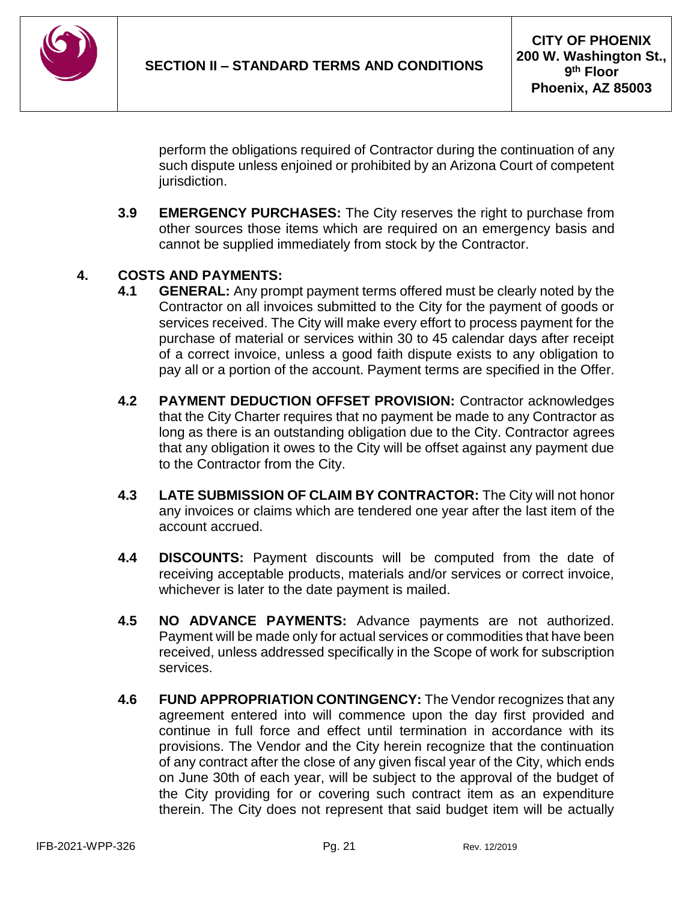perform the obligations required of Contractor during the continuation of any such dispute unless enjoined or prohibited by an Arizona Court of competent jurisdiction.

**3.9 EMERGENCY PURCHASES:** The City reserves the right to purchase from other sources those items which are required on an emergency basis and cannot be supplied immediately from stock by the Contractor.

## 4. COSTS AND PAYMENTS:

**4.1 GENERAL:** Any prompt payment terms offered must be clearly noted by the Contractor on all invoices submitted to the City for the payment of goods or services received. The City will make every effort to process payment for the purchase of material or services within 30 to 45 calendar days after receipt of a correct invoice, unless a good faith dispute exists to any obligation to pay all or a portion of the account. Payment terms are specified in the Offer.

**4.2 PAYMENT DEDUCTION OFFSET PROVISION:** Contractor acknowledges that the City Charter requires that no payment be made to any Contractor as long as there is an outstanding obligation due to the City. Contractor agrees that any obligation it owes to the City will be offset against any payment due to the Contractor from the City.

**4.3 LATE SUBMISSION OF CLAIM BY CONTRACTOR:** The City will not honor any invoices or claims which are tendered one year after the last item of the account accrued.

**4.4 DISCOUNTS:** Payment discounts will be computed from the date of receiving acceptable products, materials and/or services or correct invoice, whichever is later to the date payment is mailed.

**4.5 NO ADVANCE PAYMENTS:** Advance payments are not authorized. Payment will be made only for actual services or commodities that have been received, unless addressed specifically in the Scope of work for subscription services.

**4.6 FUND APPROPRIATION CONTINGENCY:** The Vendor recognizes that any agreement entered into will commence upon the day first provided and continue in full force and effect until termination in accordance with its provisions. The Vendor and the City herein recognize that the continuation of any contract after the close of any given fiscal year of the City, which ends on June 30th of each year, will be subject to the approval of the budget of the City providing for or covering such contract item as an expenditure therein. The City does not represent that said budget item will be actually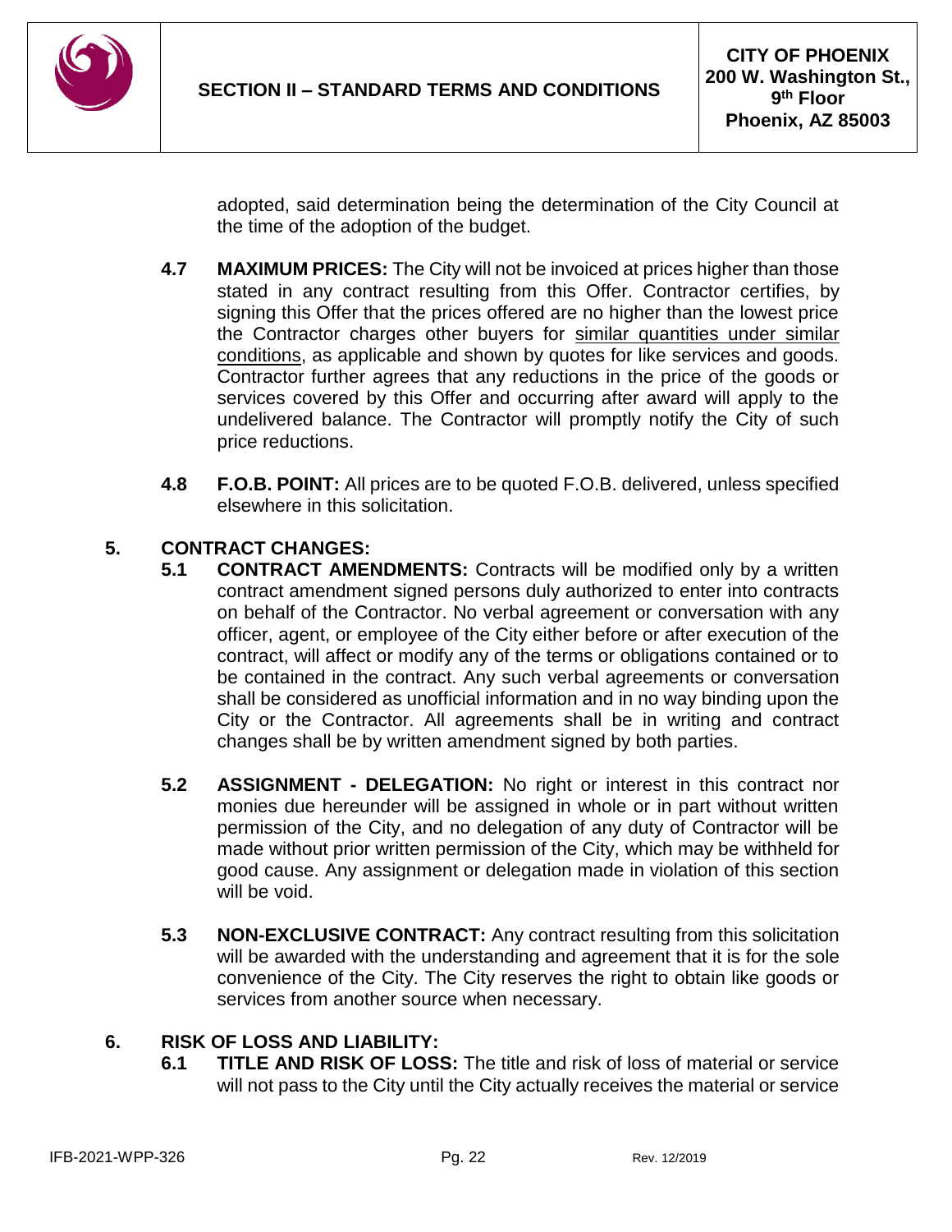adopted, said determination being the determination of the City Council at the time of the adoption of the budget.

**4.7 MAXIMUM PRICES:** The City will not be invoiced at prices higher than those stated in any contract resulting from this Offer. Contractor certifies, by signing this Offer that the prices offered are no higher than the lowest price the Contractor charges other buyers for similar quantities under similar conditions, as applicable and shown by quotes for like services and goods. Contractor further agrees that any reductions in the price of the goods or services covered by this Offer and occurring after award will apply to the undelivered balance. The Contractor will promptly notify the City of such price reductions.

**4.8 F.O.B. POINT:** All prices are to be quoted F.O.B. delivered, unless specified elsewhere in this solicitation.

## 5. CONTRACT CHANGES:

**5.1 CONTRACT AMENDMENTS:** Contracts will be modified only by a written contract amendment signed persons duly authorized to enter into contracts on behalf of the Contractor. No verbal agreement or conversation with any officer, agent, or employee of the City either before or after execution of the contract, will affect or modify any of the terms or obligations contained or to be contained in the contract. Any such verbal agreements or conversation shall be considered as unofficial information and in no way binding upon the City or the Contractor. All agreements shall be in writing and contract changes shall be by written amendment signed by both parties.

**5.2 ASSIGNMENT - DELEGATION:** No right or interest in this contract nor monies due hereunder will be assigned in whole or in part without written permission of the City, and no delegation of any duty of Contractor will be made without prior written permission of the City, which may be withheld for good cause. Any assignment or delegation made in violation of this section will be void.

**5.3 NON-EXCLUSIVE CONTRACT:** Any contract resulting from this solicitation will be awarded with the understanding and agreement that it is for the sole convenience of the City. The City reserves the right to obtain like goods or services from another source when necessary.

## 6. RISK OF LOSS AND LIABILITY:

**6.1 TITLE AND RISK OF LOSS:** The title and risk of loss of material or service will not pass to the City until the City actually receives the material or service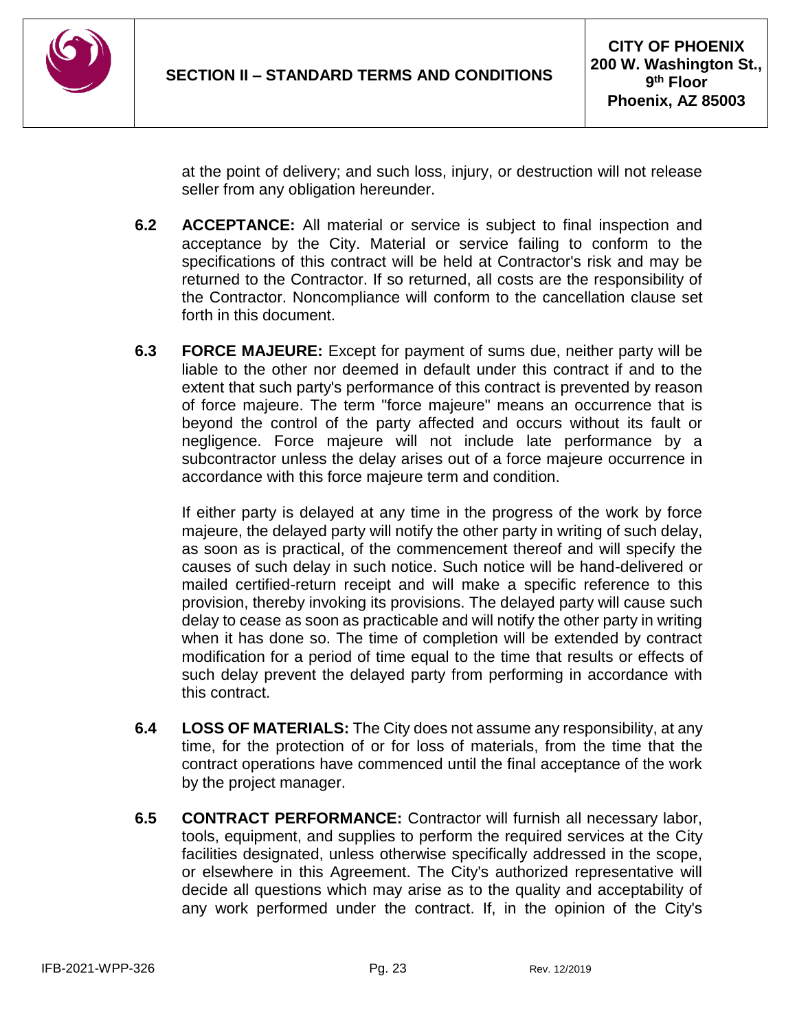at the point of delivery; and such loss, injury, or destruction will not release seller from any obligation hereunder.

**6.2 ACCEPTANCE:** All material or service is subject to final inspection and acceptance by the City. Material or service failing to conform to the specifications of this contract will be held at Contractor's risk and may be returned to the Contractor. If so returned, all costs are the responsibility of the Contractor. Noncompliance will conform to the cancellation clause set forth in this document.

**6.3 FORCE MAJEURE:** Except for payment of sums due, neither party will be liable to the other nor deemed in default under this contract if and to the extent that such party's performance of this contract is prevented by reason of force majeure. The term "force majeure" means an occurrence that is beyond the control of the party affected and occurs without its fault or negligence. Force majeure will not include late performance by a subcontractor unless the delay arises out of a force majeure occurrence in accordance with this force majeure term and condition.

If either party is delayed at any time in the progress of the work by force majeure, the delayed party will notify the other party in writing of such delay, as soon as is practical, of the commencement thereof and will specify the causes of such delay in such notice. Such notice will be hand-delivered or mailed certified-return receipt and will make a specific reference to this provision, thereby invoking its provisions. The delayed party will cause such delay to cease as soon as practicable and will notify the other party in writing when it has done so. The time of completion will be extended by contract modification for a period of time equal to the time that results or effects of such delay prevent the delayed party from performing in accordance with this contract.

**6.4 LOSS OF MATERIALS:** The City does not assume any responsibility, at any time, for the protection of or for loss of materials, from the time that the contract operations have commenced until the final acceptance of the work by the project manager.

**6.5 CONTRACT PERFORMANCE:** Contractor will furnish all necessary labor, tools, equipment, and supplies to perform the required services at the City facilities designated, unless otherwise specifically addressed in the scope, or elsewhere in this Agreement. The City's authorized representative will decide all questions which may arise as to the quality and acceptability of any work performed under the contract. If, in the opinion of the City's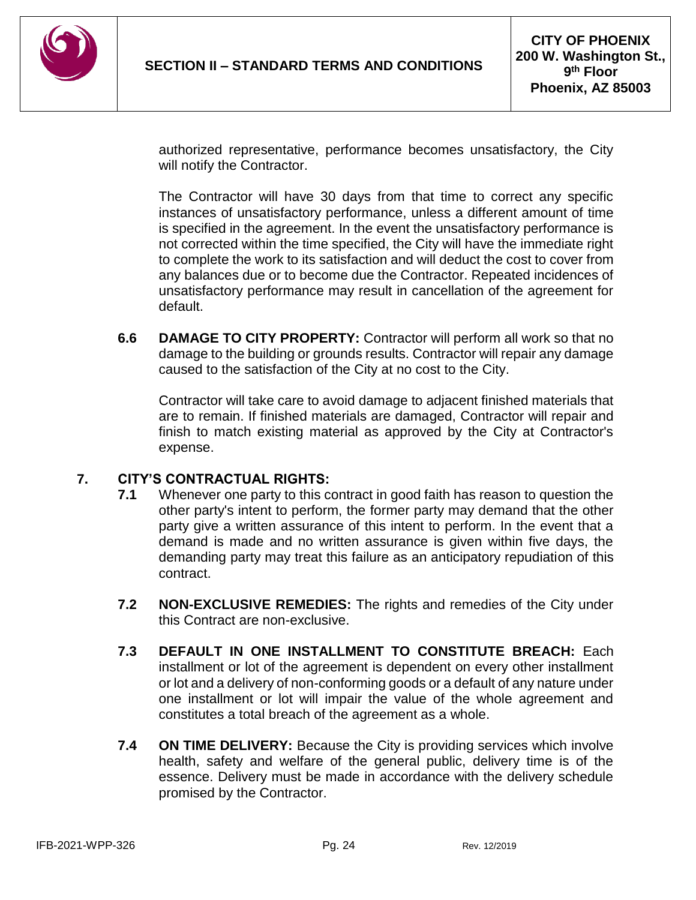authorized representative, performance becomes unsatisfactory, the City will notify the Contractor.

The Contractor will have 30 days from that time to correct any specific instances of unsatisfactory performance, unless a different amount of time is specified in the agreement. In the event the unsatisfactory performance is not corrected within the time specified, the City will have the immediate right to complete the work to its satisfaction and will deduct the cost to cover from any balances due or to become due the Contractor. Repeated incidences of unsatisfactory performance may result in cancellation of the agreement for default.

**6.6 DAMAGE TO CITY PROPERTY:** Contractor will perform all work so that no damage to the building or grounds results. Contractor will repair any damage caused to the satisfaction of the City at no cost to the City.

Contractor will take care to avoid damage to adjacent finished materials that are to remain. If finished materials are damaged, Contractor will repair and finish to match existing material as approved by the City at Contractor's expense.

## 7. CITY'S CONTRACTUAL RIGHTS:

**7.1** Whenever one party to this contract in good faith has reason to question the other party's intent to perform, the former party may demand that the other party give a written assurance of this intent to perform. In the event that a demand is made and no written assurance is given within five days, the demanding party may treat this failure as an anticipatory repudiation of this contract.

**7.2 NON-EXCLUSIVE REMEDIES:** The rights and remedies of the City under this Contract are non-exclusive.

**7.3 DEFAULT IN ONE INSTALLMENT TO CONSTITUTE BREACH:** Each installment or lot of the agreement is dependent on every other installment or lot and a delivery of non-conforming goods or a default of any nature under one installment or lot will impair the value of the whole agreement and constitutes a total breach of the agreement as a whole.

**7.4 ON TIME DELIVERY:** Because the City is providing services which involve health, safety and welfare of the general public, delivery time is of the essence. Delivery must be made in accordance with the delivery schedule promised by the Contractor.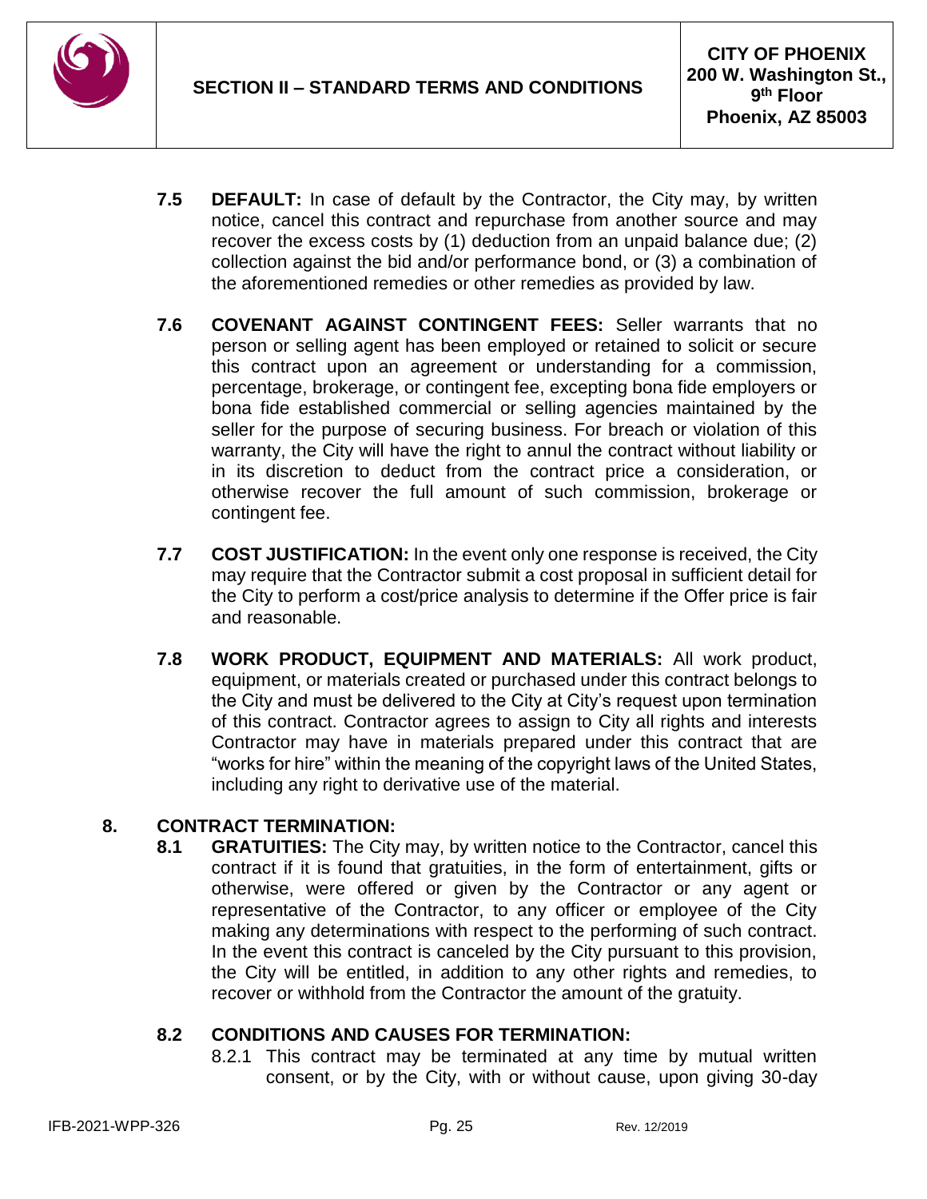**7.5 DEFAULT:** In case of default by the Contractor, the City may, by written notice, cancel this contract and repurchase from another source and may recover the excess costs by (1) deduction from an unpaid balance due; (2) collection against the bid and/or performance bond, or (3) a combination of the aforementioned remedies or other remedies as provided by law.

**7.6 COVENANT AGAINST CONTINGENT FEES:** Seller warrants that no person or selling agent has been employed or retained to solicit or secure this contract upon an agreement or understanding for a commission, percentage, brokerage, or contingent fee, excepting bona fide employers or bona fide established commercial or selling agencies maintained by the seller for the purpose of securing business. For breach or violation of this warranty, the City will have the right to annul the contract without liability or in its discretion to deduct from the contract price a consideration, or otherwise recover the full amount of such commission, brokerage or contingent fee.

**7.7 COST JUSTIFICATION:** In the event only one response is received, the City may require that the Contractor submit a cost proposal in sufficient detail for the City to perform a cost/price analysis to determine if the Offer price is fair and reasonable.

**7.8 WORK PRODUCT, EQUIPMENT AND MATERIALS:** All work product, equipment, or materials created or purchased under this contract belongs to the City and must be delivered to the City at City's request upon termination of this contract. Contractor agrees to assign to City all rights and interests Contractor may have in materials prepared under this contract that are "works for hire" within the meaning of the copyright laws of the United States, including any right to derivative use of the material.

## 8. CONTRACT TERMINATION:

**8.1 GRATUITIES:** The City may, by written notice to the Contractor, cancel this contract if it is found that gratuities, in the form of entertainment, gifts or otherwise, were offered or given by the Contractor or any agent or representative of the Contractor, to any officer or employee of the City making any determinations with respect to the performing of such contract. In the event this contract is canceled by the City pursuant to this provision, the City will be entitled, in addition to any other rights and remedies, to recover or withhold from the Contractor the amount of the gratuity.

**8.2 CONDITIONS AND CAUSES FOR TERMINATION:**

8.2.1 This contract may be terminated at any time by mutual written consent, or by the City, with or without cause, upon giving 30-day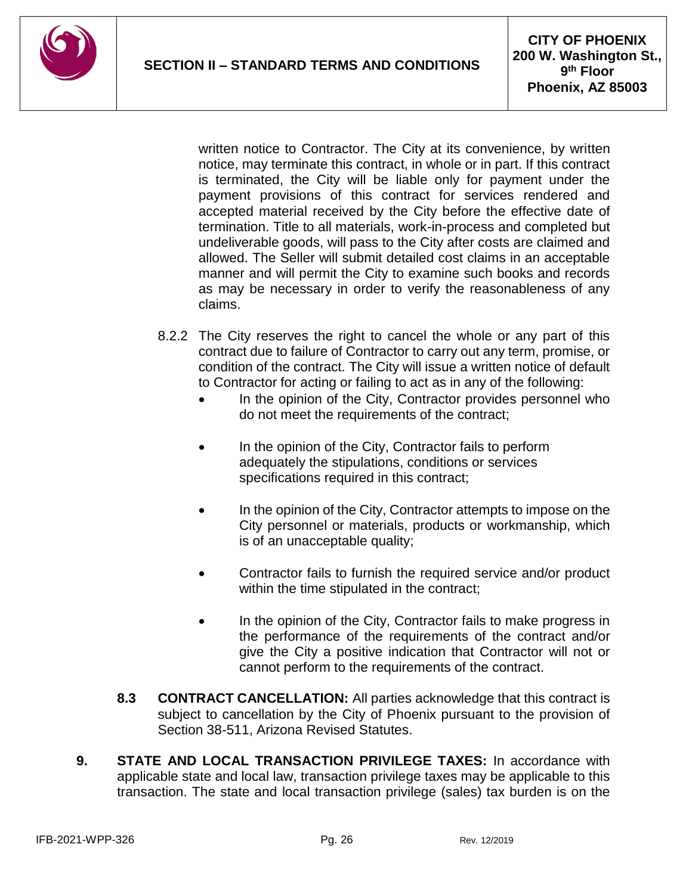written notice to Contractor. The City at its convenience, by written notice, may terminate this contract, in whole or in part. If this contract is terminated, the City will be liable only for payment under the payment provisions of this contract for services rendered and accepted material received by the City before the effective date of termination. Title to all materials, work-in-process and completed but undeliverable goods, will pass to the City after costs are claimed and allowed. The Seller will submit detailed cost claims in an acceptable manner and will permit the City to examine such books and records as may be necessary in order to verify the reasonableness of any claims.

8.2.2 The City reserves the right to cancel the whole or any part of this contract due to failure of Contractor to carry out any term, promise, or condition of the contract. The City will issue a written notice of default to Contractor for acting or failing to act as in any of the following:

- In the opinion of the City, Contractor provides personnel who do not meet the requirements of the contract;
- In the opinion of the City, Contractor fails to perform adequately the stipulations, conditions or services specifications required in this contract;
- In the opinion of the City, Contractor attempts to impose on the City personnel or materials, products or workmanship, which is of an unacceptable quality;
- Contractor fails to furnish the required service and/or product within the time stipulated in the contract;
- In the opinion of the City, Contractor fails to make progress in the performance of the requirements of the contract and/or give the City a positive indication that Contractor will not or cannot perform to the requirements of the contract.

**8.3 CONTRACT CANCELLATION:** All parties acknowledge that this contract is subject to cancellation by the City of Phoenix pursuant to the provision of Section 38-511, Arizona Revised Statutes.

**9. STATE AND LOCAL TRANSACTION PRIVILEGE TAXES:** In accordance with applicable state and local law, transaction privilege taxes may be applicable to this transaction. The state and local transaction privilege (sales) tax burden is on the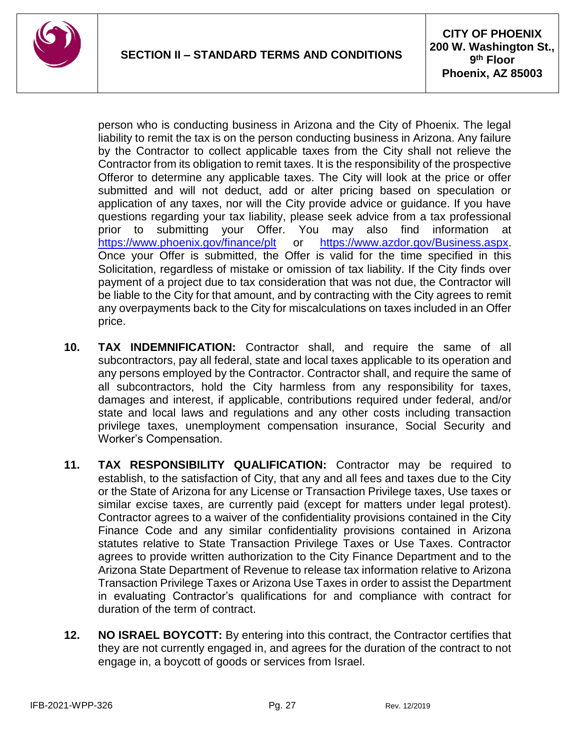person who is conducting business in Arizona and the City of Phoenix. The legal liability to remit the tax is on the person conducting business in Arizona. Any failure by the Contractor to collect applicable taxes from the City shall not relieve the Contractor from its obligation to remit taxes. It is the responsibility of the prospective Offeror to determine any applicable taxes. The City will look at the price or offer submitted and will not deduct, add or alter pricing based on speculation or application of any taxes, nor will the City provide advice or guidance. If you have questions regarding your tax liability, please seek advice from a tax professional prior to submitting your Offer. You may also find information at https://www.phoenix.gov/finance/plt or https://www.azdor.gov/Business.aspx. Once your Offer is submitted, the Offer is valid for the time specified in this Solicitation, regardless of mistake or omission of tax liability. If the City finds over payment of a project due to tax consideration that was not due, the Contractor will be liable to the City for that amount, and by contracting with the City agrees to remit any overpayments back to the City for miscalculations on taxes included in an Offer price.

10. **TAX INDEMNIFICATION:** Contractor shall, and require the same of all subcontractors, pay all federal, state and local taxes applicable to its operation and any persons employed by the Contractor. Contractor shall, and require the same of all subcontractors, hold the City harmless from any responsibility for taxes, damages and interest, if applicable, contributions required under federal, and/or state and local laws and regulations and any other costs including transaction privilege taxes, unemployment compensation insurance, Social Security and Worker's Compensation.

11. **TAX RESPONSIBILITY QUALIFICATION:** Contractor may be required to establish, to the satisfaction of City, that any and all fees and taxes due to the City or the State of Arizona for any License or Transaction Privilege taxes, Use taxes or similar excise taxes, are currently paid (except for matters under legal protest). Contractor agrees to a waiver of the confidentiality provisions contained in the City Finance Code and any similar confidentiality provisions contained in Arizona statutes relative to State Transaction Privilege Taxes or Use Taxes. Contractor agrees to provide written authorization to the City Finance Department and to the Arizona State Department of Revenue to release tax information relative to Arizona Transaction Privilege Taxes or Arizona Use Taxes in order to assist the Department in evaluating Contractor's qualifications for and compliance with contract for duration of the term of contract.

12. **NO ISRAEL BOYCOTT:** By entering into this contract, the Contractor certifies that they are not currently engaged in, and agrees for the duration of the contract to not engage in, a boycott of goods or services from Israel.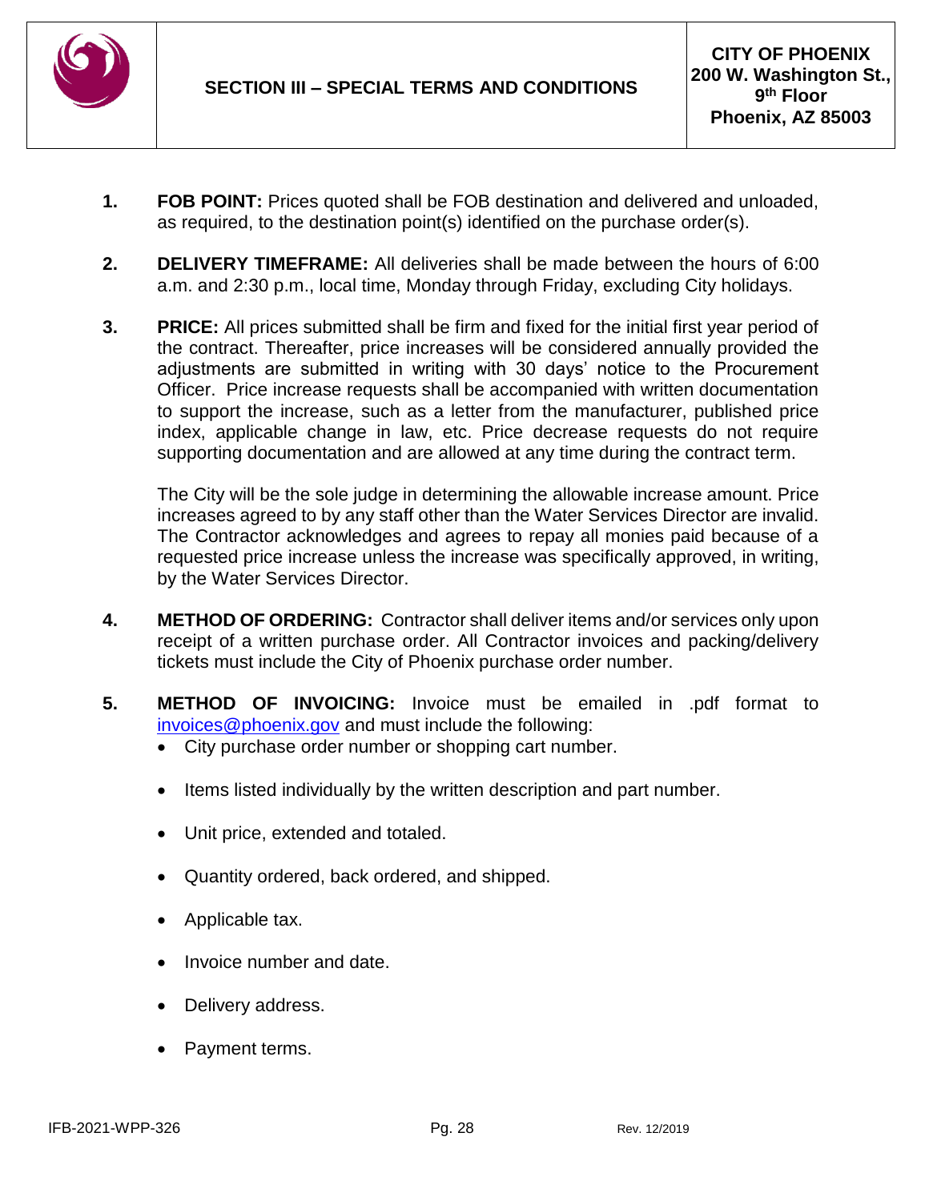## SECTION III – SPECIAL TERMS AND CONDITIONS

**CITY OF PHOENIX**
**200 W. Washington St., 9th Floor**
**Phoenix, AZ 85003**

1. **FOB POINT:** Prices quoted shall be FOB destination and delivered and unloaded, as required, to the destination point(s) identified on the purchase order(s).

2. **DELIVERY TIMEFRAME:** All deliveries shall be made between the hours of 6:00 a.m. and 2:30 p.m., local time, Monday through Friday, excluding City holidays.

3. **PRICE:** All prices submitted shall be firm and fixed for the initial first year period of the contract. Thereafter, price increases will be considered annually provided the adjustments are submitted in writing with 30 days' notice to the Procurement Officer. Price increase requests shall be accompanied with written documentation to support the increase, such as a letter from the manufacturer, published price index, applicable change in law, etc. Price decrease requests do not require supporting documentation and are allowed at any time during the contract term.

   The City will be the sole judge in determining the allowable increase amount. Price increases agreed to by any staff other than the Water Services Director are invalid. The Contractor acknowledges and agrees to repay all monies paid because of a requested price increase unless the increase was specifically approved, in writing, by the Water Services Director.

4. **METHOD OF ORDERING:** Contractor shall deliver items and/or services only upon receipt of a written purchase order. All Contractor invoices and packing/delivery tickets must include the City of Phoenix purchase order number.

5. **METHOD OF INVOICING:** Invoice must be emailed in .pdf format to invoices@phoenix.gov and must include the following:
   - City purchase order number or shopping cart number.
   - Items listed individually by the written description and part number.
   - Unit price, extended and totaled.
   - Quantity ordered, back ordered, and shipped.
   - Applicable tax.
   - Invoice number and date.
   - Delivery address.
   - Payment terms.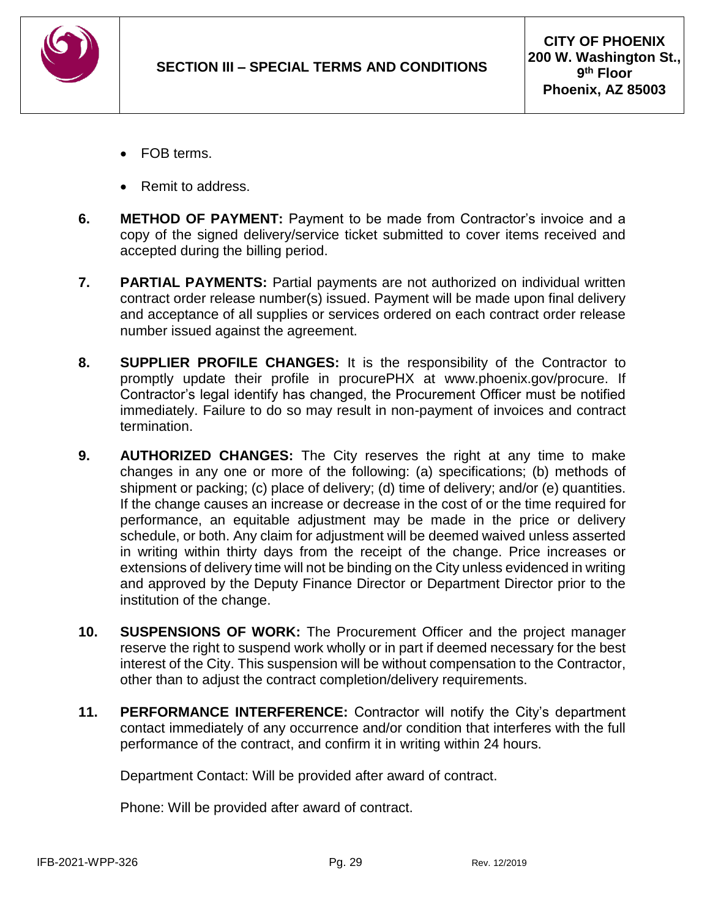- FOB terms.
- Remit to address.

**6. METHOD OF PAYMENT:** Payment to be made from Contractor's invoice and a copy of the signed delivery/service ticket submitted to cover items received and accepted during the billing period.

**7. PARTIAL PAYMENTS:** Partial payments are not authorized on individual written contract order release number(s) issued. Payment will be made upon final delivery and acceptance of all supplies or services ordered on each contract order release number issued against the agreement.

**8. SUPPLIER PROFILE CHANGES:** It is the responsibility of the Contractor to promptly update their profile in procurePHX at www.phoenix.gov/procure. If Contractor's legal identify has changed, the Procurement Officer must be notified immediately. Failure to do so may result in non-payment of invoices and contract termination.

**9. AUTHORIZED CHANGES:** The City reserves the right at any time to make changes in any one or more of the following: (a) specifications; (b) methods of shipment or packing; (c) place of delivery; (d) time of delivery; and/or (e) quantities. If the change causes an increase or decrease in the cost of or the time required for performance, an equitable adjustment may be made in the price or delivery schedule, or both. Any claim for adjustment will be deemed waived unless asserted in writing within thirty days from the receipt of the change. Price increases or extensions of delivery time will not be binding on the City unless evidenced in writing and approved by the Deputy Finance Director or Department Director prior to the institution of the change.

**10. SUSPENSIONS OF WORK:** The Procurement Officer and the project manager reserve the right to suspend work wholly or in part if deemed necessary for the best interest of the City. This suspension will be without compensation to the Contractor, other than to adjust the contract completion/delivery requirements.

**11. PERFORMANCE INTERFERENCE:** Contractor will notify the City's department contact immediately of any occurrence and/or condition that interferes with the full performance of the contract, and confirm it in writing within 24 hours.

Department Contact: Will be provided after award of contract.

Phone: Will be provided after award of contract.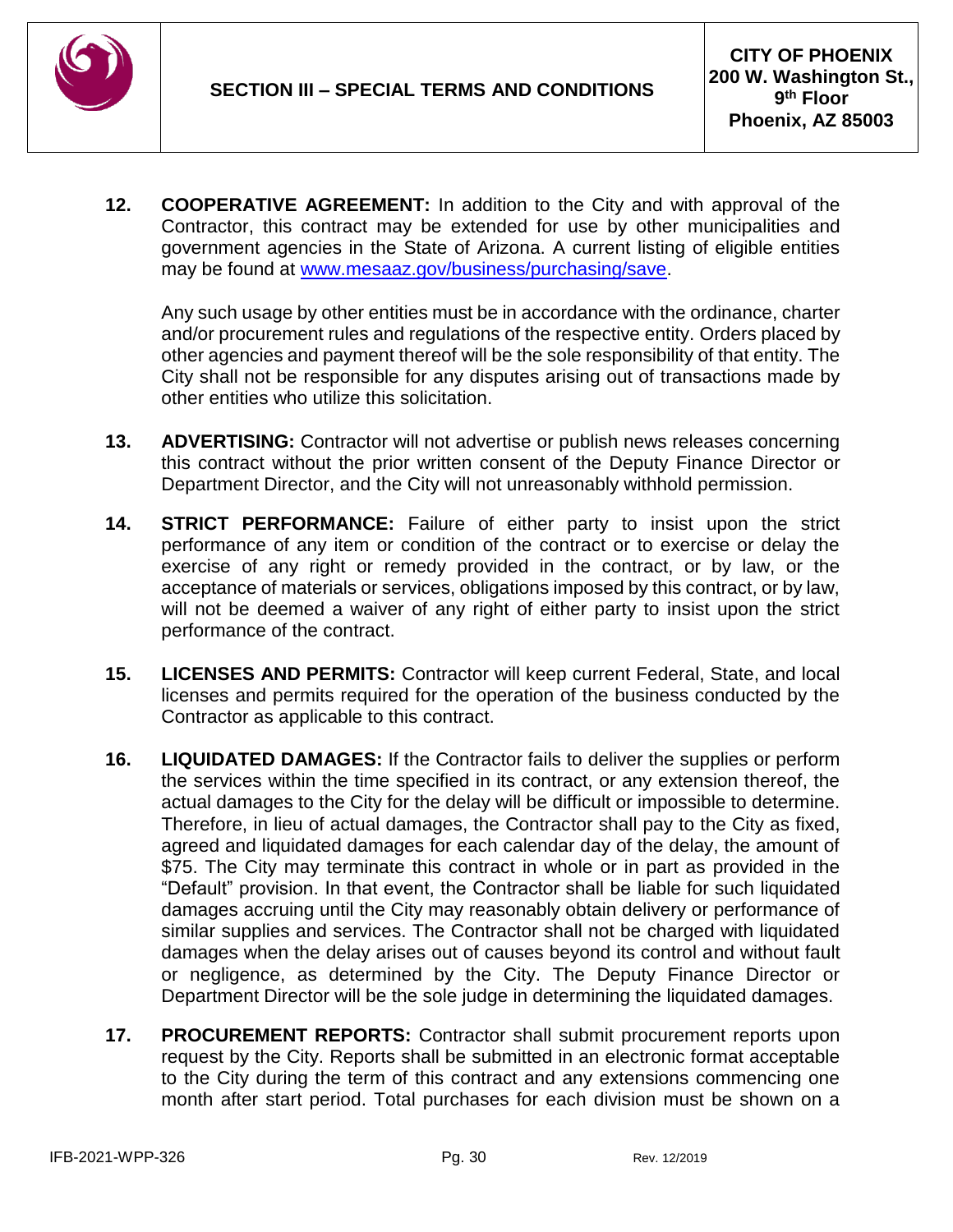**12. COOPERATIVE AGREEMENT:** In addition to the City and with approval of the Contractor, this contract may be extended for use by other municipalities and government agencies in the State of Arizona. A current listing of eligible entities may be found at [www.mesaaz.gov/business/purchasing/save](www.mesaaz.gov/business/purchasing/save).

Any such usage by other entities must be in accordance with the ordinance, charter and/or procurement rules and regulations of the respective entity. Orders placed by other agencies and payment thereof will be the sole responsibility of that entity. The City shall not be responsible for any disputes arising out of transactions made by other entities who utilize this solicitation.

**13. ADVERTISING:** Contractor will not advertise or publish news releases concerning this contract without the prior written consent of the Deputy Finance Director or Department Director, and the City will not unreasonably withhold permission.

**14. STRICT PERFORMANCE:** Failure of either party to insist upon the strict performance of any item or condition of the contract or to exercise or delay the exercise of any right or remedy provided in the contract, or by law, or the acceptance of materials or services, obligations imposed by this contract, or by law, will not be deemed a waiver of any right of either party to insist upon the strict performance of the contract.

**15. LICENSES AND PERMITS:** Contractor will keep current Federal, State, and local licenses and permits required for the operation of the business conducted by the Contractor as applicable to this contract.

**16. LIQUIDATED DAMAGES:** If the Contractor fails to deliver the supplies or perform the services within the time specified in its contract, or any extension thereof, the actual damages to the City for the delay will be difficult or impossible to determine. Therefore, in lieu of actual damages, the Contractor shall pay to the City as fixed, agreed and liquidated damages for each calendar day of the delay, the amount of $75. The City may terminate this contract in whole or in part as provided in the "Default" provision. In that event, the Contractor shall be liable for such liquidated damages accruing until the City may reasonably obtain delivery or performance of similar supplies and services. The Contractor shall not be charged with liquidated damages when the delay arises out of causes beyond its control and without fault or negligence, as determined by the City. The Deputy Finance Director or Department Director will be the sole judge in determining the liquidated damages.

**17. PROCUREMENT REPORTS:** Contractor shall submit procurement reports upon request by the City. Reports shall be submitted in an electronic format acceptable to the City during the term of this contract and any extensions commencing one month after start period. Total purchases for each division must be shown on a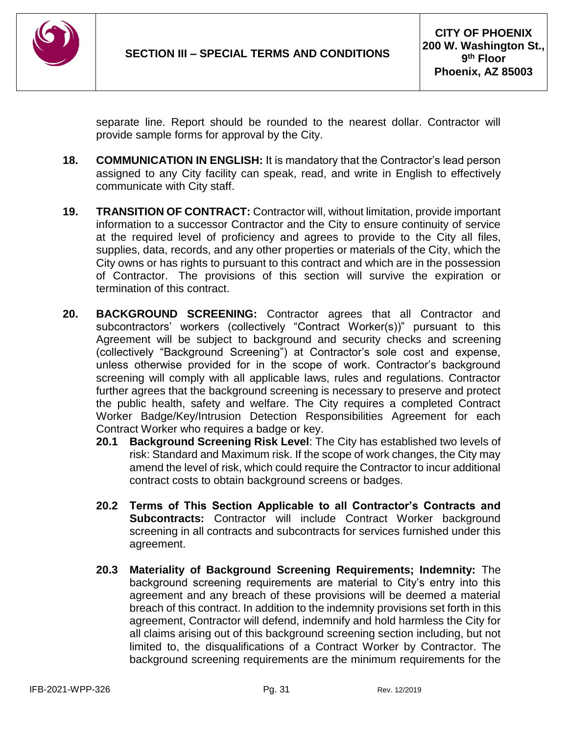separate line. Report should be rounded to the nearest dollar. Contractor will provide sample forms for approval by the City.

**18. COMMUNICATION IN ENGLISH:** It is mandatory that the Contractor's lead person assigned to any City facility can speak, read, and write in English to effectively communicate with City staff.

**19. TRANSITION OF CONTRACT:** Contractor will, without limitation, provide important information to a successor Contractor and the City to ensure continuity of service at the required level of proficiency and agrees to provide to the City all files, supplies, data, records, and any other properties or materials of the City, which the City owns or has rights to pursuant to this contract and which are in the possession of Contractor. The provisions of this section will survive the expiration or termination of this contract.

**20. BACKGROUND SCREENING:** Contractor agrees that all Contractor and subcontractors' workers (collectively "Contract Worker(s))" pursuant to this Agreement will be subject to background and security checks and screening (collectively "Background Screening") at Contractor's sole cost and expense, unless otherwise provided for in the scope of work. Contractor's background screening will comply with all applicable laws, rules and regulations. Contractor further agrees that the background screening is necessary to preserve and protect the public health, safety and welfare. The City requires a completed Contract Worker Badge/Key/Intrusion Detection Responsibilities Agreement for each Contract Worker who requires a badge or key.

**20.1 Background Screening Risk Level**: The City has established two levels of risk: Standard and Maximum risk. If the scope of work changes, the City may amend the level of risk, which could require the Contractor to incur additional contract costs to obtain background screens or badges.

**20.2 Terms of This Section Applicable to all Contractor's Contracts and Subcontracts:** Contractor will include Contract Worker background screening in all contracts and subcontracts for services furnished under this agreement.

**20.3 Materiality of Background Screening Requirements; Indemnity:** The background screening requirements are material to City's entry into this agreement and any breach of these provisions will be deemed a material breach of this contract. In addition to the indemnity provisions set forth in this agreement, Contractor will defend, indemnify and hold harmless the City for all claims arising out of this background screening section including, but not limited to, the disqualifications of a Contract Worker by Contractor. The background screening requirements are the minimum requirements for the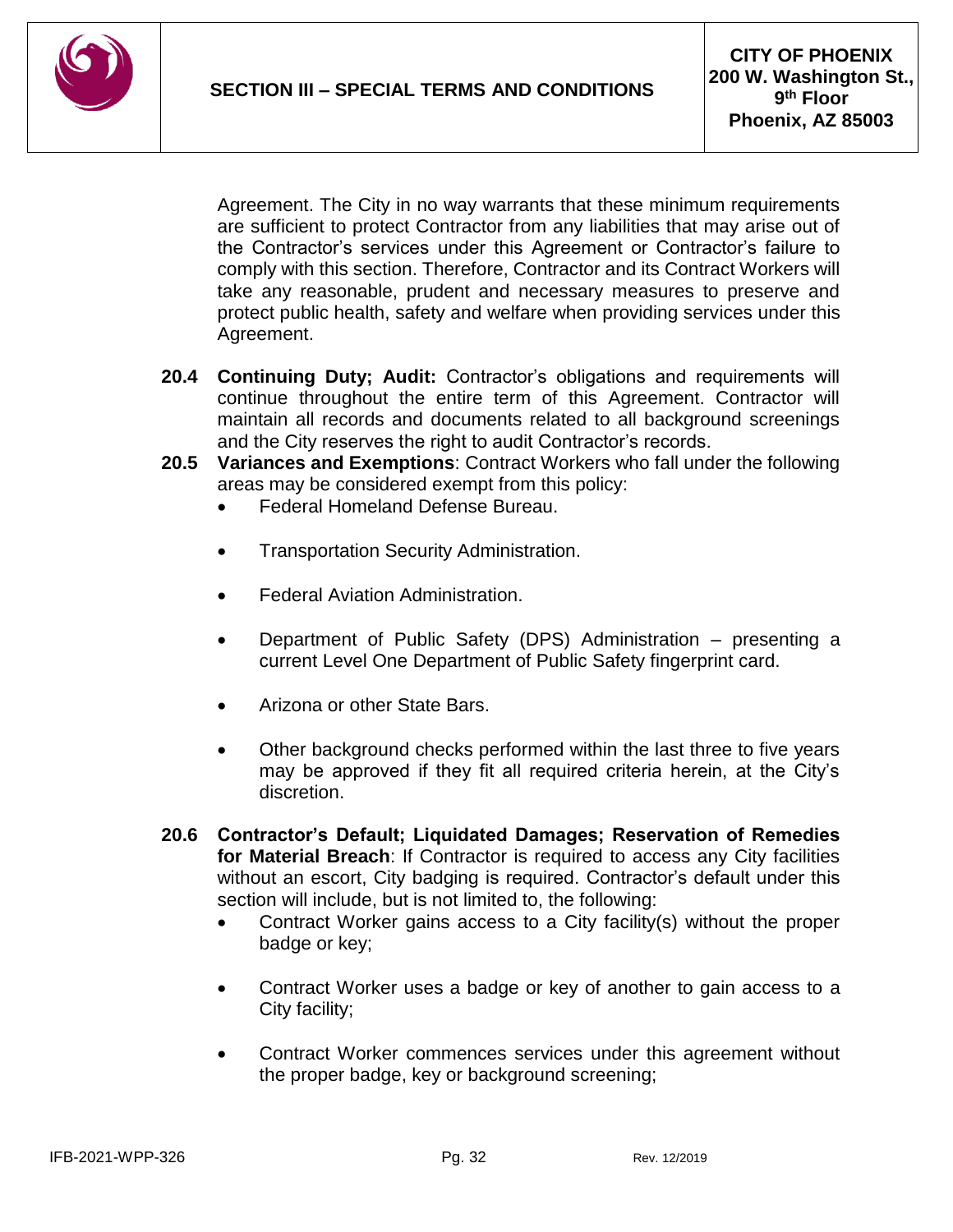Agreement. The City in no way warrants that these minimum requirements are sufficient to protect Contractor from any liabilities that may arise out of the Contractor's services under this Agreement or Contractor's failure to comply with this section. Therefore, Contractor and its Contract Workers will take any reasonable, prudent and necessary measures to preserve and protect public health, safety and welfare when providing services under this Agreement.

**20.4 Continuing Duty; Audit:** Contractor's obligations and requirements will continue throughout the entire term of this Agreement. Contractor will maintain all records and documents related to all background screenings and the City reserves the right to audit Contractor's records.

**20.5 Variances and Exemptions**: Contract Workers who fall under the following areas may be considered exempt from this policy:

- Federal Homeland Defense Bureau.
- Transportation Security Administration.
- Federal Aviation Administration.
- Department of Public Safety (DPS) Administration – presenting a current Level One Department of Public Safety fingerprint card.
- Arizona or other State Bars.
- Other background checks performed within the last three to five years may be approved if they fit all required criteria herein, at the City's discretion.

**20.6 Contractor's Default; Liquidated Damages; Reservation of Remedies for Material Breach**: If Contractor is required to access any City facilities without an escort, City badging is required. Contractor's default under this section will include, but is not limited to, the following:

- Contract Worker gains access to a City facility(s) without the proper badge or key;
- Contract Worker uses a badge or key of another to gain access to a City facility;
- Contract Worker commences services under this agreement without the proper badge, key or background screening;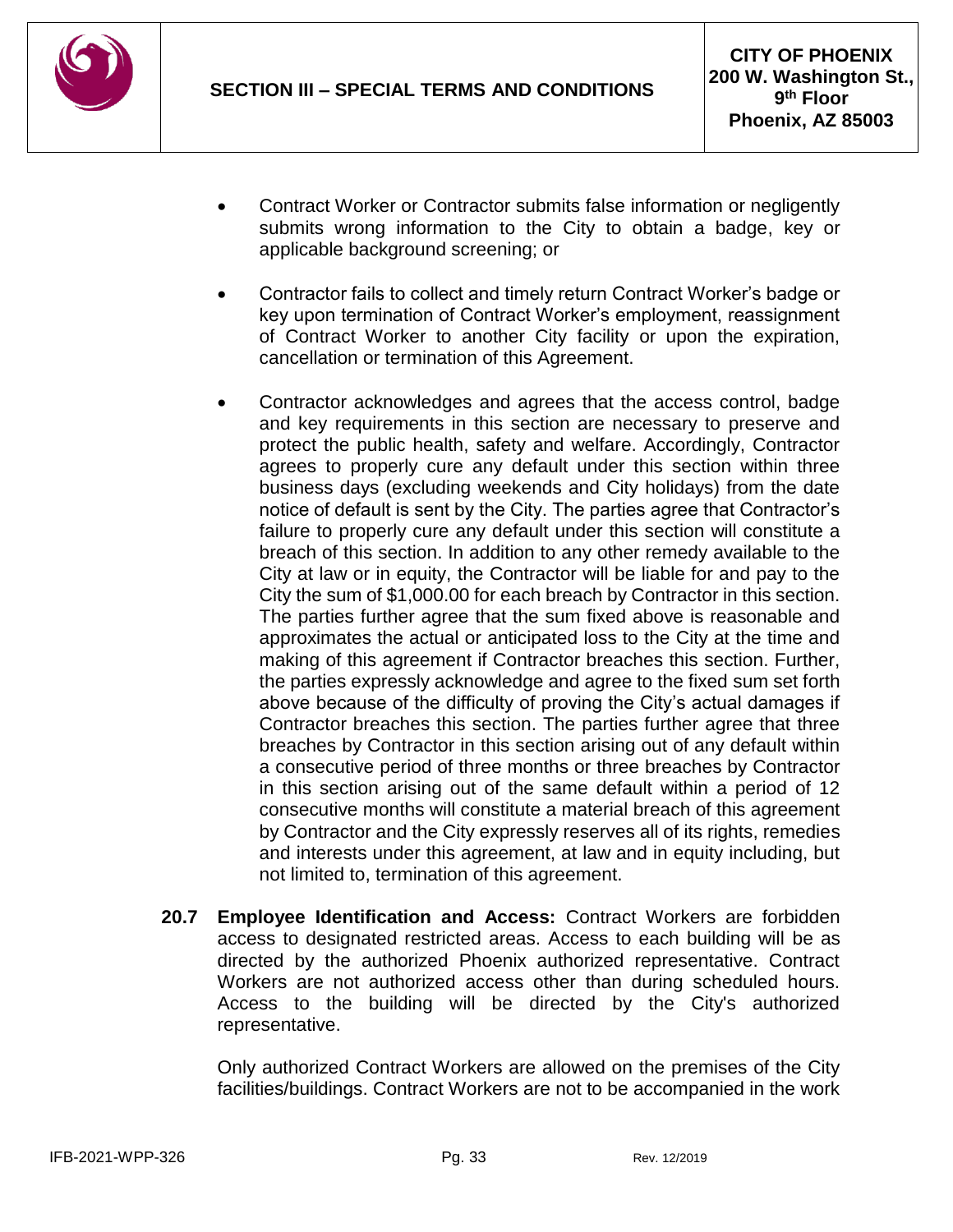- Contract Worker or Contractor submits false information or negligently submits wrong information to the City to obtain a badge, key or applicable background screening; or

- Contractor fails to collect and timely return Contract Worker's badge or key upon termination of Contract Worker's employment, reassignment of Contract Worker to another City facility or upon the expiration, cancellation or termination of this Agreement.

- Contractor acknowledges and agrees that the access control, badge and key requirements in this section are necessary to preserve and protect the public health, safety and welfare. Accordingly, Contractor agrees to properly cure any default under this section within three business days (excluding weekends and City holidays) from the date notice of default is sent by the City. The parties agree that Contractor's failure to properly cure any default under this section will constitute a breach of this section. In addition to any other remedy available to the City at law or in equity, the Contractor will be liable for and pay to the City the sum of $1,000.00 for each breach by Contractor in this section. The parties further agree that the sum fixed above is reasonable and approximates the actual or anticipated loss to the City at the time and making of this agreement if Contractor breaches this section. Further, the parties expressly acknowledge and agree to the fixed sum set forth above because of the difficulty of proving the City's actual damages if Contractor breaches this section. The parties further agree that three breaches by Contractor in this section arising out of any default within a consecutive period of three months or three breaches by Contractor in this section arising out of the same default within a period of 12 consecutive months will constitute a material breach of this agreement by Contractor and the City expressly reserves all of its rights, remedies and interests under this agreement, at law and in equity including, but not limited to, termination of this agreement.

**20.7 Employee Identification and Access:** Contract Workers are forbidden access to designated restricted areas. Access to each building will be as directed by the authorized Phoenix authorized representative. Contract Workers are not authorized access other than during scheduled hours. Access to the building will be directed by the City's authorized representative.

Only authorized Contract Workers are allowed on the premises of the City facilities/buildings. Contract Workers are not to be accompanied in the work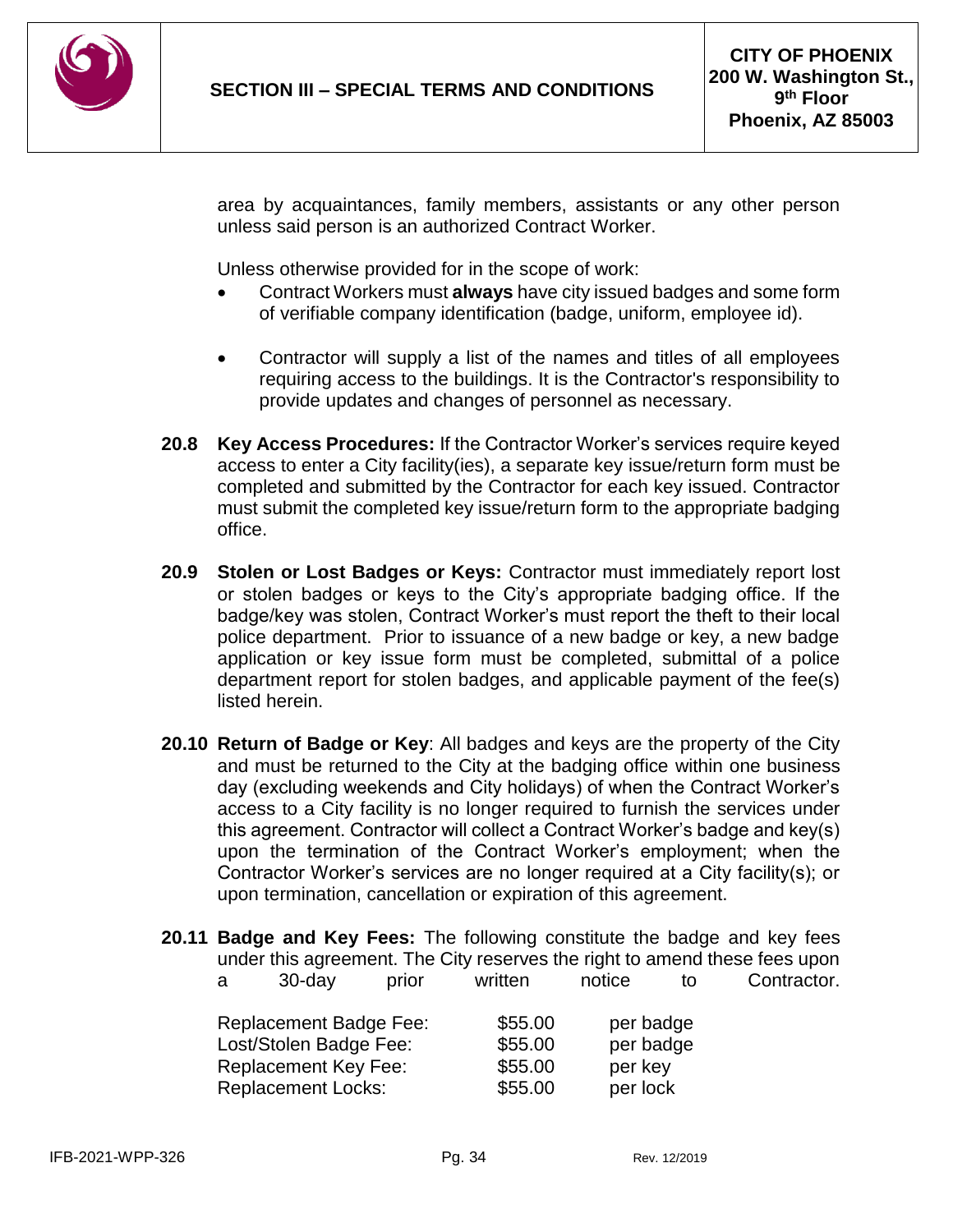area by acquaintances, family members, assistants or any other person unless said person is an authorized Contract Worker.

Unless otherwise provided for in the scope of work:

- Contract Workers must **always** have city issued badges and some form of verifiable company identification (badge, uniform, employee id).
- Contractor will supply a list of the names and titles of all employees requiring access to the buildings. It is the Contractor's responsibility to provide updates and changes of personnel as necessary.

**20.8 Key Access Procedures:** If the Contractor Worker's services require keyed access to enter a City facility(ies), a separate key issue/return form must be completed and submitted by the Contractor for each key issued. Contractor must submit the completed key issue/return form to the appropriate badging office.

**20.9 Stolen or Lost Badges or Keys:** Contractor must immediately report lost or stolen badges or keys to the City's appropriate badging office. If the badge/key was stolen, Contract Worker's must report the theft to their local police department. Prior to issuance of a new badge or key, a new badge application or key issue form must be completed, submittal of a police department report for stolen badges, and applicable payment of the fee(s) listed herein.

**20.10 Return of Badge or Key**: All badges and keys are the property of the City and must be returned to the City at the badging office within one business day (excluding weekends and City holidays) of when the Contract Worker's access to a City facility is no longer required to furnish the services under this agreement. Contractor will collect a Contract Worker's badge and key(s) upon the termination of the Contract Worker's employment; when the Contractor Worker's services are no longer required at a City facility(s); or upon termination, cancellation or expiration of this agreement.

**20.11 Badge and Key Fees:** The following constitute the badge and key fees under this agreement. The City reserves the right to amend these fees upon a 30-day prior written notice to Contractor.

| | | |
|---|---|---|
| Replacement Badge Fee: | $55.00 | per badge |
| Lost/Stolen Badge Fee: | $55.00 | per badge |
| Replacement Key Fee: | $55.00 | per key |
| Replacement Locks: | $55.00 | per lock |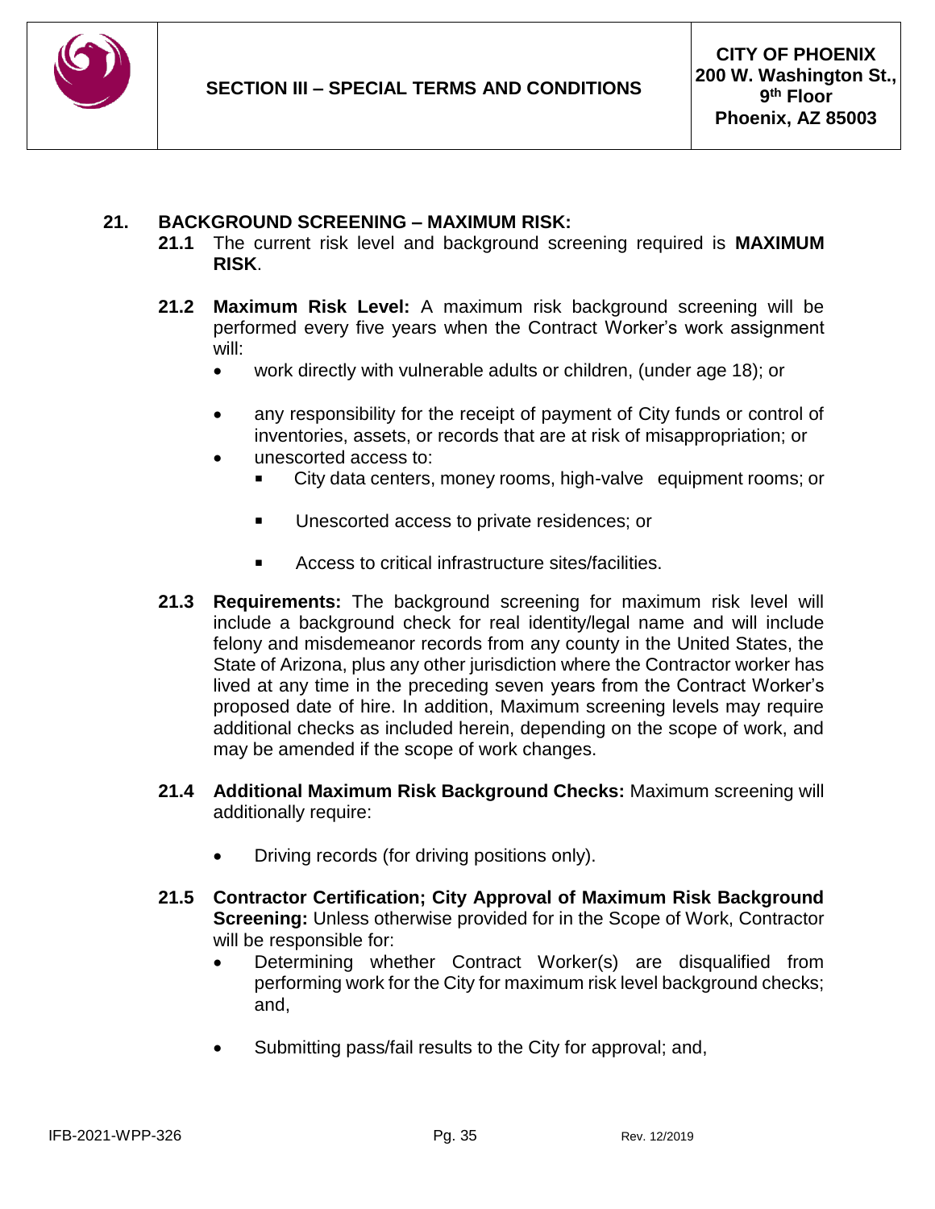## 21. BACKGROUND SCREENING – MAXIMUM RISK:

**21.1** The current risk level and background screening required is **MAXIMUM RISK**.

**21.2** **Maximum Risk Level:** A maximum risk background screening will be performed every five years when the Contract Worker's work assignment will:

- work directly with vulnerable adults or children, (under age 18); or
- any responsibility for the receipt of payment of City funds or control of inventories, assets, or records that are at risk of misappropriation; or
- unescorted access to:
  - City data centers, money rooms, high-valve equipment rooms; or
  - Unescorted access to private residences; or
  - Access to critical infrastructure sites/facilities.

**21.3** **Requirements:** The background screening for maximum risk level will include a background check for real identity/legal name and will include felony and misdemeanor records from any county in the United States, the State of Arizona, plus any other jurisdiction where the Contractor worker has lived at any time in the preceding seven years from the Contract Worker's proposed date of hire. In addition, Maximum screening levels may require additional checks as included herein, depending on the scope of work, and may be amended if the scope of work changes.

**21.4** **Additional Maximum Risk Background Checks:** Maximum screening will additionally require:

- Driving records (for driving positions only).

**21.5** **Contractor Certification; City Approval of Maximum Risk Background Screening:** Unless otherwise provided for in the Scope of Work, Contractor will be responsible for:

- Determining whether Contract Worker(s) are disqualified from performing work for the City for maximum risk level background checks; and,
- Submitting pass/fail results to the City for approval; and,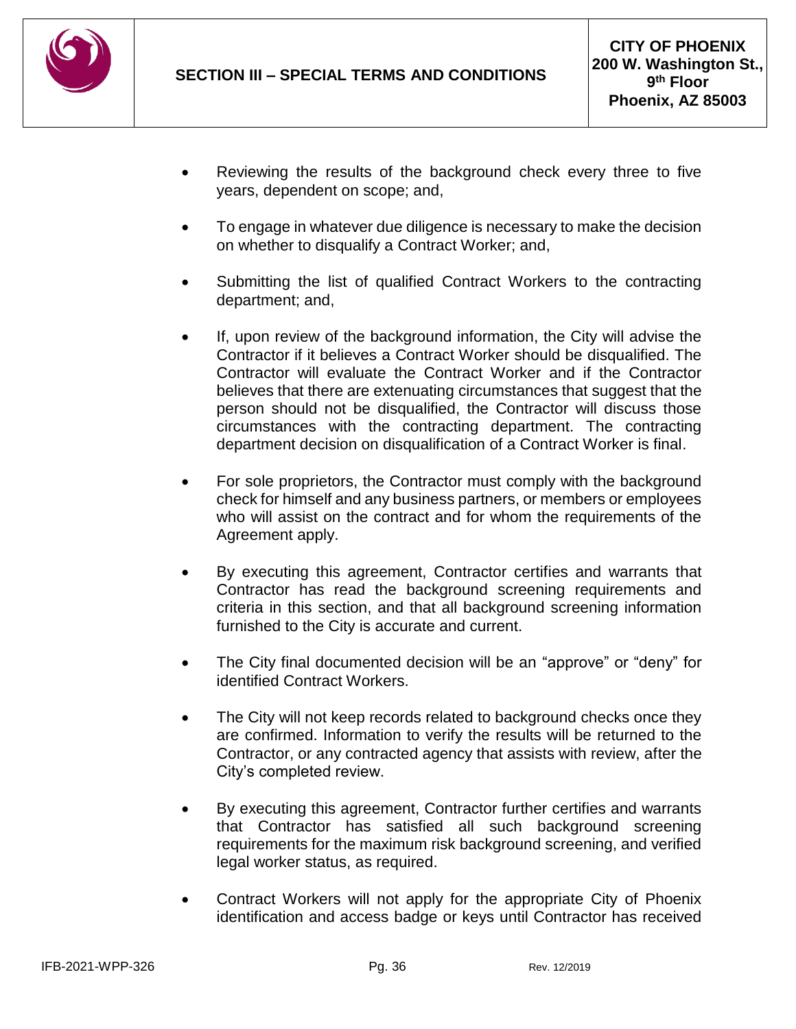- Reviewing the results of the background check every three to five years, dependent on scope; and,

- To engage in whatever due diligence is necessary to make the decision on whether to disqualify a Contract Worker; and,

- Submitting the list of qualified Contract Workers to the contracting department; and,

- If, upon review of the background information, the City will advise the Contractor if it believes a Contract Worker should be disqualified. The Contractor will evaluate the Contract Worker and if the Contractor believes that there are extenuating circumstances that suggest that the person should not be disqualified, the Contractor will discuss those circumstances with the contracting department. The contracting department decision on disqualification of a Contract Worker is final.

- For sole proprietors, the Contractor must comply with the background check for himself and any business partners, or members or employees who will assist on the contract and for whom the requirements of the Agreement apply.

- By executing this agreement, Contractor certifies and warrants that Contractor has read the background screening requirements and criteria in this section, and that all background screening information furnished to the City is accurate and current.

- The City final documented decision will be an "approve" or "deny" for identified Contract Workers.

- The City will not keep records related to background checks once they are confirmed. Information to verify the results will be returned to the Contractor, or any contracted agency that assists with review, after the City's completed review.

- By executing this agreement, Contractor further certifies and warrants that Contractor has satisfied all such background screening requirements for the maximum risk background screening, and verified legal worker status, as required.

- Contract Workers will not apply for the appropriate City of Phoenix identification and access badge or keys until Contractor has received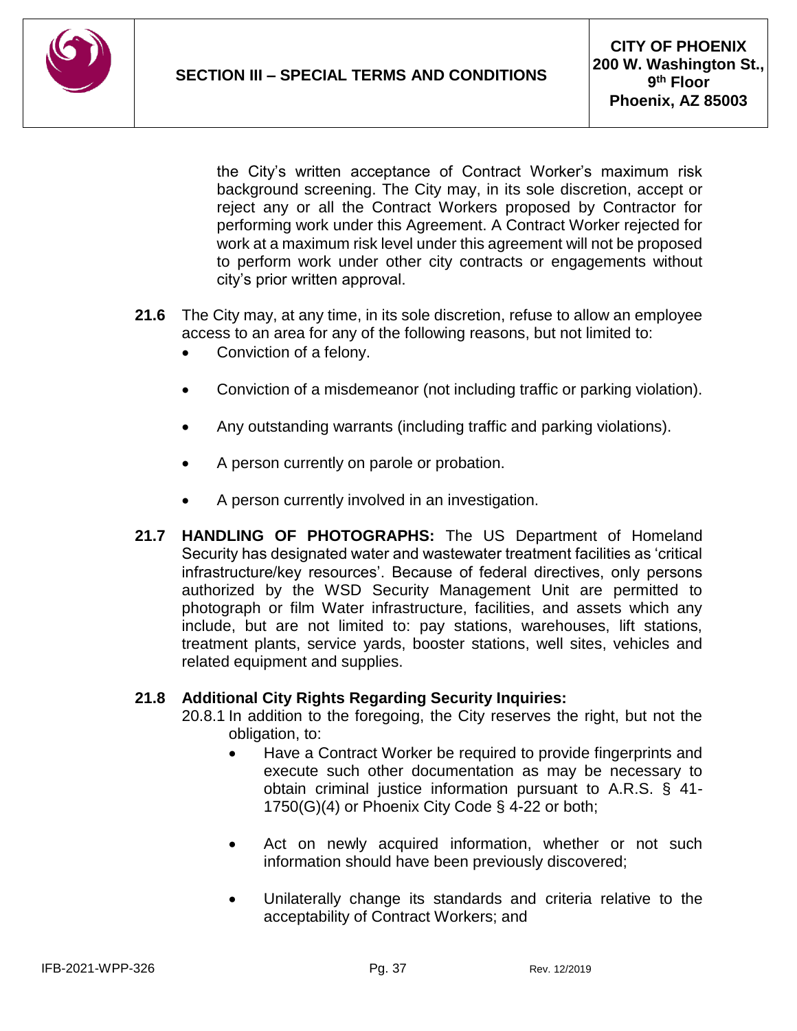the City's written acceptance of Contract Worker's maximum risk background screening. The City may, in its sole discretion, accept or reject any or all the Contract Workers proposed by Contractor for performing work under this Agreement. A Contract Worker rejected for work at a maximum risk level under this agreement will not be proposed to perform work under other city contracts or engagements without city's prior written approval.

**21.6** The City may, at any time, in its sole discretion, refuse to allow an employee access to an area for any of the following reasons, but not limited to:

- Conviction of a felony.
- Conviction of a misdemeanor (not including traffic or parking violation).
- Any outstanding warrants (including traffic and parking violations).
- A person currently on parole or probation.
- A person currently involved in an investigation.

**21.7 HANDLING OF PHOTOGRAPHS:** The US Department of Homeland Security has designated water and wastewater treatment facilities as 'critical infrastructure/key resources'. Because of federal directives, only persons authorized by the WSD Security Management Unit are permitted to photograph or film Water infrastructure, facilities, and assets which any include, but are not limited to: pay stations, warehouses, lift stations, treatment plants, service yards, booster stations, well sites, vehicles and related equipment and supplies.

**21.8 Additional City Rights Regarding Security Inquiries:**

20.8.1 In addition to the foregoing, the City reserves the right, but not the obligation, to:

- Have a Contract Worker be required to provide fingerprints and execute such other documentation as may be necessary to obtain criminal justice information pursuant to A.R.S. § 41-1750(G)(4) or Phoenix City Code § 4-22 or both;
- Act on newly acquired information, whether or not such information should have been previously discovered;
- Unilaterally change its standards and criteria relative to the acceptability of Contract Workers; and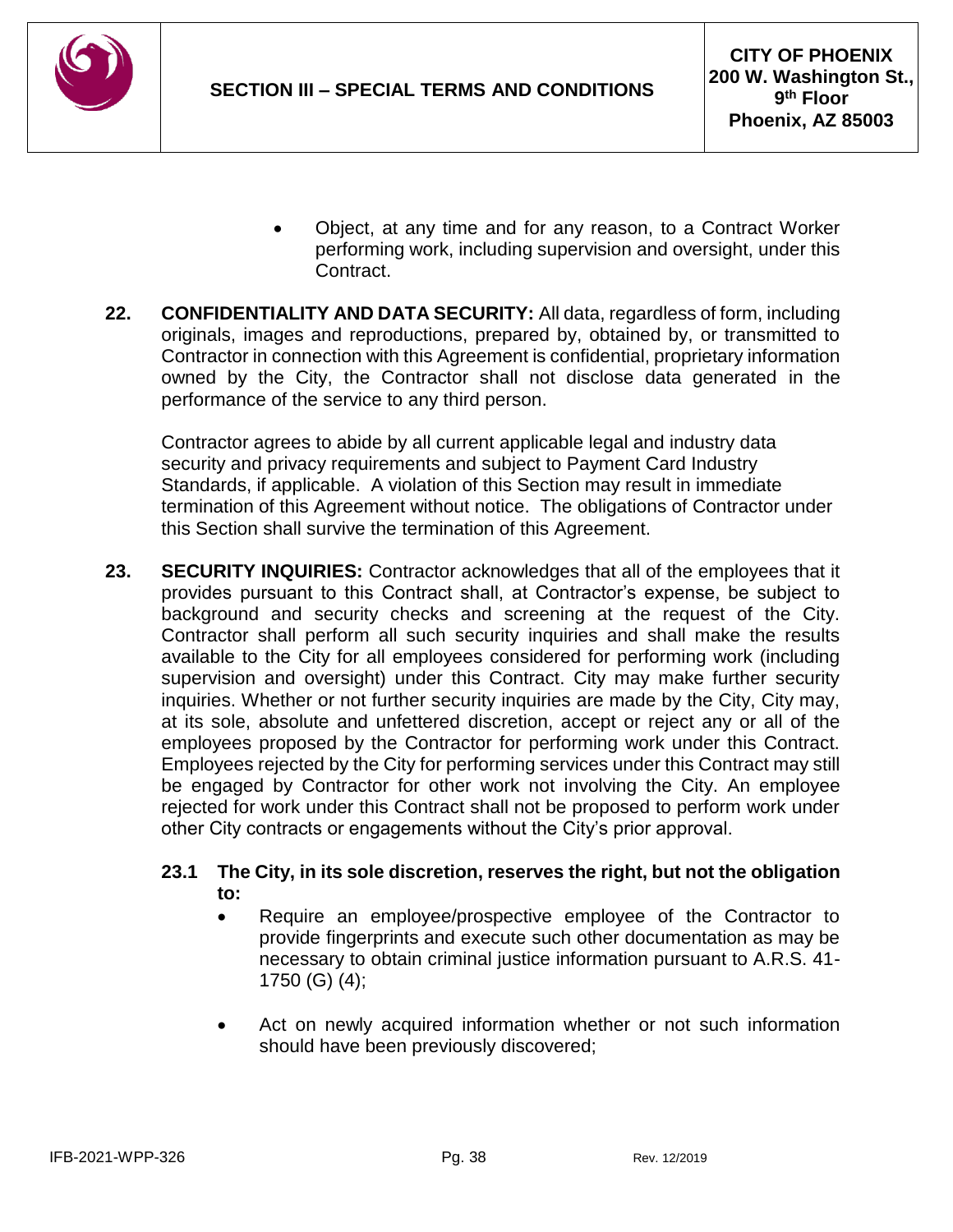- Object, at any time and for any reason, to a Contract Worker performing work, including supervision and oversight, under this Contract.

**22. CONFIDENTIALITY AND DATA SECURITY:** All data, regardless of form, including originals, images and reproductions, prepared by, obtained by, or transmitted to Contractor in connection with this Agreement is confidential, proprietary information owned by the City, the Contractor shall not disclose data generated in the performance of the service to any third person.

Contractor agrees to abide by all current applicable legal and industry data security and privacy requirements and subject to Payment Card Industry Standards, if applicable. A violation of this Section may result in immediate termination of this Agreement without notice. The obligations of Contractor under this Section shall survive the termination of this Agreement.

**23. SECURITY INQUIRIES:** Contractor acknowledges that all of the employees that it provides pursuant to this Contract shall, at Contractor's expense, be subject to background and security checks and screening at the request of the City. Contractor shall perform all such security inquiries and shall make the results available to the City for all employees considered for performing work (including supervision and oversight) under this Contract. City may make further security inquiries. Whether or not further security inquiries are made by the City, City may, at its sole, absolute and unfettered discretion, accept or reject any or all of the employees proposed by the Contractor for performing work under this Contract. Employees rejected by the City for performing services under this Contract may still be engaged by Contractor for other work not involving the City. An employee rejected for work under this Contract shall not be proposed to perform work under other City contracts or engagements without the City's prior approval.

**23.1 The City, in its sole discretion, reserves the right, but not the obligation to:**

- Require an employee/prospective employee of the Contractor to provide fingerprints and execute such other documentation as may be necessary to obtain criminal justice information pursuant to A.R.S. 41-1750 (G) (4);

- Act on newly acquired information whether or not such information should have been previously discovered;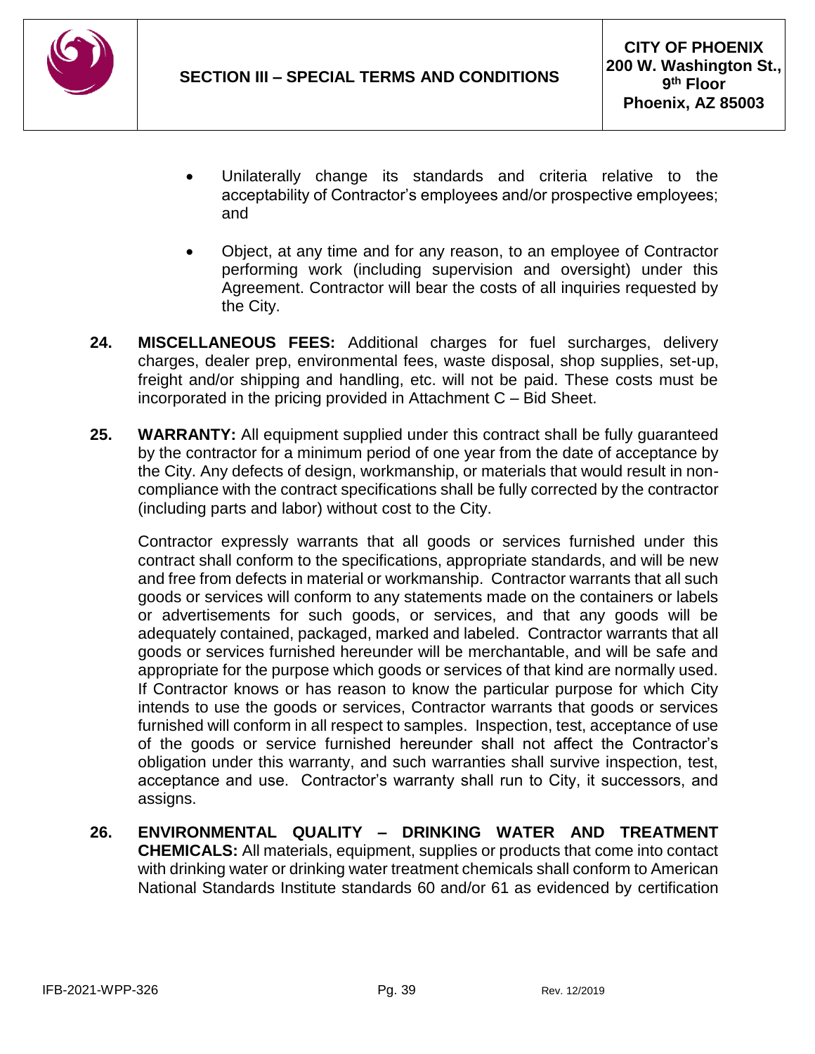- Unilaterally change its standards and criteria relative to the acceptability of Contractor's employees and/or prospective employees; and

- Object, at any time and for any reason, to an employee of Contractor performing work (including supervision and oversight) under this Agreement. Contractor will bear the costs of all inquiries requested by the City.

**24. MISCELLANEOUS FEES:** Additional charges for fuel surcharges, delivery charges, dealer prep, environmental fees, waste disposal, shop supplies, set-up, freight and/or shipping and handling, etc. will not be paid. These costs must be incorporated in the pricing provided in Attachment C – Bid Sheet.

**25. WARRANTY:** All equipment supplied under this contract shall be fully guaranteed by the contractor for a minimum period of one year from the date of acceptance by the City. Any defects of design, workmanship, or materials that would result in non-compliance with the contract specifications shall be fully corrected by the contractor (including parts and labor) without cost to the City.

Contractor expressly warrants that all goods or services furnished under this contract shall conform to the specifications, appropriate standards, and will be new and free from defects in material or workmanship. Contractor warrants that all such goods or services will conform to any statements made on the containers or labels or advertisements for such goods, or services, and that any goods will be adequately contained, packaged, marked and labeled. Contractor warrants that all goods or services furnished hereunder will be merchantable, and will be safe and appropriate for the purpose which goods or services of that kind are normally used. If Contractor knows or has reason to know the particular purpose for which City intends to use the goods or services, Contractor warrants that goods or services furnished will conform in all respect to samples. Inspection, test, acceptance of use of the goods or service furnished hereunder shall not affect the Contractor's obligation under this warranty, and such warranties shall survive inspection, test, acceptance and use. Contractor's warranty shall run to City, it successors, and assigns.

**26. ENVIRONMENTAL QUALITY – DRINKING WATER AND TREATMENT CHEMICALS:** All materials, equipment, supplies or products that come into contact with drinking water or drinking water treatment chemicals shall conform to American National Standards Institute standards 60 and/or 61 as evidenced by certification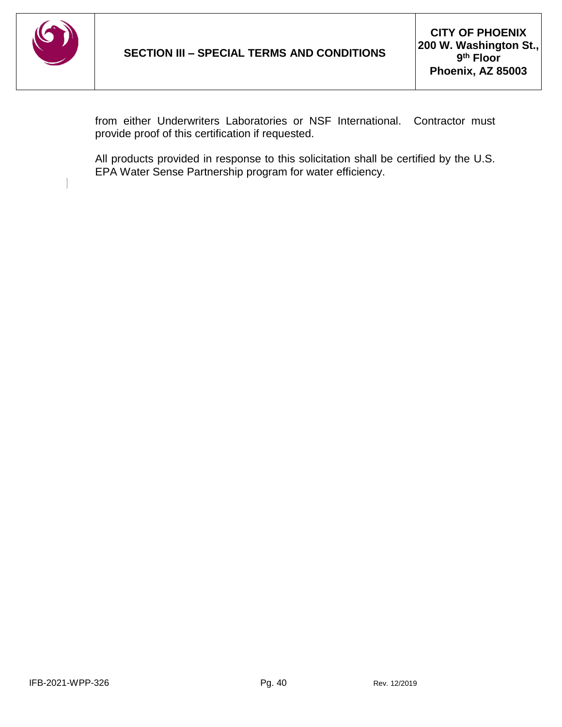from either Underwriters Laboratories or NSF International. Contractor must provide proof of this certification if requested.

All products provided in response to this solicitation shall be certified by the U.S. EPA Water Sense Partnership program for water efficiency.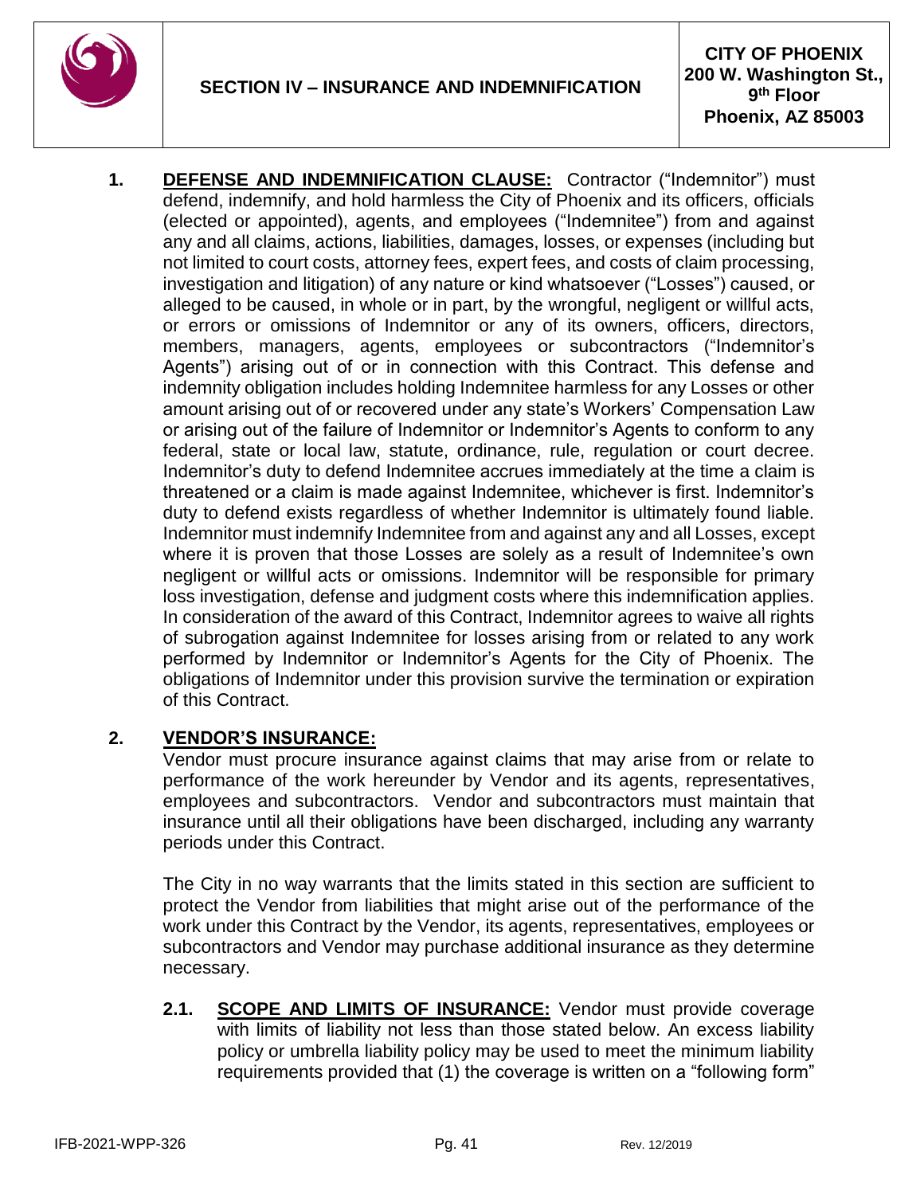**1. DEFENSE AND INDEMNIFICATION CLAUSE:** Contractor ("Indemnitor") must defend, indemnify, and hold harmless the City of Phoenix and its officers, officials (elected or appointed), agents, and employees ("Indemnitee") from and against any and all claims, actions, liabilities, damages, losses, or expenses (including but not limited to court costs, attorney fees, expert fees, and costs of claim processing, investigation and litigation) of any nature or kind whatsoever ("Losses") caused, or alleged to be caused, in whole or in part, by the wrongful, negligent or willful acts, or errors or omissions of Indemnitor or any of its owners, officers, directors, members, managers, agents, employees or subcontractors ("Indemnitor's Agents") arising out of or in connection with this Contract. This defense and indemnity obligation includes holding Indemnitee harmless for any Losses or other amount arising out of or recovered under any state's Workers' Compensation Law or arising out of the failure of Indemnitor or Indemnitor's Agents to conform to any federal, state or local law, statute, ordinance, rule, regulation or court decree. Indemnitor's duty to defend Indemnitee accrues immediately at the time a claim is threatened or a claim is made against Indemnitee, whichever is first. Indemnitor's duty to defend exists regardless of whether Indemnitor is ultimately found liable. Indemnitor must indemnify Indemnitee from and against any and all Losses, except where it is proven that those Losses are solely as a result of Indemnitee's own negligent or willful acts or omissions. Indemnitor will be responsible for primary loss investigation, defense and judgment costs where this indemnification applies. In consideration of the award of this Contract, Indemnitor agrees to waive all rights of subrogation against Indemnitee for losses arising from or related to any work performed by Indemnitor or Indemnitor's Agents for the City of Phoenix. The obligations of Indemnitor under this provision survive the termination or expiration of this Contract.

**2. VENDOR'S INSURANCE:**

Vendor must procure insurance against claims that may arise from or relate to performance of the work hereunder by Vendor and its agents, representatives, employees and subcontractors. Vendor and subcontractors must maintain that insurance until all their obligations have been discharged, including any warranty periods under this Contract.

The City in no way warrants that the limits stated in this section are sufficient to protect the Vendor from liabilities that might arise out of the performance of the work under this Contract by the Vendor, its agents, representatives, employees or subcontractors and Vendor may purchase additional insurance as they determine necessary.

**2.1. SCOPE AND LIMITS OF INSURANCE:** Vendor must provide coverage with limits of liability not less than those stated below. An excess liability policy or umbrella liability policy may be used to meet the minimum liability requirements provided that (1) the coverage is written on a "following form"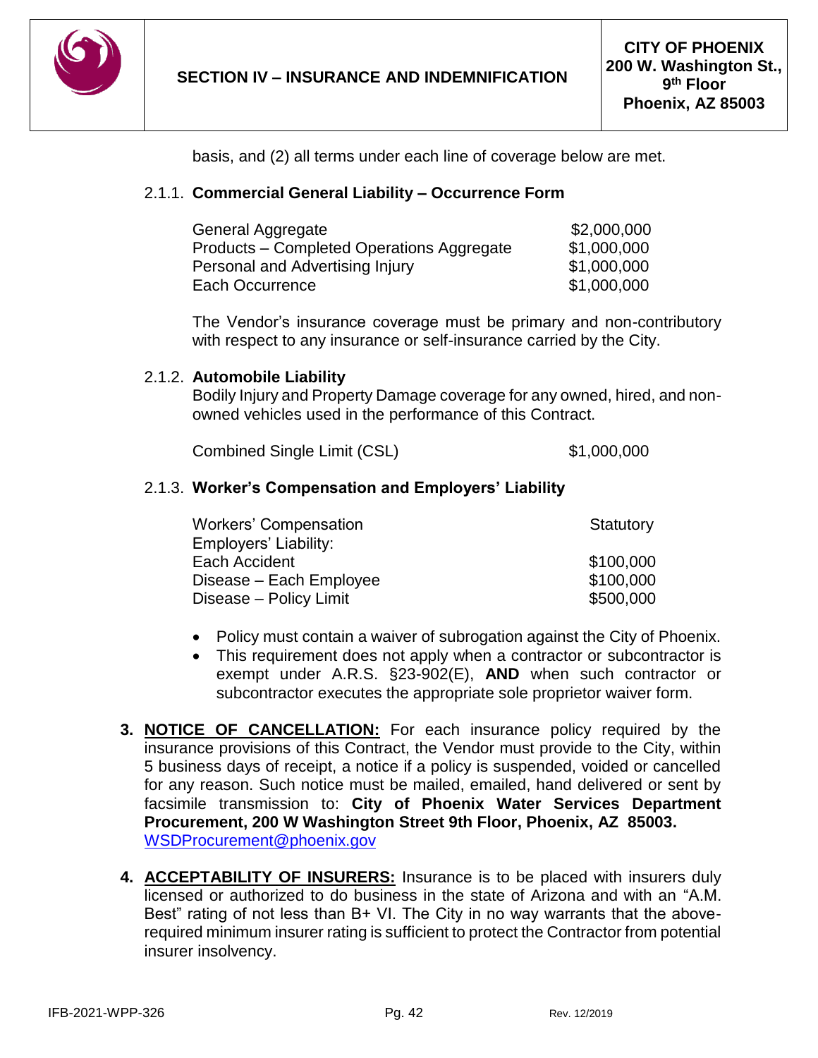basis, and (2) all terms under each line of coverage below are met.

2.1.1. **Commercial General Liability – Occurrence Form**

| | |
|---|---|
| General Aggregate | $2,000,000 |
| Products – Completed Operations Aggregate | $1,000,000 |
| Personal and Advertising Injury | $1,000,000 |
| Each Occurrence | $1,000,000 |

The Vendor's insurance coverage must be primary and non-contributory with respect to any insurance or self-insurance carried by the City.

2.1.2. **Automobile Liability**
Bodily Injury and Property Damage coverage for any owned, hired, and non-owned vehicles used in the performance of this Contract.

| | |
|---|---|
| Combined Single Limit (CSL) | $1,000,000 |

2.1.3. **Worker's Compensation and Employers' Liability**

| | |
|---|---|
| Workers' Compensation | Statutory |
| Employers' Liability: | |
| Each Accident | $100,000 |
| Disease – Each Employee | $100,000 |
| Disease – Policy Limit | $500,000 |

- Policy must contain a waiver of subrogation against the City of Phoenix.
- This requirement does not apply when a contractor or subcontractor is exempt under A.R.S. §23-902(E), **AND** when such contractor or subcontractor executes the appropriate sole proprietor waiver form.

3. **NOTICE OF CANCELLATION:** For each insurance policy required by the insurance provisions of this Contract, the Vendor must provide to the City, within 5 business days of receipt, a notice if a policy is suspended, voided or cancelled for any reason. Such notice must be mailed, emailed, hand delivered or sent by facsimile transmission to: **City of Phoenix Water Services Department Procurement, 200 W Washington Street 9th Floor, Phoenix, AZ 85003.** WSDProcurement@phoenix.gov

4. **ACCEPTABILITY OF INSURERS:** Insurance is to be placed with insurers duly licensed or authorized to do business in the state of Arizona and with an "A.M. Best" rating of not less than B+ VI. The City in no way warrants that the above-required minimum insurer rating is sufficient to protect the Contractor from potential insurer insolvency.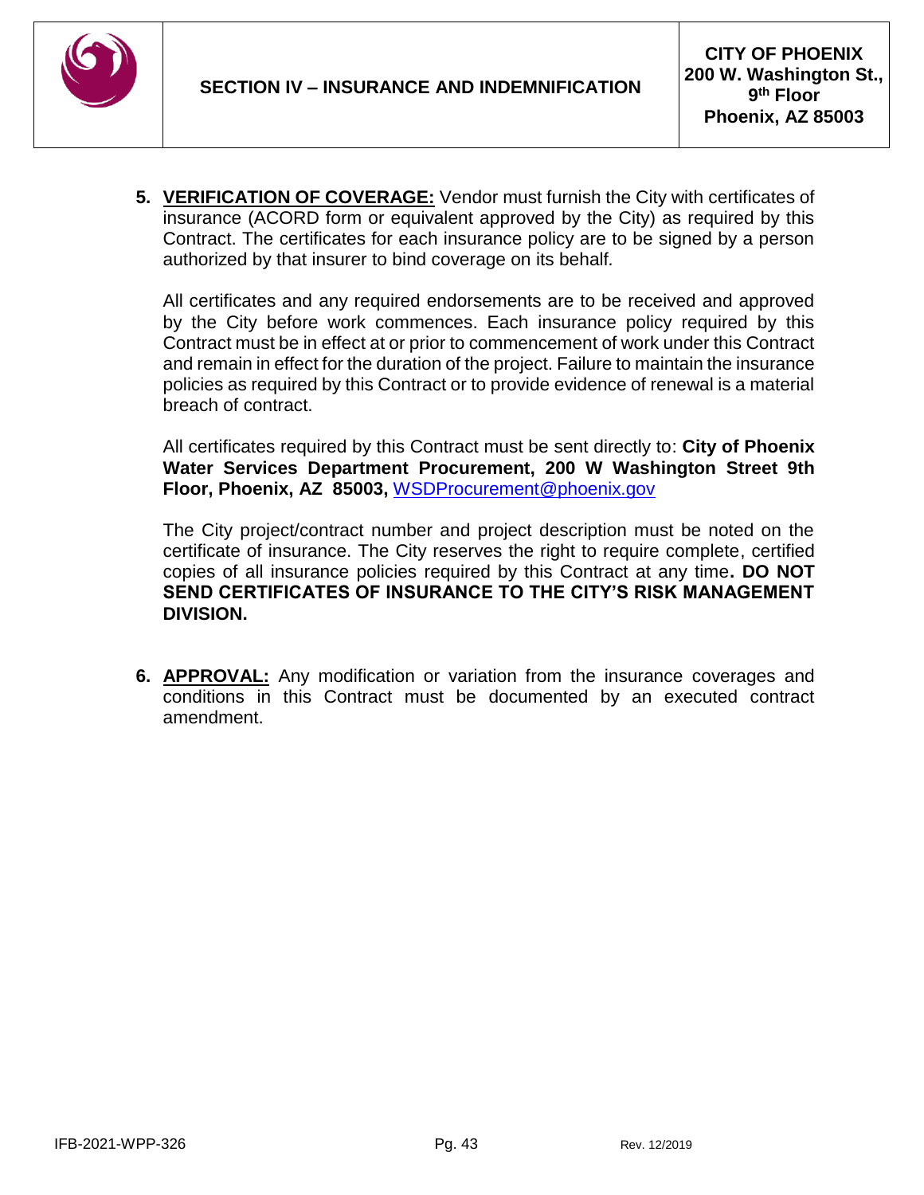5. **VERIFICATION OF COVERAGE:** Vendor must furnish the City with certificates of insurance (ACORD form or equivalent approved by the City) as required by this Contract. The certificates for each insurance policy are to be signed by a person authorized by that insurer to bind coverage on its behalf.

   All certificates and any required endorsements are to be received and approved by the City before work commences. Each insurance policy required by this Contract must be in effect at or prior to commencement of work under this Contract and remain in effect for the duration of the project. Failure to maintain the insurance policies as required by this Contract or to provide evidence of renewal is a material breach of contract.

   All certificates required by this Contract must be sent directly to: **City of Phoenix Water Services Department Procurement, 200 W Washington Street 9th Floor, Phoenix, AZ 85003,** WSDProcurement@phoenix.gov

   The City project/contract number and project description must be noted on the certificate of insurance. The City reserves the right to require complete, certified copies of all insurance policies required by this Contract at any time**. DO NOT SEND CERTIFICATES OF INSURANCE TO THE CITY'S RISK MANAGEMENT DIVISION.**

6. **APPROVAL:** Any modification or variation from the insurance coverages and conditions in this Contract must be documented by an executed contract amendment.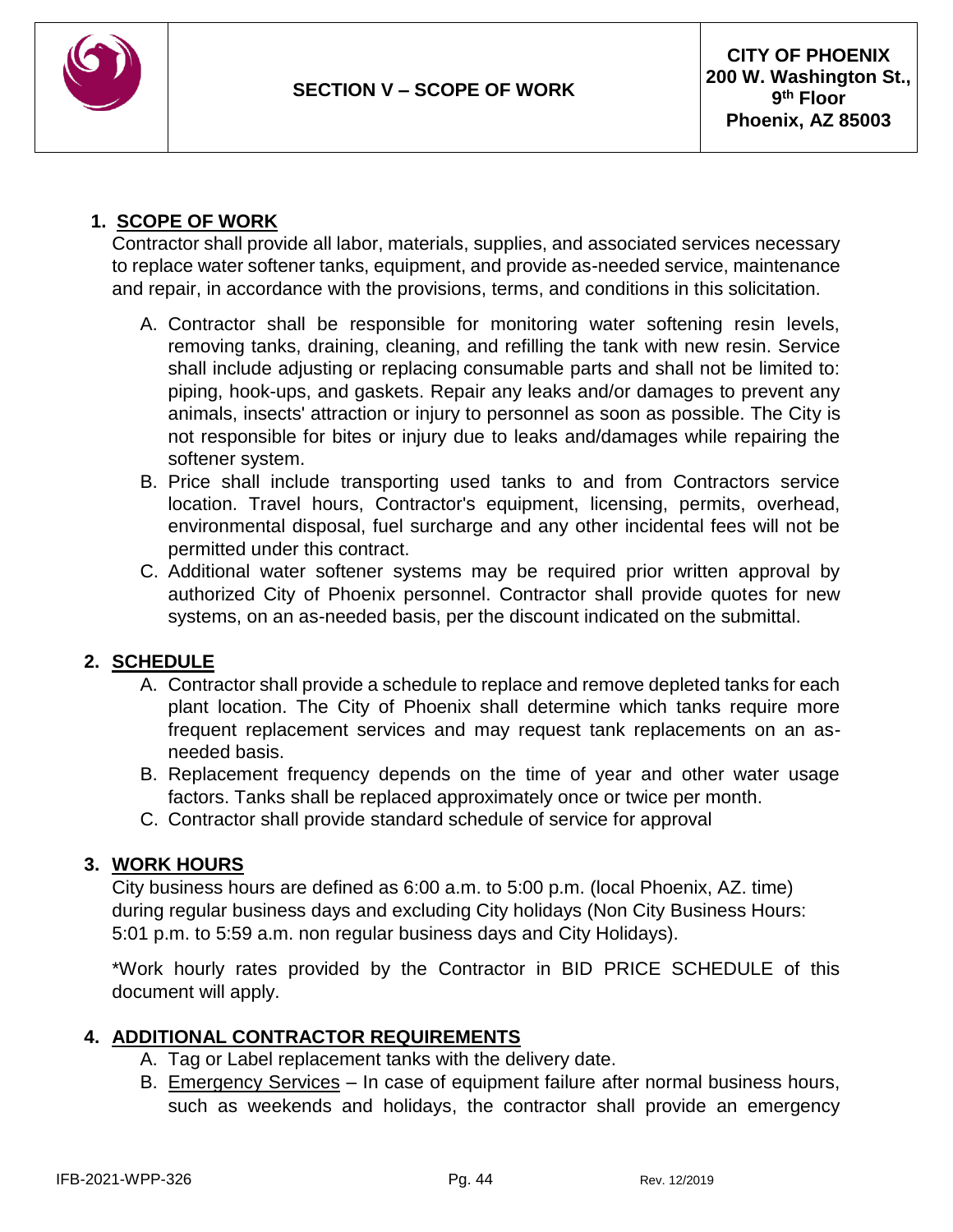## SECTION V – SCOPE OF WORK

CITY OF PHOENIX
200 W. Washington St., 9th Floor
Phoenix, AZ 85003

1. **SCOPE OF WORK**

   Contractor shall provide all labor, materials, supplies, and associated services necessary to replace water softener tanks, equipment, and provide as-needed service, maintenance and repair, in accordance with the provisions, terms, and conditions in this solicitation.

   A. Contractor shall be responsible for monitoring water softening resin levels, removing tanks, draining, cleaning, and refilling the tank with new resin. Service shall include adjusting or replacing consumable parts and shall not be limited to: piping, hook-ups, and gaskets. Repair any leaks and/or damages to prevent any animals, insects' attraction or injury to personnel as soon as possible. The City is not responsible for bites or injury due to leaks and/damages while repairing the softener system.
   B. Price shall include transporting used tanks to and from Contractors service location. Travel hours, Contractor's equipment, licensing, permits, overhead, environmental disposal, fuel surcharge and any other incidental fees will not be permitted under this contract.
   C. Additional water softener systems may be required prior written approval by authorized City of Phoenix personnel. Contractor shall provide quotes for new systems, on an as-needed basis, per the discount indicated on the submittal.

2. **SCHEDULE**

   A. Contractor shall provide a schedule to replace and remove depleted tanks for each plant location. The City of Phoenix shall determine which tanks require more frequent replacement services and may request tank replacements on an as-needed basis.
   B. Replacement frequency depends on the time of year and other water usage factors. Tanks shall be replaced approximately once or twice per month.
   C. Contractor shall provide standard schedule of service for approval

3. **WORK HOURS**

   City business hours are defined as 6:00 a.m. to 5:00 p.m. (local Phoenix, AZ. time) during regular business days and excluding City holidays (Non City Business Hours: 5:01 p.m. to 5:59 a.m. non regular business days and City Holidays).

   *Work hourly rates provided by the Contractor in BID PRICE SCHEDULE of this document will apply.

4. **ADDITIONAL CONTRACTOR REQUIREMENTS**

   A. Tag or Label replacement tanks with the delivery date.
   B. Emergency Services – In case of equipment failure after normal business hours, such as weekends and holidays, the contractor shall provide an emergency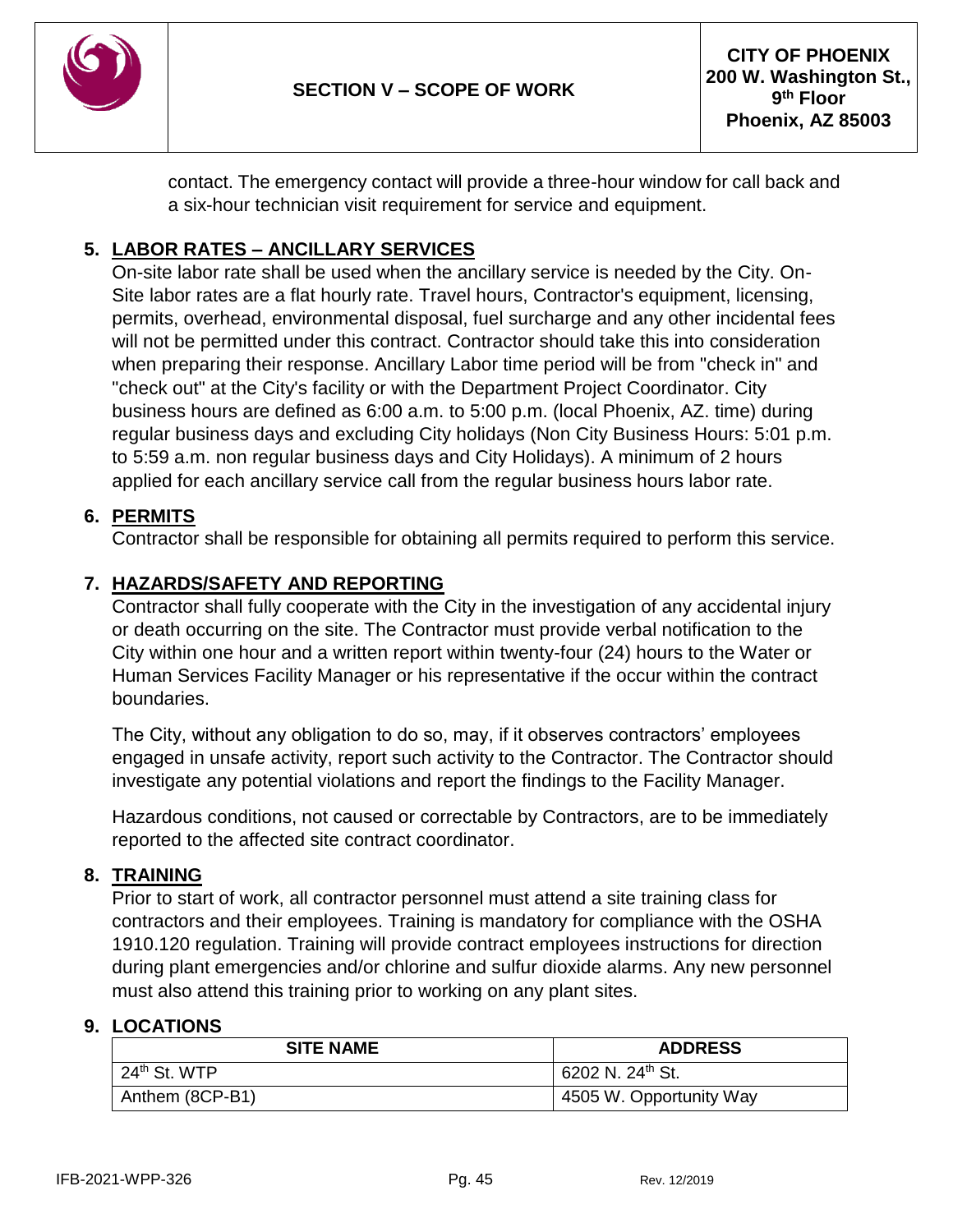contact. The emergency contact will provide a three-hour window for call back and a six-hour technician visit requirement for service and equipment.

## 5. LABOR RATES – ANCILLARY SERVICES

On-site labor rate shall be used when the ancillary service is needed by the City. On-Site labor rates are a flat hourly rate. Travel hours, Contractor's equipment, licensing, permits, overhead, environmental disposal, fuel surcharge and any other incidental fees will not be permitted under this contract. Contractor should take this into consideration when preparing their response. Ancillary Labor time period will be from "check in" and "check out" at the City's facility or with the Department Project Coordinator. City business hours are defined as 6:00 a.m. to 5:00 p.m. (local Phoenix, AZ. time) during regular business days and excluding City holidays (Non City Business Hours: 5:01 p.m. to 5:59 a.m. non regular business days and City Holidays). A minimum of 2 hours applied for each ancillary service call from the regular business hours labor rate.

## 6. PERMITS

Contractor shall be responsible for obtaining all permits required to perform this service.

## 7. HAZARDS/SAFETY AND REPORTING

Contractor shall fully cooperate with the City in the investigation of any accidental injury or death occurring on the site. The Contractor must provide verbal notification to the City within one hour and a written report within twenty-four (24) hours to the Water or Human Services Facility Manager or his representative if the occur within the contract boundaries.

The City, without any obligation to do so, may, if it observes contractors' employees engaged in unsafe activity, report such activity to the Contractor. The Contractor should investigate any potential violations and report the findings to the Facility Manager.

Hazardous conditions, not caused or correctable by Contractors, are to be immediately reported to the affected site contract coordinator.

## 8. TRAINING

Prior to start of work, all contractor personnel must attend a site training class for contractors and their employees. Training is mandatory for compliance with the OSHA 1910.120 regulation. Training will provide contract employees instructions for direction during plant emergencies and/or chlorine and sulfur dioxide alarms. Any new personnel must also attend this training prior to working on any plant sites.

## 9. LOCATIONS

| SITE NAME | ADDRESS |
|---|---|
| 24th St. WTP | 6202 N. 24th St. |
| Anthem (8CP-B1) | 4505 W. Opportunity Way |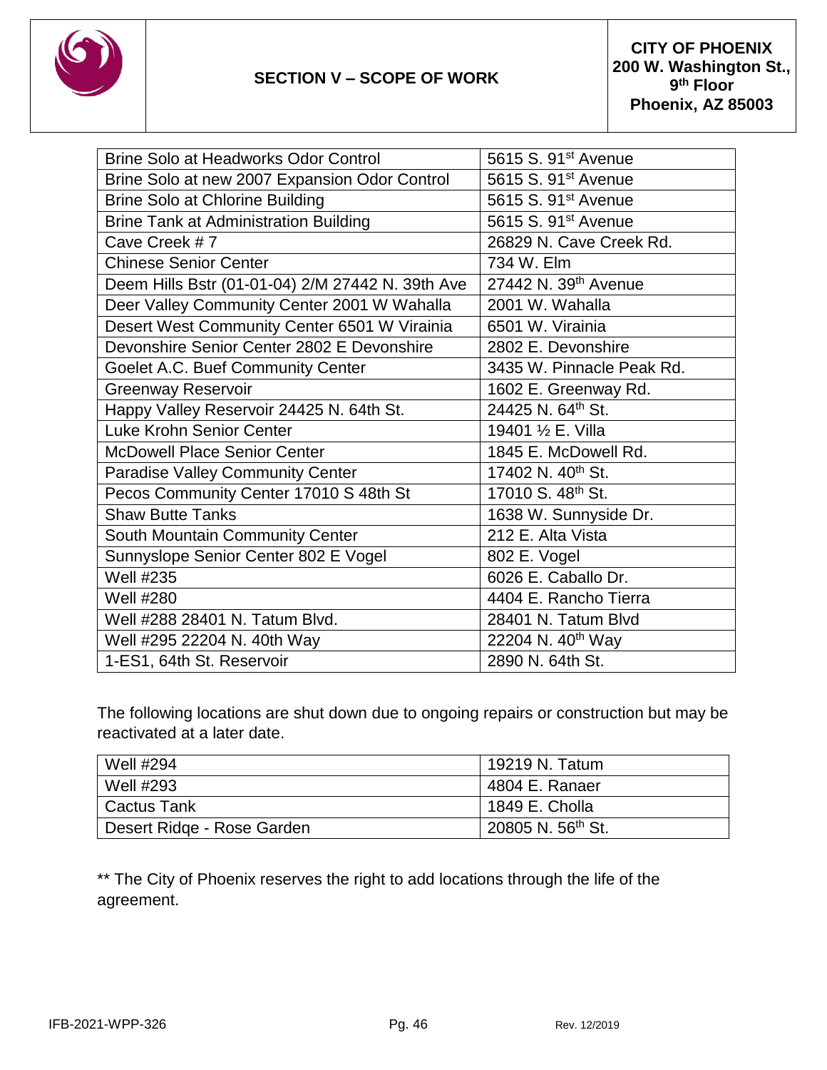| Brine Solo at Headworks Odor Control | 5615 S. 91st Avenue |
|---|---|
| Brine Solo at new 2007 Expansion Odor Control | 5615 S. 91st Avenue |
| Brine Solo at Chlorine Building | 5615 S. 91st Avenue |
| Brine Tank at Administration Building | 5615 S. 91st Avenue |
| Cave Creek # 7 | 26829 N. Cave Creek Rd. |
| Chinese Senior Center | 734 W. Elm |
| Deem Hills Bstr (01-01-04) 2/M 27442 N. 39th Ave | 27442 N. 39th Avenue |
| Deer Valley Community Center 2001 W Wahalla | 2001 W. Wahalla |
| Desert West Community Center 6501 W Virainia | 6501 W. Virainia |
| Devonshire Senior Center 2802 E Devonshire | 2802 E. Devonshire |
| Goelet A.C. Buef Community Center | 3435 W. Pinnacle Peak Rd. |
| Greenway Reservoir | 1602 E. Greenway Rd. |
| Happy Valley Reservoir 24425 N. 64th St. | 24425 N. 64th St. |
| Luke Krohn Senior Center | 19401 ½ E. Villa |
| McDowell Place Senior Center | 1845 E. McDowell Rd. |
| Paradise Valley Community Center | 17402 N. 40th St. |
| Pecos Community Center 17010 S 48th St | 17010 S. 48th St. |
| Shaw Butte Tanks | 1638 W. Sunnyside Dr. |
| South Mountain Community Center | 212 E. Alta Vista |
| Sunnyslope Senior Center 802 E Vogel | 802 E. Vogel |
| Well #235 | 6026 E. Caballo Dr. |
| Well #280 | 4404 E. Rancho Tierra |
| Well #288 28401 N. Tatum Blvd. | 28401 N. Tatum Blvd |
| Well #295 22204 N. 40th Way | 22204 N. 40th Way |
| 1-ES1, 64th St. Reservoir | 2890 N. 64th St. |

The following locations are shut down due to ongoing repairs or construction but may be reactivated at a later date.

| Well #294 | 19219 N. Tatum |
|---|---|
| Well #293 | 4804 E. Ranaer |
| Cactus Tank | 1849 E. Cholla |
| Desert Ridqe - Rose Garden | 20805 N. 56th St. |

** The City of Phoenix reserves the right to add locations through the life of the agreement.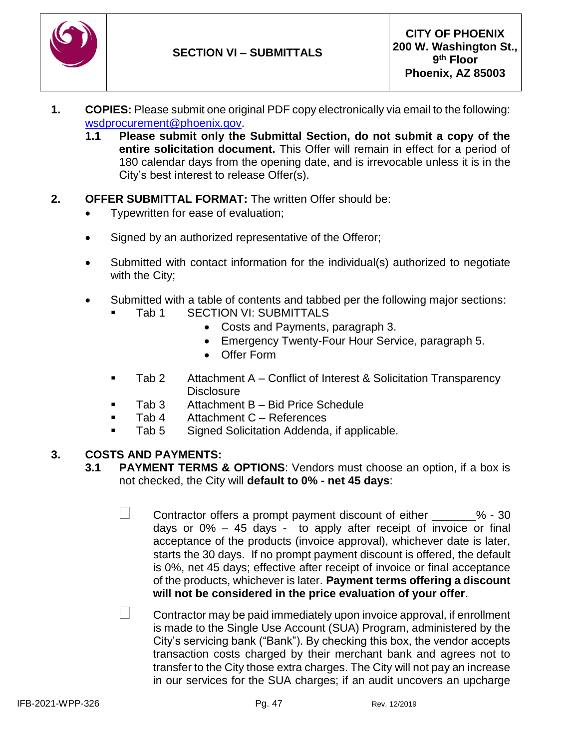# SECTION VI – SUBMITTALS

**CITY OF PHOENIX**
**200 W. Washington St., 9th Floor**
**Phoenix, AZ 85003**

1. **COPIES:** Please submit one original PDF copy electronically via email to the following: wsdprocurement@phoenix.gov.
   - **1.1 Please submit only the Submittal Section, do not submit a copy of the entire solicitation document.** This Offer will remain in effect for a period of 180 calendar days from the opening date, and is irrevocable unless it is in the City's best interest to release Offer(s).

2. **OFFER SUBMITTAL FORMAT:** The written Offer should be:
   - Typewritten for ease of evaluation;
   - Signed by an authorized representative of the Offeror;
   - Submitted with contact information for the individual(s) authorized to negotiate with the City;
   - Submitted with a table of contents and tabbed per the following major sections:
     - Tab 1 SECTION VI: SUBMITTALS
       - Costs and Payments, paragraph 3.
       - Emergency Twenty-Four Hour Service, paragraph 5.
       - Offer Form
     - Tab 2 Attachment A – Conflict of Interest & Solicitation Transparency Disclosure
     - Tab 3 Attachment B – Bid Price Schedule
     - Tab 4 Attachment C – References
     - Tab 5 Signed Solicitation Addenda, if applicable.

3. **COSTS AND PAYMENTS:**
   - **3.1 PAYMENT TERMS & OPTIONS**: Vendors must choose an option, if a box is not checked, the City will **default to 0% - net 45 days**:

     ☐ Contractor offers a prompt payment discount of either _______% - 30 days or 0% – 45 days - to apply after receipt of invoice or final acceptance of the products (invoice approval), whichever date is later, starts the 30 days. If no prompt payment discount is offered, the default is 0%, net 45 days; effective after receipt of invoice or final acceptance of the products, whichever is later. **Payment terms offering a discount will not be considered in the price evaluation of your offer**.

     ☐ Contractor may be paid immediately upon invoice approval, if enrollment is made to the Single Use Account (SUA) Program, administered by the City's servicing bank ("Bank"). By checking this box, the vendor accepts transaction costs charged by their merchant bank and agrees not to transfer to the City those extra charges. The City will not pay an increase in our services for the SUA charges; if an audit uncovers an upcharge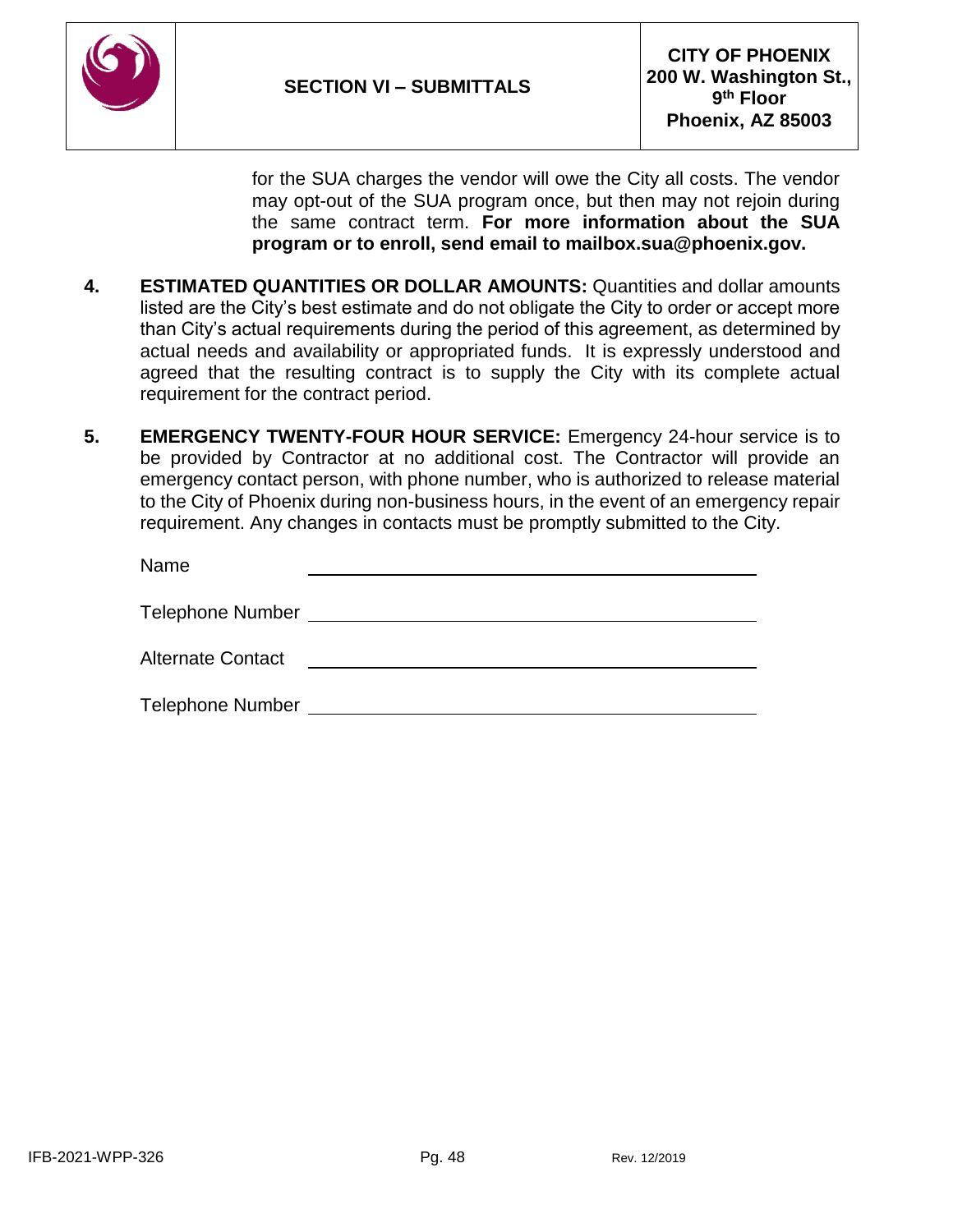for the SUA charges the vendor will owe the City all costs. The vendor may opt-out of the SUA program once, but then may not rejoin during the same contract term. **For more information about the SUA program or to enroll, send email to mailbox.sua@phoenix.gov.**

4. **ESTIMATED QUANTITIES OR DOLLAR AMOUNTS:** Quantities and dollar amounts listed are the City's best estimate and do not obligate the City to order or accept more than City's actual requirements during the period of this agreement, as determined by actual needs and availability or appropriated funds. It is expressly understood and agreed that the resulting contract is to supply the City with its complete actual requirement for the contract period.

5. **EMERGENCY TWENTY-FOUR HOUR SERVICE:** Emergency 24-hour service is to be provided by Contractor at no additional cost. The Contractor will provide an emergency contact person, with phone number, who is authorized to release material to the City of Phoenix during non-business hours, in the event of an emergency repair requirement. Any changes in contacts must be promptly submitted to the City.

   Name ______________________________

   Telephone Number ______________________________

   Alternate Contact ______________________________

   Telephone Number ______________________________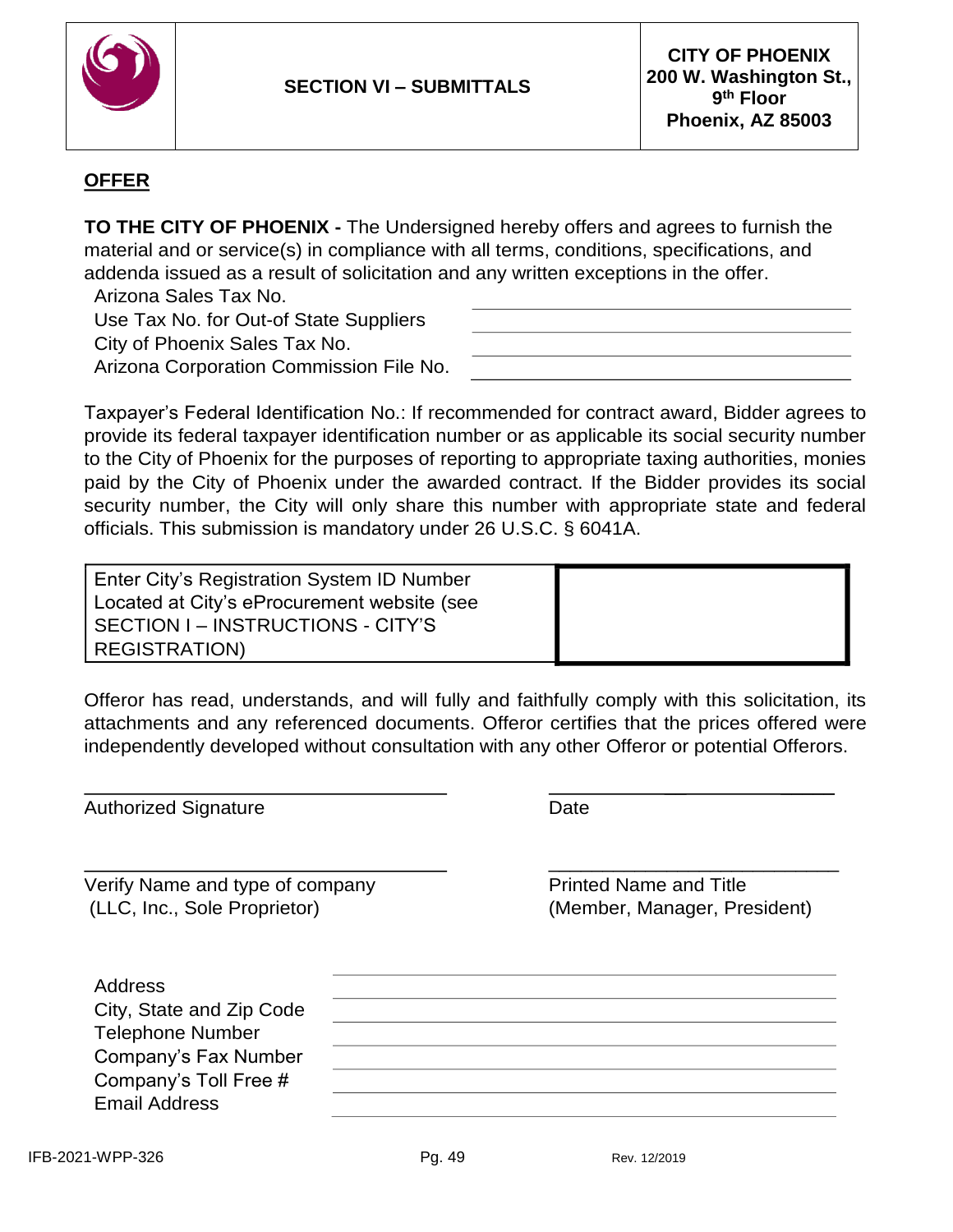| | SECTION VI – SUBMITTALS | CITY OF PHOENIX<br>200 W. Washington St., 9th Floor<br>Phoenix, AZ 85003 |
|---|---|---|

## OFFER

**TO THE CITY OF PHOENIX -** The Undersigned hereby offers and agrees to furnish the material and or service(s) in compliance with all terms, conditions, specifications, and addenda issued as a result of solicitation and any written exceptions in the offer.

| | |
|---|---|
| Arizona Sales Tax No. | |
| Use Tax No. for Out-of State Suppliers | |
| City of Phoenix Sales Tax No. | |
| Arizona Corporation Commission File No. | |

Taxpayer's Federal Identification No.: If recommended for contract award, Bidder agrees to provide its federal taxpayer identification number or as applicable its social security number to the City of Phoenix for the purposes of reporting to appropriate taxing authorities, monies paid by the City of Phoenix under the awarded contract. If the Bidder provides its social security number, the City will only share this number with appropriate state and federal officials. This submission is mandatory under 26 U.S.C. § 6041A.

| | |
|---|---|
| Enter City's Registration System ID Number Located at City's eProcurement website (see SECTION I – INSTRUCTIONS - CITY'S REGISTRATION) | |

Offeror has read, understands, and will fully and faithfully comply with this solicitation, its attachments and any referenced documents. Offeror certifies that the prices offered were independently developed without consultation with any other Offeror or potential Offerors.

| | |
|---|---|
| \_\_\_\_\_\_\_\_\_\_\_\_\_\_\_\_\_\_\_\_\_\_\_\_\_\_\_\_\_\_ | \_\_\_\_\_\_\_\_\_\_\_\_\_\_\_\_\_\_\_\_\_\_\_\_ |
| Authorized Signature | Date |
| \_\_\_\_\_\_\_\_\_\_\_\_\_\_\_\_\_\_\_\_\_\_\_\_\_\_\_\_\_\_ | \_\_\_\_\_\_\_\_\_\_\_\_\_\_\_\_\_\_\_\_\_\_\_\_ |
| Verify Name and type of company (LLC, Inc., Sole Proprietor) | Printed Name and Title (Member, Manager, President) |

| | |
|---|---|
| Address | |
| City, State and Zip Code | |
| Telephone Number | |
| Company's Fax Number | |
| Company's Toll Free # | |
| Email Address | |

IFB-2021-WPP-326 | Rev. 12/2019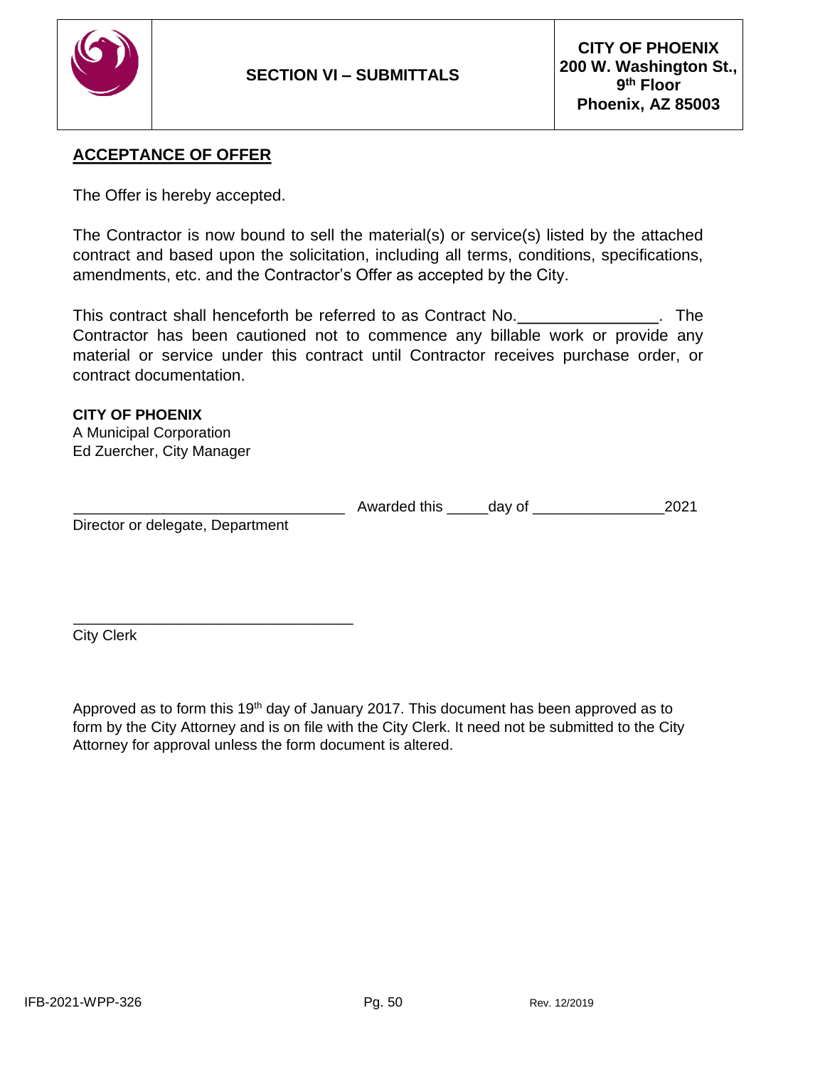**SECTION VI – SUBMITTALS**

**CITY OF PHOENIX**
**200 W. Washington St., 9th Floor**
**Phoenix, AZ 85003**

## ACCEPTANCE OF OFFER

The Offer is hereby accepted.

The Contractor is now bound to sell the material(s) or service(s) listed by the attached contract and based upon the solicitation, including all terms, conditions, specifications, amendments, etc. and the Contractor's Offer as accepted by the City.

This contract shall henceforth be referred to as Contract No.________________. The Contractor has been cautioned not to commence any billable work or provide any material or service under this contract until Contractor receives purchase order, or contract documentation.

**CITY OF PHOENIX**
A Municipal Corporation
Ed Zuercher, City Manager

_________________________________ Awarded this _____day of ________________2021
Director or delegate, Department

_________________________________
City Clerk

Approved as to form this 19th day of January 2017. This document has been approved as to form by the City Attorney and is on file with the City Clerk. It need not be submitted to the City Attorney for approval unless the form document is altered.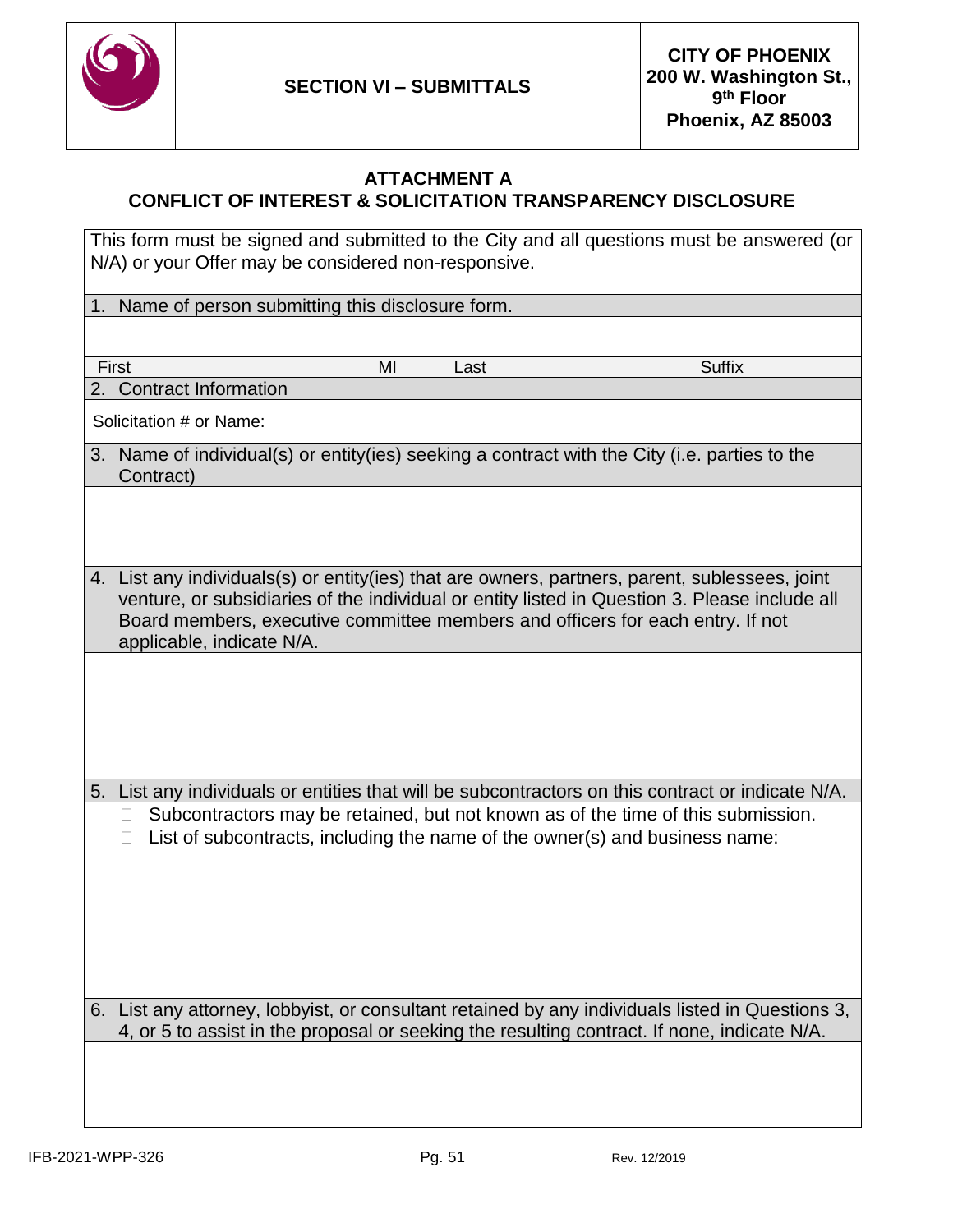| | SECTION VI – SUBMITTALS | CITY OF PHOENIX<br>200 W. Washington St., 9th Floor<br>Phoenix, AZ 85003 |
|---|---|---|

## ATTACHMENT A
## CONFLICT OF INTEREST & SOLICITATION TRANSPARENCY DISCLOSURE

This form must be signed and submitted to the City and all questions must be answered (or N/A) or your Offer may be considered non-responsive.

1. Name of person submitting this disclosure form.

| First | MI | Last | Suffix |
|---|---|---|---|
| | | | |

2. Contract Information

Solicitation # or Name:

3. Name of individual(s) or entity(ies) seeking a contract with the City (i.e. parties to the Contract)

4. List any individuals(s) or entity(ies) that are owners, partners, parent, sublessees, joint venture, or subsidiaries of the individual or entity listed in Question 3. Please include all Board members, executive committee members and officers for each entry. If not applicable, indicate N/A.

5. List any individuals or entities that will be subcontractors on this contract or indicate N/A.

- ☐ Subcontractors may be retained, but not known as of the time of this submission.
- ☐ List of subcontracts, including the name of the owner(s) and business name:

6. List any attorney, lobbyist, or consultant retained by any individuals listed in Questions 3, 4, or 5 to assist in the proposal or seeking the resulting contract. If none, indicate N/A.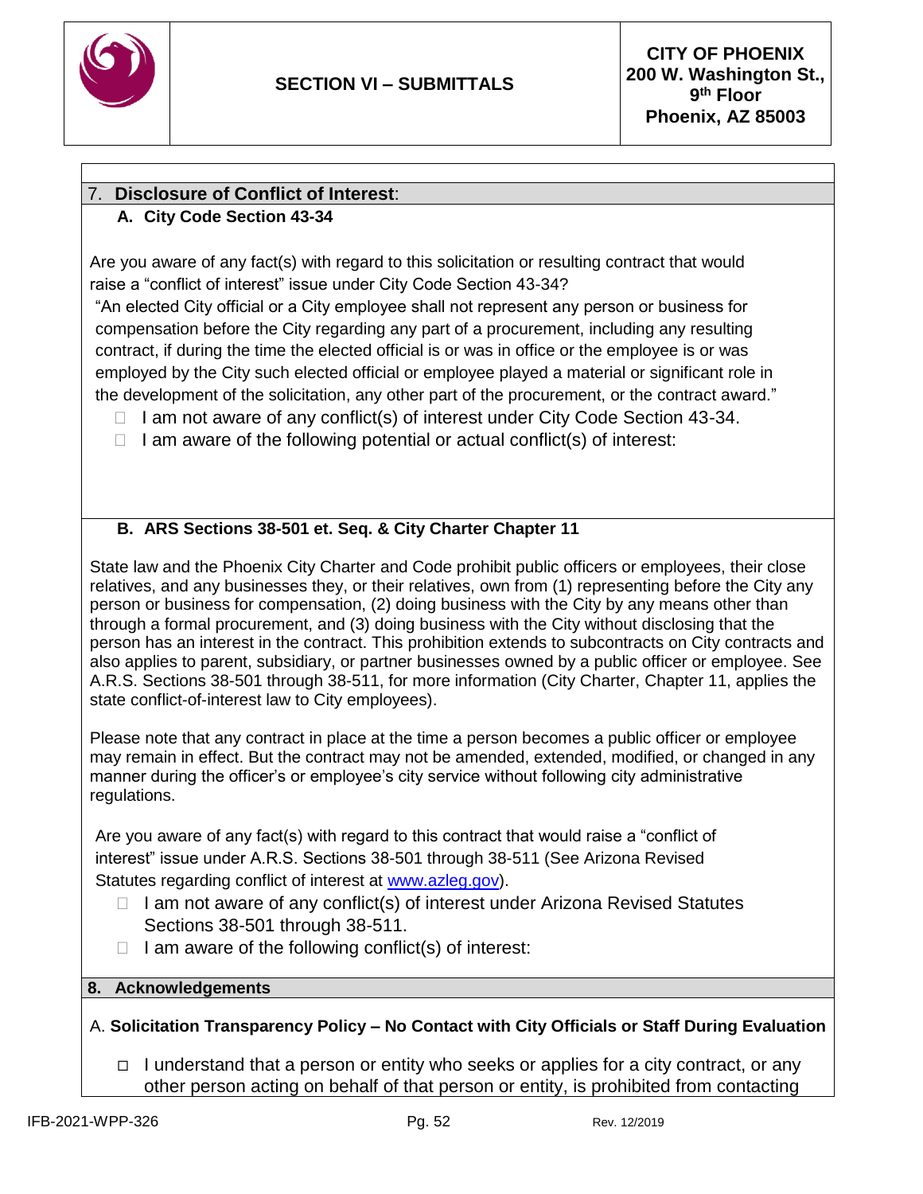## 7. Disclosure of Conflict of Interest:

### A. City Code Section 43-34

Are you aware of any fact(s) with regard to this solicitation or resulting contract that would raise a "conflict of interest" issue under City Code Section 43-34?

"An elected City official or a City employee shall not represent any person or business for compensation before the City regarding any part of a procurement, including any resulting contract, if during the time the elected official is or was in office or the employee is or was employed by the City such elected official or employee played a material or significant role in the development of the solicitation, any other part of the procurement, or the contract award."

- ☐ I am not aware of any conflict(s) of interest under City Code Section 43-34.
- ☐ I am aware of the following potential or actual conflict(s) of interest:

### B. ARS Sections 38-501 et. Seq. & City Charter Chapter 11

State law and the Phoenix City Charter and Code prohibit public officers or employees, their close relatives, and any businesses they, or their relatives, own from (1) representing before the City any person or business for compensation, (2) doing business with the City by any means other than through a formal procurement, and (3) doing business with the City without disclosing that the person has an interest in the contract. This prohibition extends to subcontracts on City contracts and also applies to parent, subsidiary, or partner businesses owned by a public officer or employee. See A.R.S. Sections 38-501 through 38-511, for more information (City Charter, Chapter 11, applies the state conflict-of-interest law to City employees).

Please note that any contract in place at the time a person becomes a public officer or employee may remain in effect. But the contract may not be amended, extended, modified, or changed in any manner during the officer's or employee's city service without following city administrative regulations.

Are you aware of any fact(s) with regard to this contract that would raise a "conflict of interest" issue under A.R.S. Sections 38-501 through 38-511 (See Arizona Revised Statutes regarding conflict of interest at www.azleg.gov).

- ☐ I am not aware of any conflict(s) of interest under Arizona Revised Statutes Sections 38-501 through 38-511.
- ☐ I am aware of the following conflict(s) of interest:

## 8. Acknowledgements

A. **Solicitation Transparency Policy – No Contact with City Officials or Staff During Evaluation**

- ☐ I understand that a person or entity who seeks or applies for a city contract, or any other person acting on behalf of that person or entity, is prohibited from contacting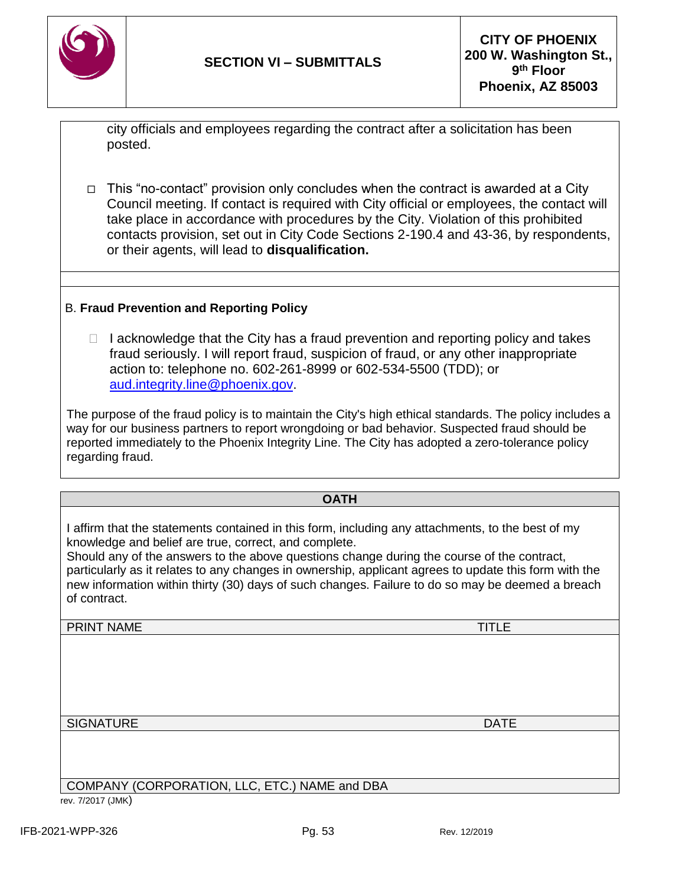city officials and employees regarding the contract after a solicitation has been posted.

- ☐ This “no-contact” provision only concludes when the contract is awarded at a City Council meeting. If contact is required with City official or employees, the contact will take place in accordance with procedures by the City. Violation of this prohibited contacts provision, set out in City Code Sections 2-190.4 and 43-36, by respondents, or their agents, will lead to **disqualification.**

B. **Fraud Prevention and Reporting Policy**

- ☐ I acknowledge that the City has a fraud prevention and reporting policy and takes fraud seriously. I will report fraud, suspicion of fraud, or any other inappropriate action to: telephone no. 602-261-8999 or 602-534-5500 (TDD); or aud.integrity.line@phoenix.gov.

The purpose of the fraud policy is to maintain the City's high ethical standards. The policy includes a way for our business partners to report wrongdoing or bad behavior. Suspected fraud should be reported immediately to the Phoenix Integrity Line. The City has adopted a zero-tolerance policy regarding fraud.

**OATH**

I affirm that the statements contained in this form, including any attachments, to the best of my knowledge and belief are true, correct, and complete.
Should any of the answers to the above questions change during the course of the contract, particularly as it relates to any changes in ownership, applicant agrees to update this form with the new information within thirty (30) days of such changes. Failure to do so may be deemed a breach of contract.

| PRINT NAME | TITLE |
|---|---|
| | |
| SIGNATURE | DATE |
| | |
| COMPANY (CORPORATION, LLC, ETC.) NAME and DBA | |

rev. 7/2017 (JMK)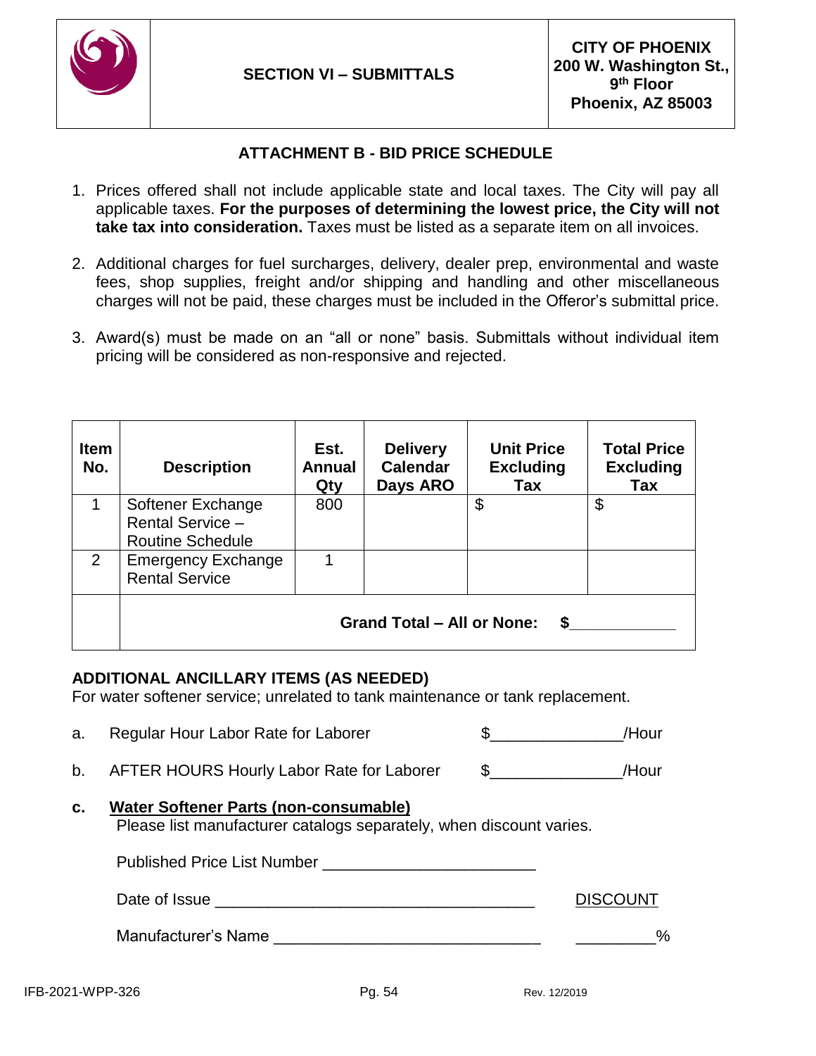SECTION VI – SUBMITTALS

**CITY OF PHOENIX**
**200 W. Washington St., 9th Floor**
**Phoenix, AZ 85003**

## ATTACHMENT B - BID PRICE SCHEDULE

1. Prices offered shall not include applicable state and local taxes. The City will pay all applicable taxes. **For the purposes of determining the lowest price, the City will not take tax into consideration.** Taxes must be listed as a separate item on all invoices.

2. Additional charges for fuel surcharges, delivery, dealer prep, environmental and waste fees, shop supplies, freight and/or shipping and handling and other miscellaneous charges will not be paid, these charges must be included in the Offeror's submittal price.

3. Award(s) must be made on an "all or none" basis. Submittals without individual item pricing will be considered as non-responsive and rejected.

| Item No. | Description | Est. Annual Qty | Delivery Calendar Days ARO | Unit Price Excluding Tax | Total Price Excluding Tax |
|---|---|---|---|---|---|
| 1 | Softener Exchange Rental Service – Routine Schedule | 800 | | $ | $ |
| 2 | Emergency Exchange Rental Service | 1 | | | |
| | **Grand Total – All or None: $\_\_\_\_\_\_\_\_\_\_\_\_** | | | | |

**ADDITIONAL ANCILLARY ITEMS (AS NEEDED)**
For water softener service; unrelated to tank maintenance or tank replacement.

a. Regular Hour Labor Rate for Laborer $\_\_\_\_\_\_\_\_\_\_\_\_\_\_\_/Hour

b. AFTER HOURS Hourly Labor Rate for Laborer $\_\_\_\_\_\_\_\_\_\_\_\_\_\_\_/Hour

c. **Water Softener Parts (non-consumable)**
Please list manufacturer catalogs separately, when discount varies.

Published Price List Number \_\_\_\_\_\_\_\_\_\_\_\_\_\_\_\_\_\_\_\_\_\_\_\_

Date of Issue \_\_\_\_\_\_\_\_\_\_\_\_\_\_\_\_\_\_\_\_\_\_\_\_\_\_\_\_\_\_\_\_\_\_\_\_\_ DISCOUNT

Manufacturer's Name \_\_\_\_\_\_\_\_\_\_\_\_\_\_\_\_\_\_\_\_\_\_\_\_\_\_\_\_\_\_ \_\_\_\_\_\_\_\_\_%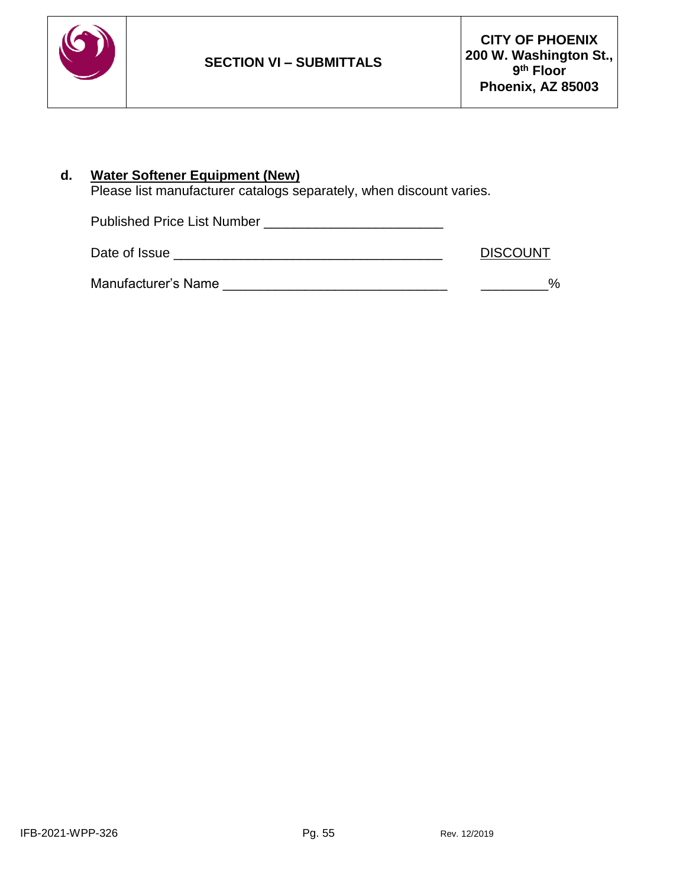**d. Water Softener Equipment (New)**

Please list manufacturer catalogs separately, when discount varies.

Published Price List Number ________________________

Date of Issue ____________________________________ DISCOUNT

Manufacturer's Name ______________________________ _________%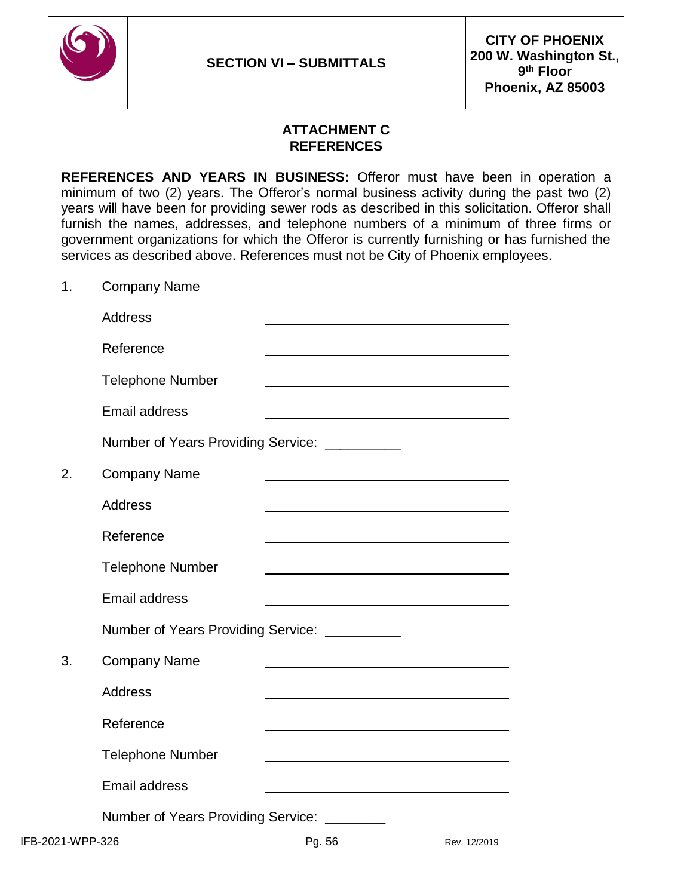**SECTION VI – SUBMITTALS**

**CITY OF PHOENIX**
**200 W. Washington St., 9th Floor**
**Phoenix, AZ 85003**

## ATTACHMENT C
## REFERENCES

**REFERENCES AND YEARS IN BUSINESS:** Offeror must have been in operation a minimum of two (2) years. The Offeror's normal business activity during the past two (2) years will have been for providing sewer rods as described in this solicitation. Offeror shall furnish the names, addresses, and telephone numbers of a minimum of three firms or government organizations for which the Offeror is currently furnishing or has furnished the services as described above. References must not be City of Phoenix employees.

1. Company Name ______________________________

   Address ______________________________

   Reference ______________________________

   Telephone Number ______________________________

   Email address ______________________________

   Number of Years Providing Service: __________

2. Company Name ______________________________

   Address ______________________________

   Reference ______________________________

   Telephone Number ______________________________

   Email address ______________________________

   Number of Years Providing Service: __________

3. Company Name ______________________________

   Address ______________________________

   Reference ______________________________

   Telephone Number ______________________________

   Email address ______________________________

   Number of Years Providing Service: ________

IFB-2021-WPP-326 Rev. 12/2019